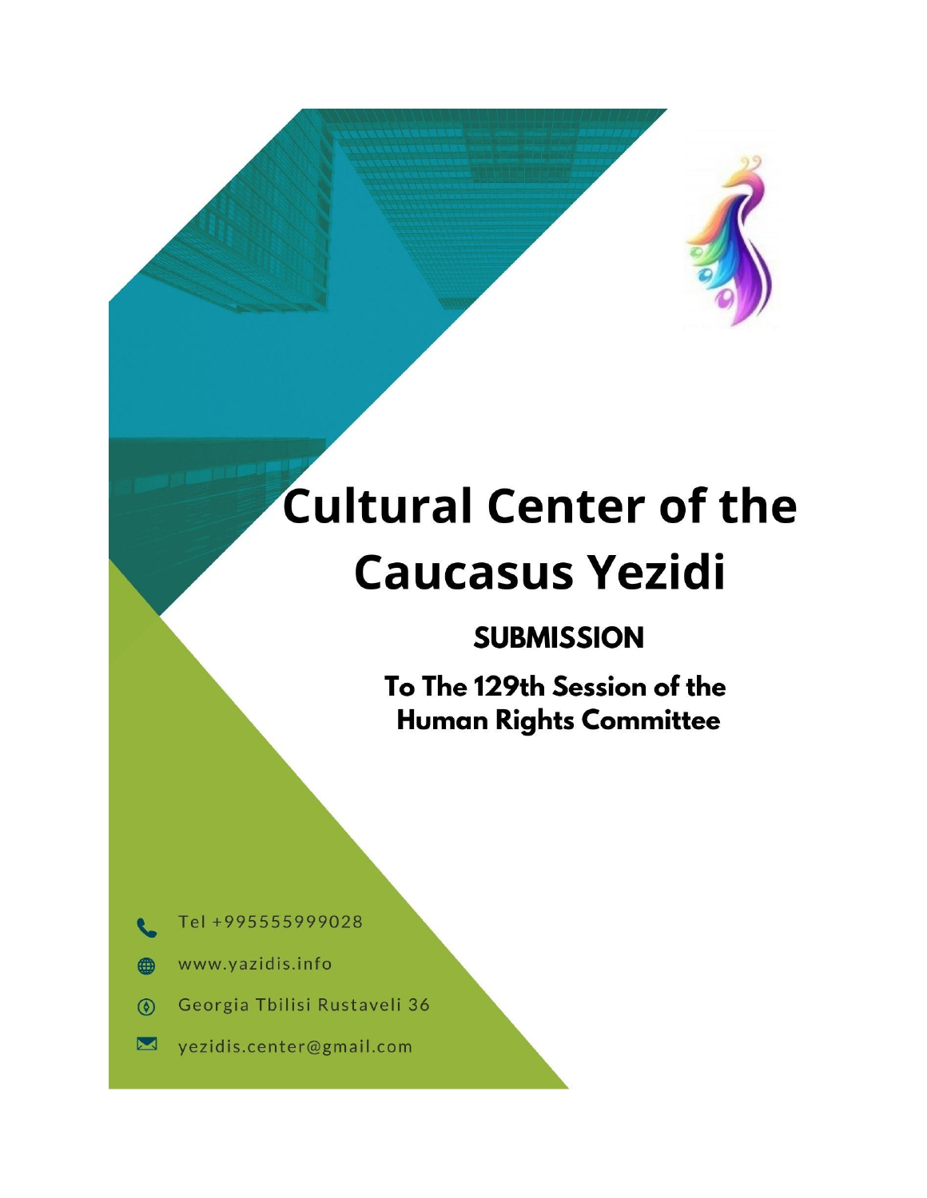# Cultural Center of the Caucasus Yezidi

## SUBMISSION

### To The 129th Session of the Human Rights Committee

Tel +995555999028

www.yazidis.info

Georgia Tbilisi Rustaveli 36

yezidis.center@gmail.com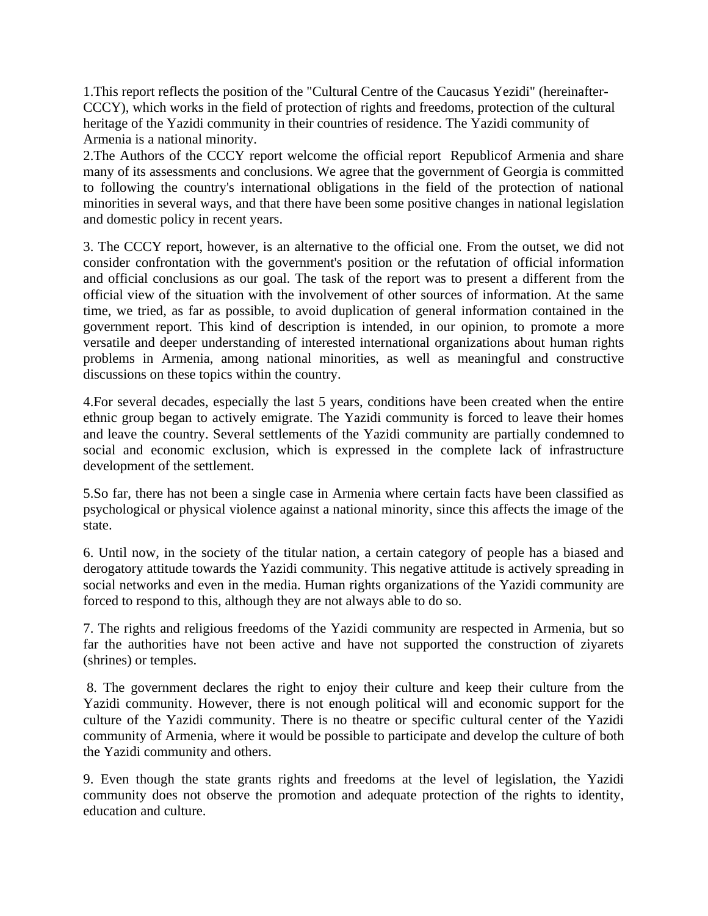1.This report reflects the position of the "Cultural Centre of the Caucasus Yezidi" (hereinafter-CCCY), which works in the field of protection of rights and freedoms, protection of the cultural heritage of the Yazidi community in their countries of residence. The Yazidi community of Armenia is a national minority.

2.The Authors of the CCCY report welcome the official report Republicof Armenia and share many of its assessments and conclusions. We agree that the government of Georgia is committed to following the country's international obligations in the field of the protection of national minorities in several ways, and that there have been some positive changes in national legislation and domestic policy in recent years.

3. The CCCY report, however, is an alternative to the official one. From the outset, we did not consider confrontation with the government's position or the refutation of official information and official conclusions as our goal. The task of the report was to present a different from the official view of the situation with the involvement of other sources of information. At the same time, we tried, as far as possible, to avoid duplication of general information contained in the government report. This kind of description is intended, in our opinion, to promote a more versatile and deeper understanding of interested international organizations about human rights problems in Armenia, among national minorities, as well as meaningful and constructive discussions on these topics within the country.

4.For several decades, especially the last 5 years, conditions have been created when the entire ethnic group began to actively emigrate. The Yazidi community is forced to leave their homes and leave the country. Several settlements of the Yazidi community are partially condemned to social and economic exclusion, which is expressed in the complete lack of infrastructure development of the settlement.

5.So far, there has not been a single case in Armenia where certain facts have been classified as psychological or physical violence against a national minority, since this affects the image of the state.

6. Until now, in the society of the titular nation, a certain category of people has a biased and derogatory attitude towards the Yazidi community. This negative attitude is actively spreading in social networks and even in the media. Human rights organizations of the Yazidi community are forced to respond to this, although they are not always able to do so.

7. The rights and religious freedoms of the Yazidi community are respected in Armenia, but so far the authorities have not been active and have not supported the construction of ziyarets (shrines) or temples.

8. The government declares the right to enjoy their culture and keep their culture from the Yazidi community. However, there is not enough political will and economic support for the culture of the Yazidi community. There is no theatre or specific cultural center of the Yazidi community of Armenia, where it would be possible to participate and develop the culture of both the Yazidi community and others.

9. Even though the state grants rights and freedoms at the level of legislation, the Yazidi community does not observe the promotion and adequate protection of the rights to identity, education and culture.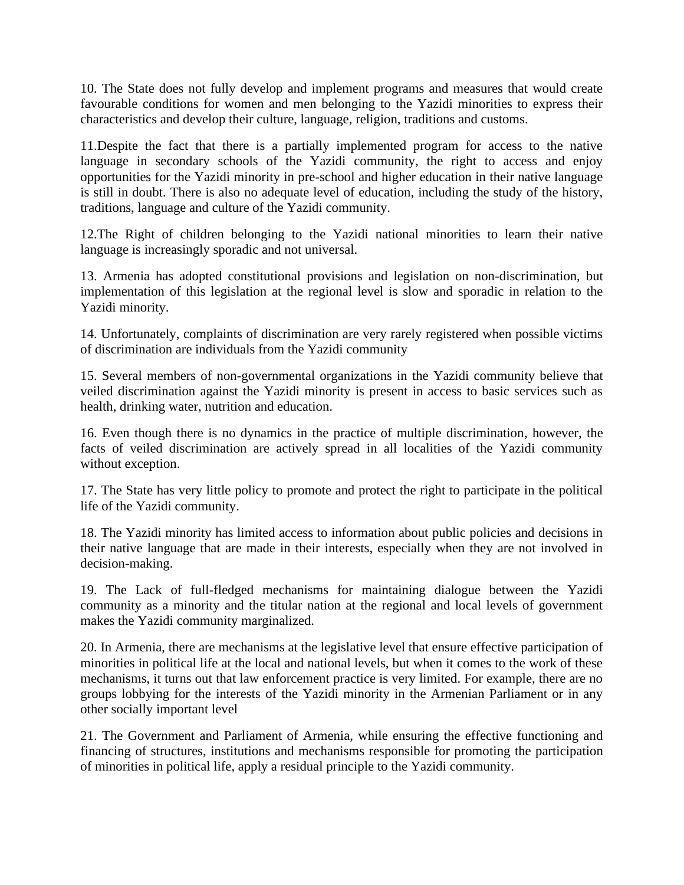10. The State does not fully develop and implement programs and measures that would create favourable conditions for women and men belonging to the Yazidi minorities to express their characteristics and develop their culture, language, religion, traditions and customs.

11.Despite the fact that there is a partially implemented program for access to the native language in secondary schools of the Yazidi community, the right to access and enjoy opportunities for the Yazidi minority in pre-school and higher education in their native language is still in doubt. There is also no adequate level of education, including the study of the history, traditions, language and culture of the Yazidi community.

12.The Right of children belonging to the Yazidi national minorities to learn their native language is increasingly sporadic and not universal.

13. Armenia has adopted constitutional provisions and legislation on non-discrimination, but implementation of this legislation at the regional level is slow and sporadic in relation to the Yazidi minority.

14. Unfortunately, complaints of discrimination are very rarely registered when possible victims of discrimination are individuals from the Yazidi community

15. Several members of non-governmental organizations in the Yazidi community believe that veiled discrimination against the Yazidi minority is present in access to basic services such as health, drinking water, nutrition and education.

16. Even though there is no dynamics in the practice of multiple discrimination, however, the facts of veiled discrimination are actively spread in all localities of the Yazidi community without exception.

17. The State has very little policy to promote and protect the right to participate in the political life of the Yazidi community.

18. The Yazidi minority has limited access to information about public policies and decisions in their native language that are made in their interests, especially when they are not involved in decision-making.

19. The Lack of full-fledged mechanisms for maintaining dialogue between the Yazidi community as a minority and the titular nation at the regional and local levels of government makes the Yazidi community marginalized.

20. In Armenia, there are mechanisms at the legislative level that ensure effective participation of minorities in political life at the local and national levels, but when it comes to the work of these mechanisms, it turns out that law enforcement practice is very limited. For example, there are no groups lobbying for the interests of the Yazidi minority in the Armenian Parliament or in any other socially important level

21. The Government and Parliament of Armenia, while ensuring the effective functioning and financing of structures, institutions and mechanisms responsible for promoting the participation of minorities in political life, apply a residual principle to the Yazidi community.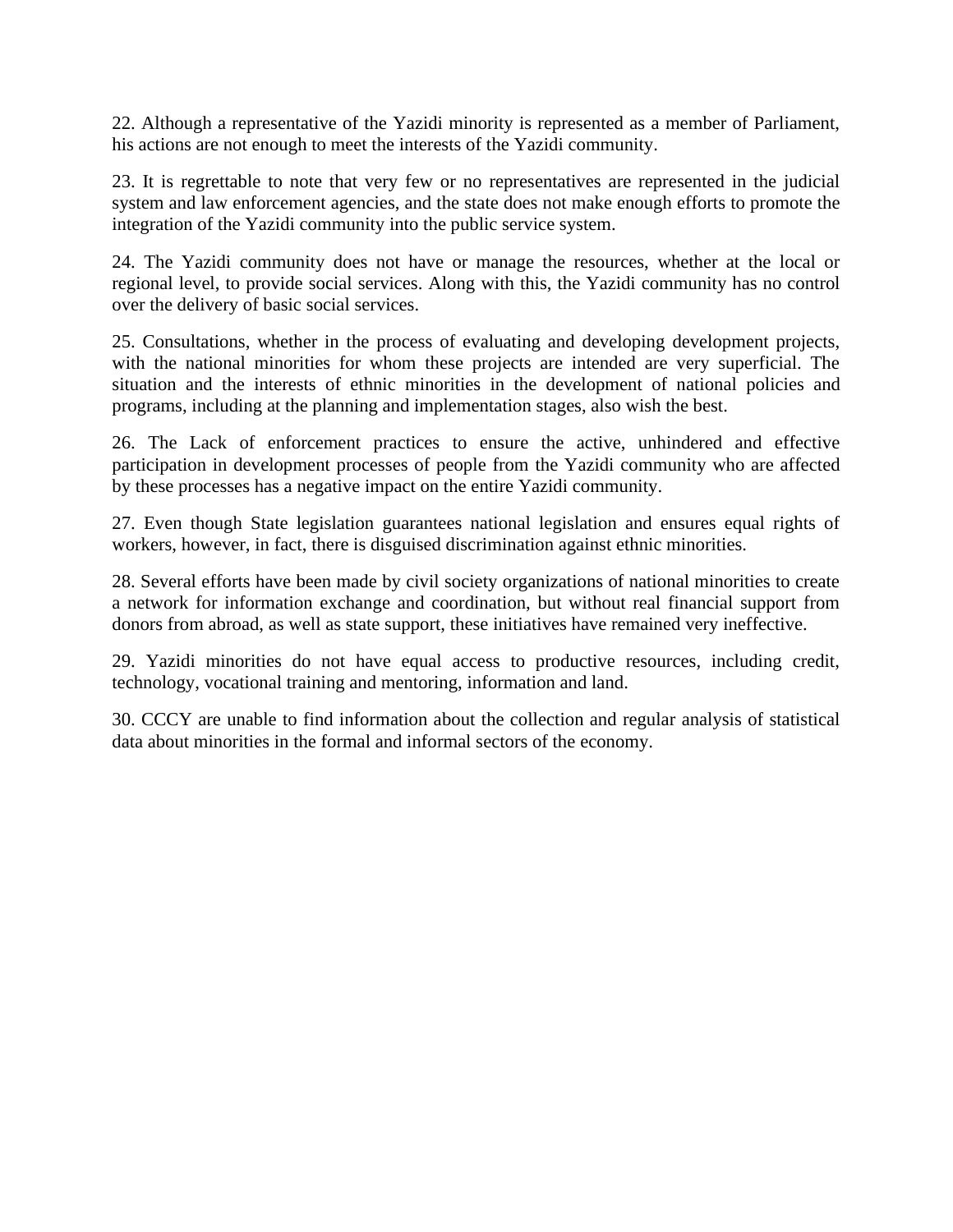22. Although a representative of the Yazidi minority is represented as a member of Parliament, his actions are not enough to meet the interests of the Yazidi community.

23. It is regrettable to note that very few or no representatives are represented in the judicial system and law enforcement agencies, and the state does not make enough efforts to promote the integration of the Yazidi community into the public service system.

24. The Yazidi community does not have or manage the resources, whether at the local or regional level, to provide social services. Along with this, the Yazidi community has no control over the delivery of basic social services.

25. Consultations, whether in the process of evaluating and developing development projects, with the national minorities for whom these projects are intended are very superficial. The situation and the interests of ethnic minorities in the development of national policies and programs, including at the planning and implementation stages, also wish the best.

26. The Lack of enforcement practices to ensure the active, unhindered and effective participation in development processes of people from the Yazidi community who are affected by these processes has a negative impact on the entire Yazidi community.

27. Even though State legislation guarantees national legislation and ensures equal rights of workers, however, in fact, there is disguised discrimination against ethnic minorities.

28. Several efforts have been made by civil society organizations of national minorities to create a network for information exchange and coordination, but without real financial support from donors from abroad, as well as state support, these initiatives have remained very ineffective.

29. Yazidi minorities do not have equal access to productive resources, including credit, technology, vocational training and mentoring, information and land.

30. CCCY are unable to find information about the collection and regular analysis of statistical data about minorities in the formal and informal sectors of the economy.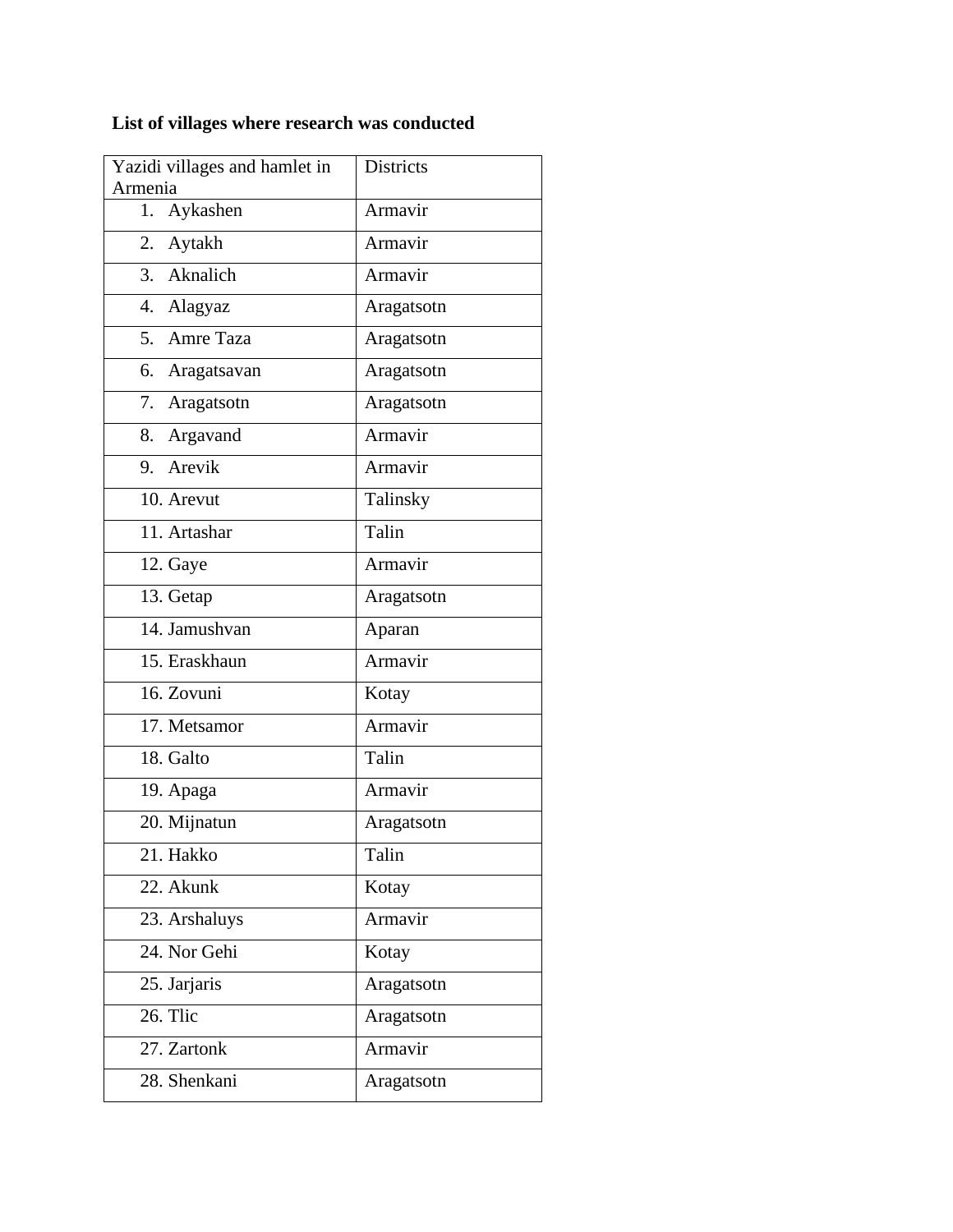**List of villages where research was conducted**

| Yazidi villages and hamlet in Armenia | Districts |
|---|---|
| 1. Aykashen | Armavir |
| 2. Aytakh | Armavir |
| 3. Aknalich | Armavir |
| 4. Alagyaz | Aragatsotn |
| 5. Amre Taza | Aragatsotn |
| 6. Aragatsavan | Aragatsotn |
| 7. Aragatsotn | Aragatsotn |
| 8. Argavand | Armavir |
| 9. Arevik | Armavir |
| 10. Arevut | Talinsky |
| 11. Artashar | Talin |
| 12. Gaye | Armavir |
| 13. Getap | Aragatsotn |
| 14. Jamushvan | Aparan |
| 15. Eraskhaun | Armavir |
| 16. Zovuni | Kotay |
| 17. Metsamor | Armavir |
| 18. Galto | Talin |
| 19. Apaga | Armavir |
| 20. Mijnatun | Aragatsotn |
| 21. Hakko | Talin |
| 22. Akunk | Kotay |
| 23. Arshaluys | Armavir |
| 24. Nor Gehi | Kotay |
| 25. Jarjaris | Aragatsotn |
| 26. Tlic | Aragatsotn |
| 27. Zartonk | Armavir |
| 28. Shenkani | Aragatsotn |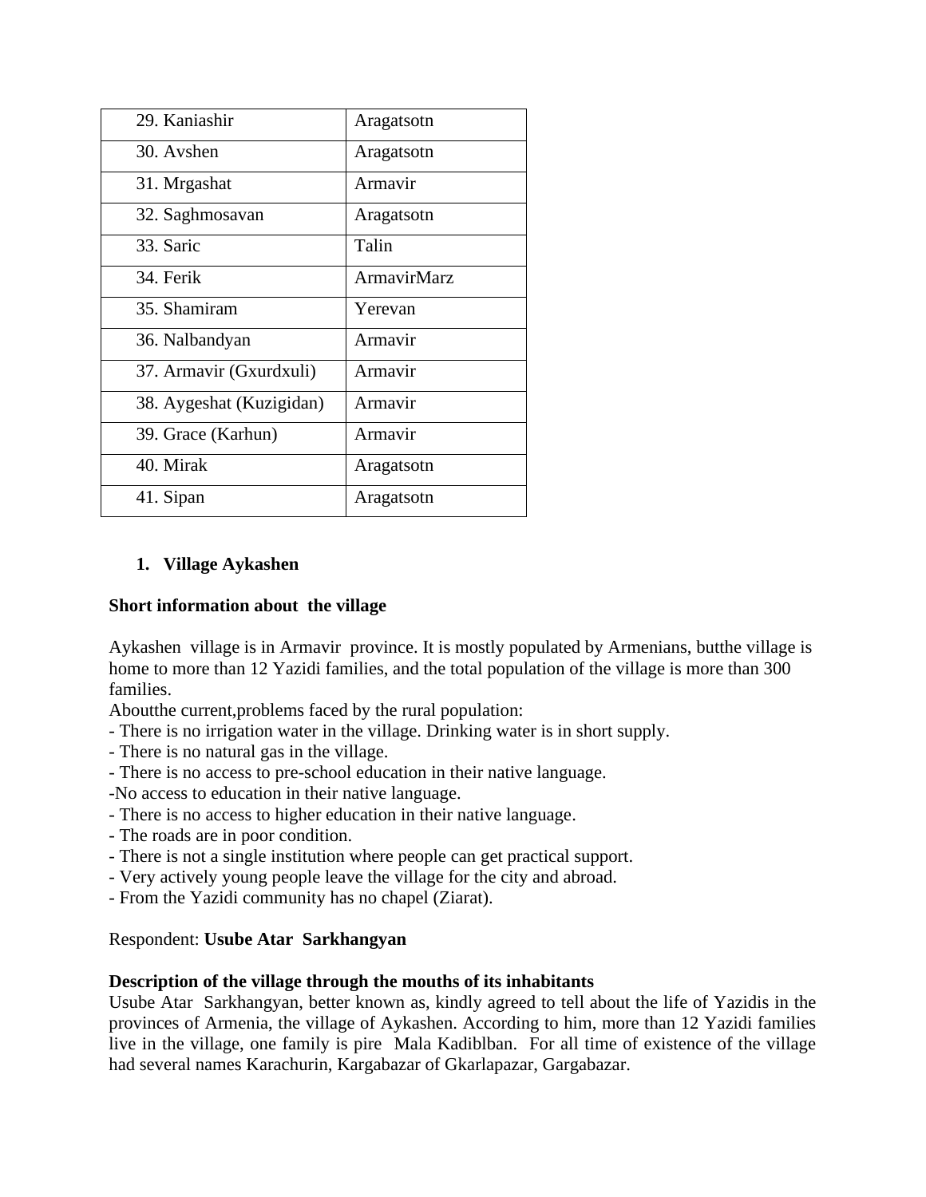| 29. Kaniashir | Aragatsotn |
|---|---|
| 30. Avshen | Aragatsotn |
| 31. Mrgashat | Armavir |
| 32. Saghmosavan | Aragatsotn |
| 33. Saric | Talin |
| 34. Ferik | ArmavirMarz |
| 35. Shamiram | Yerevan |
| 36. Nalbandyan | Armavir |
| 37. Armavir (Gxurdxuli) | Armavir |
| 38. Aygeshat (Kuzigidan) | Armavir |
| 39. Grace (Karhun) | Armavir |
| 40. Mirak | Aragatsotn |
| 41. Sipan | Aragatsotn |

1. **Village Aykashen**

**Short information about the village**

Aykashen village is in Armavir province. It is mostly populated by Armenians, butthe village is home to more than 12 Yazidi families, and the total population of the village is more than 300 families.
Aboutthe current,problems faced by the rural population:
- There is no irrigation water in the village. Drinking water is in short supply.
- There is no natural gas in the village.
- There is no access to pre-school education in their native language.
-No access to education in their native language.
- There is no access to higher education in their native language.
- The roads are in poor condition.
- There is not a single institution where people can get practical support.
- Very actively young people leave the village for the city and abroad.
- From the Yazidi community has no chapel (Ziarat).

Respondent: **Usube Atar Sarkhangyan**

**Description of the village through the mouths of its inhabitants**
Usube Atar Sarkhangyan, better known as, kindly agreed to tell about the life of Yazidis in the provinces of Armenia, the village of Aykashen. According to him, more than 12 Yazidi families live in the village, one family is pire Mala Kadiblban. For all time of existence of the village had several names Karachurin, Kargabazar of Gkarlapazar, Gargabazar.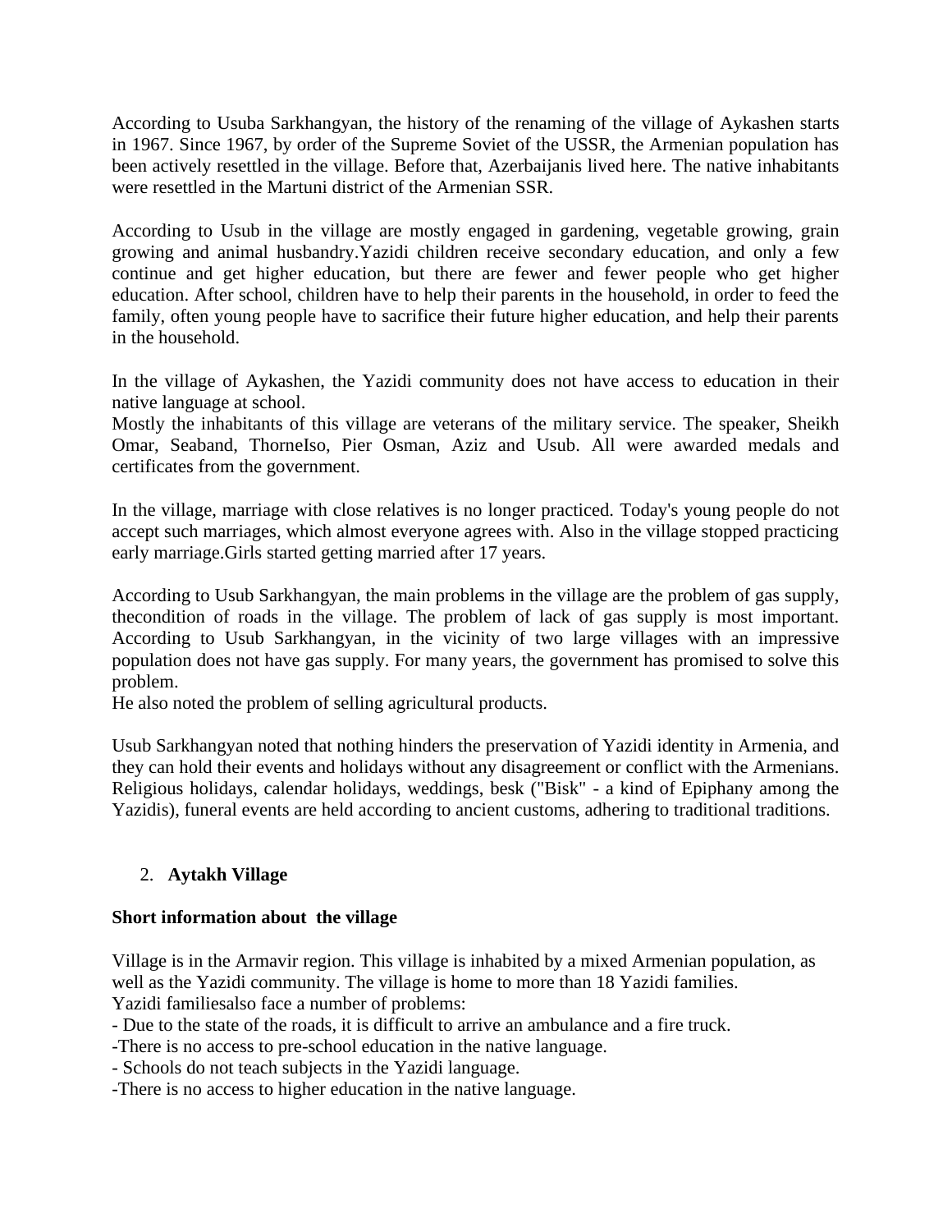According to Usuba Sarkhangyan, the history of the renaming of the village of Aykashen starts in 1967. Since 1967, by order of the Supreme Soviet of the USSR, the Armenian population has been actively resettled in the village. Before that, Azerbaijanis lived here. The native inhabitants were resettled in the Martuni district of the Armenian SSR.

According to Usub in the village are mostly engaged in gardening, vegetable growing, grain growing and animal husbandry.Yazidi children receive secondary education, and only a few continue and get higher education, but there are fewer and fewer people who get higher education. After school, children have to help their parents in the household, in order to feed the family, often young people have to sacrifice their future higher education, and help their parents in the household.

In the village of Aykashen, the Yazidi community does not have access to education in their native language at school.
Mostly the inhabitants of this village are veterans of the military service. The speaker, Sheikh Omar, Seaband, ThorneIso, Pier Osman, Aziz and Usub. All were awarded medals and certificates from the government.

In the village, marriage with close relatives is no longer practiced. Today's young people do not accept such marriages, which almost everyone agrees with. Also in the village stopped practicing early marriage.Girls started getting married after 17 years.

According to Usub Sarkhangyan, the main problems in the village are the problem of gas supply, thecondition of roads in the village. The problem of lack of gas supply is most important. According to Usub Sarkhangyan, in the vicinity of two large villages with an impressive population does not have gas supply. For many years, the government has promised to solve this problem.
He also noted the problem of selling agricultural products.

Usub Sarkhangyan noted that nothing hinders the preservation of Yazidi identity in Armenia, and they can hold their events and holidays without any disagreement or conflict with the Armenians. Religious holidays, calendar holidays, weddings, besk ("Bisk" - a kind of Epiphany among the Yazidis), funeral events are held according to ancient customs, adhering to traditional traditions.

2. **Aytakh Village**

**Short information about the village**

Village is in the Armavir region. This village is inhabited by a mixed Armenian population, as well as the Yazidi community. The village is home to more than 18 Yazidi families.
Yazidi familiesalso face a number of problems:
- Due to the state of the roads, it is difficult to arrive an ambulance and a fire truck.
- There is no access to pre-school education in the native language.
- Schools do not teach subjects in the Yazidi language.
- There is no access to higher education in the native language.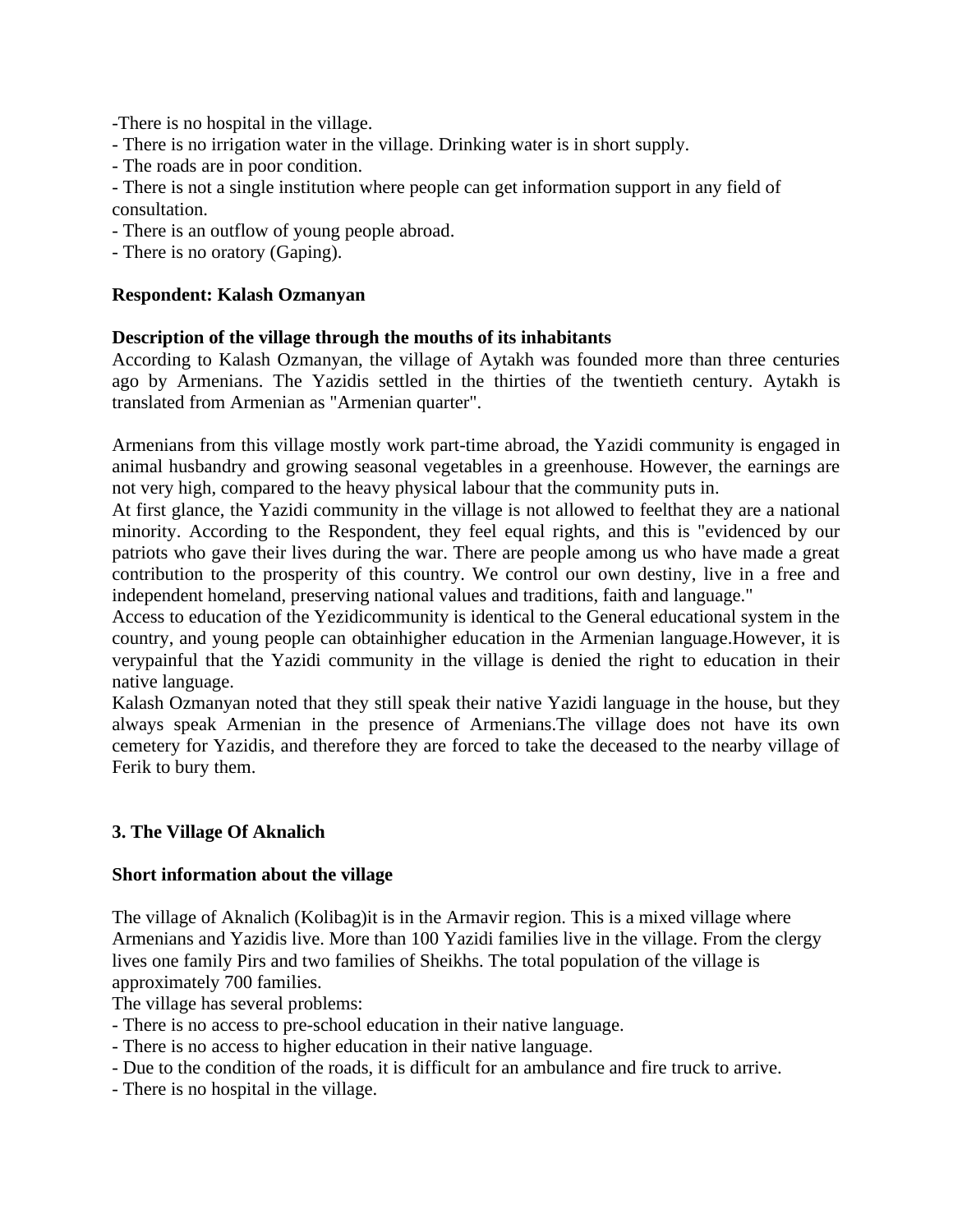-There is no hospital in the village.
- There is no irrigation water in the village. Drinking water is in short supply.
- The roads are in poor condition.
- There is not a single institution where people can get information support in any field of consultation.
- There is an outflow of young people abroad.
- There is no oratory (Gaping).

**Respondent: Kalash Ozmanyan**

**Description of the village through the mouths of its inhabitants**

According to Kalash Ozmanyan, the village of Aytakh was founded more than three centuries ago by Armenians. The Yazidis settled in the thirties of the twentieth century. Aytakh is translated from Armenian as "Armenian quarter".

Armenians from this village mostly work part-time abroad, the Yazidi community is engaged in animal husbandry and growing seasonal vegetables in a greenhouse. However, the earnings are not very high, compared to the heavy physical labour that the community puts in.
At first glance, the Yazidi community in the village is not allowed to feelthat they are a national minority. According to the Respondent, they feel equal rights, and this is "evidenced by our patriots who gave their lives during the war. There are people among us who have made a great contribution to the prosperity of this country. We control our own destiny, live in a free and independent homeland, preserving national values and traditions, faith and language."
Access to education of the Yezidicommunity is identical to the General educational system in the country, and young people can obtainhigher education in the Armenian language.However, it is verypainful that the Yazidi community in the village is denied the right to education in their native language.
Kalash Ozmanyan noted that they still speak their native Yazidi language in the house, but they always speak Armenian in the presence of Armenians.The village does not have its own cemetery for Yazidis, and therefore they are forced to take the deceased to the nearby village of Ferik to bury them.

### 3. The Village Of Aknalich

**Short information about the village**

The village of Aknalich (Kolibag)it is in the Armavir region. This is a mixed village where Armenians and Yazidis live. More than 100 Yazidi families live in the village. From the clergy lives one family Pirs and two families of Sheikhs. The total population of the village is approximately 700 families.
The village has several problems:
- There is no access to pre-school education in their native language.
- There is no access to higher education in their native language.
- Due to the condition of the roads, it is difficult for an ambulance and fire truck to arrive.
- There is no hospital in the village.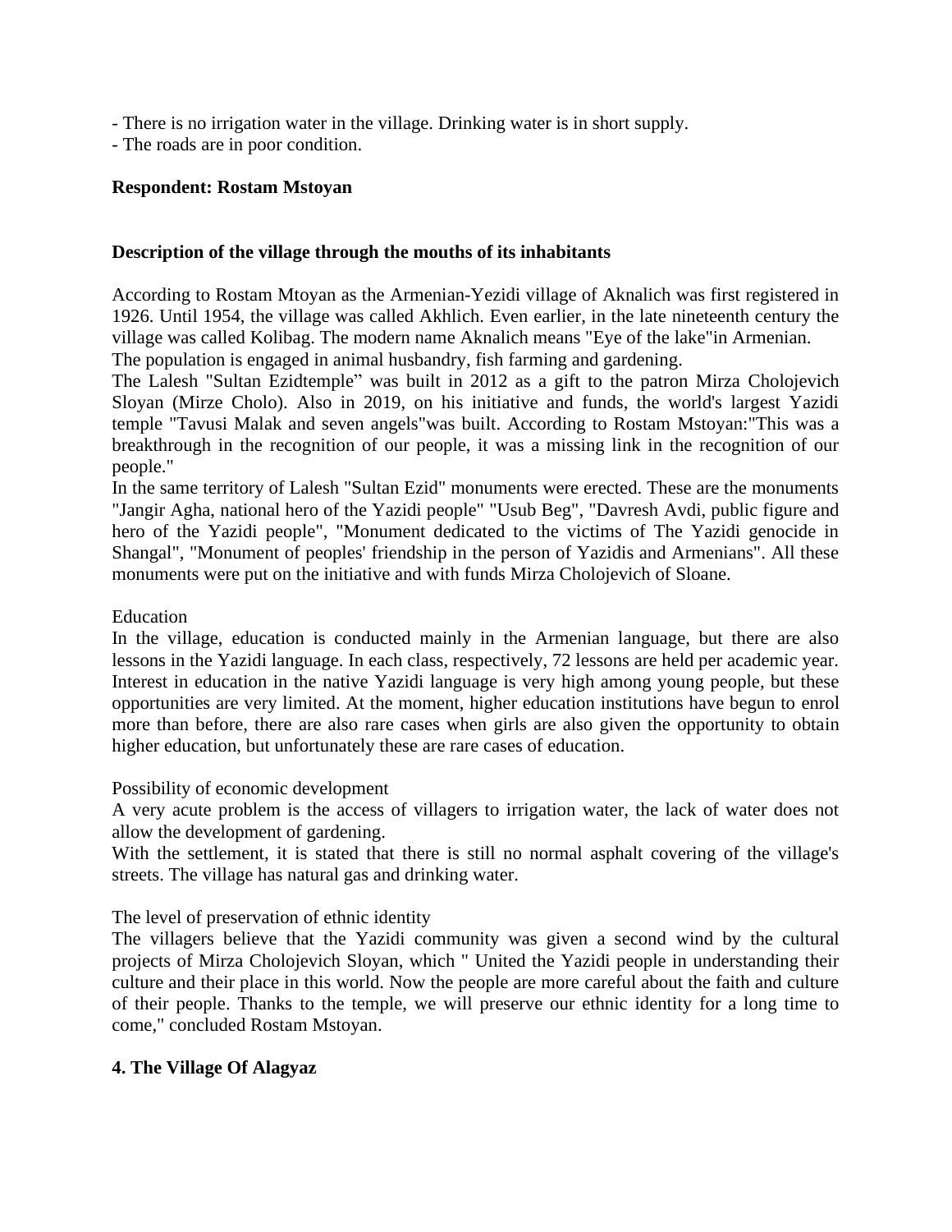- There is no irrigation water in the village. Drinking water is in short supply.
- The roads are in poor condition.

**Respondent: Rostam Mstoyan**

**Description of the village through the mouths of its inhabitants**

According to Rostam Mtoyan as the Armenian-Yezidi village of Aknalich was first registered in 1926. Until 1954, the village was called Akhlich. Even earlier, in the late nineteenth century the village was called Kolibag. The modern name Aknalich means "Eye of the lake"in Armenian.
The population is engaged in animal husbandry, fish farming and gardening.
The Lalesh "Sultan Ezidtemple” was built in 2012 as a gift to the patron Mirza Cholojevich Sloyan (Mirze Cholo). Also in 2019, on his initiative and funds, the world's largest Yazidi temple "Tavusi Malak and seven angels"was built. According to Rostam Mstoyan:"This was a breakthrough in the recognition of our people, it was a missing link in the recognition of our people."
In the same territory of Lalesh "Sultan Ezid" monuments were erected. These are the monuments "Jangir Agha, national hero of the Yazidi people" "Usub Beg", "Davresh Avdi, public figure and hero of the Yazidi people", "Monument dedicated to the victims of The Yazidi genocide in Shangal", "Monument of peoples' friendship in the person of Yazidis and Armenians". All these monuments were put on the initiative and with funds Mirza Cholojevich of Sloane.

Education
In the village, education is conducted mainly in the Armenian language, but there are also lessons in the Yazidi language. In each class, respectively, 72 lessons are held per academic year. Interest in education in the native Yazidi language is very high among young people, but these opportunities are very limited. At the moment, higher education institutions have begun to enrol more than before, there are also rare cases when girls are also given the opportunity to obtain higher education, but unfortunately these are rare cases of education.

Possibility of economic development
A very acute problem is the access of villagers to irrigation water, the lack of water does not allow the development of gardening.
With the settlement, it is stated that there is still no normal asphalt covering of the village's streets. The village has natural gas and drinking water.

The level of preservation of ethnic identity
The villagers believe that the Yazidi community was given a second wind by the cultural projects of Mirza Cholojevich Sloyan, which " United the Yazidi people in understanding their culture and their place in this world. Now the people are more careful about the faith and culture of their people. Thanks to the temple, we will preserve our ethnic identity for a long time to come," concluded Rostam Mstoyan.

## 4. The Village Of Alagyaz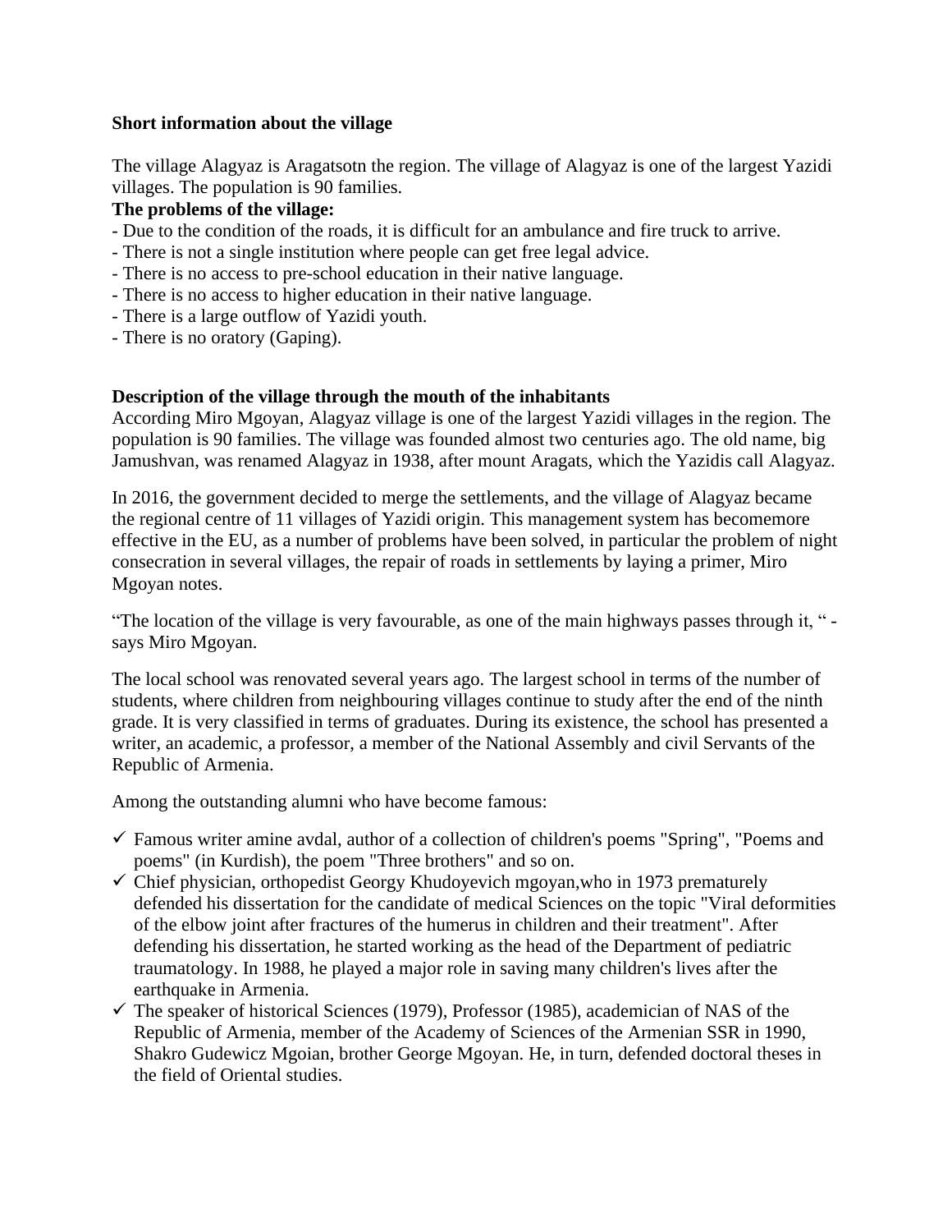**Short information about the village**

The village Alagyaz is Aragatsotn the region. The village of Alagyaz is one of the largest Yazidi villages. The population is 90 families.

**The problems of the village:**

- Due to the condition of the roads, it is difficult for an ambulance and fire truck to arrive.
- There is not a single institution where people can get free legal advice.
- There is no access to pre-school education in their native language.
- There is no access to higher education in their native language.
- There is a large outflow of Yazidi youth.
- There is no oratory (Gaping).

**Description of the village through the mouth of the inhabitants**

According Miro Mgoyan, Alagyaz village is one of the largest Yazidi villages in the region. The population is 90 families. The village was founded almost two centuries ago. The old name, big Jamushvan, was renamed Alagyaz in 1938, after mount Aragats, which the Yazidis call Alagyaz.

In 2016, the government decided to merge the settlements, and the village of Alagyaz became the regional centre of 11 villages of Yazidi origin. This management system has becomemore effective in the EU, as a number of problems have been solved, in particular the problem of night consecration in several villages, the repair of roads in settlements by laying a primer, Miro Mgoyan notes.

“The location of the village is very favourable, as one of the main highways passes through it, “ - says Miro Mgoyan.

The local school was renovated several years ago. The largest school in terms of the number of students, where children from neighbouring villages continue to study after the end of the ninth grade. It is very classified in terms of graduates. During its existence, the school has presented a writer, an academic, a professor, a member of the National Assembly and civil Servants of the Republic of Armenia.

Among the outstanding alumni who have become famous:

- ✓ Famous writer amine avdal, author of a collection of children's poems "Spring", "Poems and poems" (in Kurdish), the poem "Three brothers" and so on.
- ✓ Chief physician, orthopedist Georgy Khudoyevich mgoyan,who in 1973 prematurely defended his dissertation for the candidate of medical Sciences on the topic "Viral deformities of the elbow joint after fractures of the humerus in children and their treatment". After defending his dissertation, he started working as the head of the Department of pediatric traumatology. In 1988, he played a major role in saving many children's lives after the earthquake in Armenia.
- ✓ The speaker of historical Sciences (1979), Professor (1985), academician of NAS of the Republic of Armenia, member of the Academy of Sciences of the Armenian SSR in 1990, Shakro Gudewicz Mgoian, brother George Mgoyan. He, in turn, defended doctoral theses in the field of Oriental studies.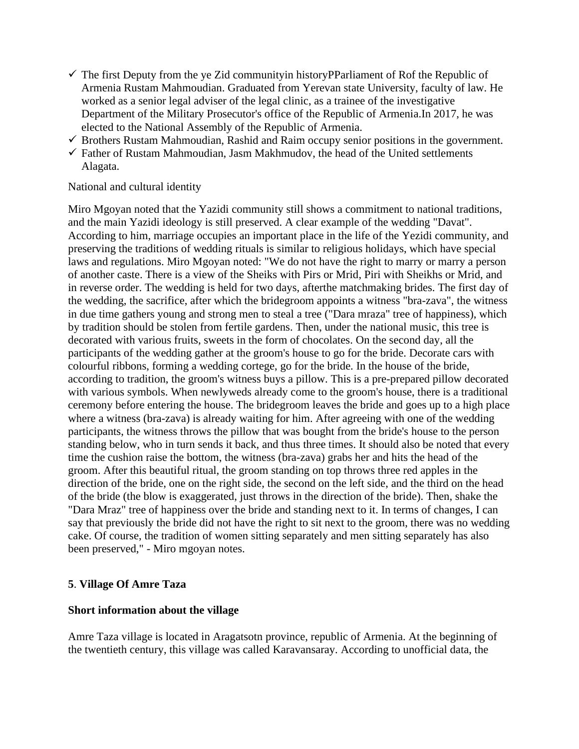- ✓ The first Deputy from the ye Zid communityin historyPParliament of Rof the Republic of Armenia Rustam Mahmoudian. Graduated from Yerevan state University, faculty of law. He worked as a senior legal adviser of the legal clinic, as a trainee of the investigative Department of the Military Prosecutor's office of the Republic of Armenia.In 2017, he was elected to the National Assembly of the Republic of Armenia.
- ✓ Brothers Rustam Mahmoudian, Rashid and Raim occupy senior positions in the government.
- ✓ Father of Rustam Mahmoudian, Jasm Makhmudov, the head of the United settlements Alagata.

National and cultural identity

Miro Mgoyan noted that the Yazidi community still shows a commitment to national traditions, and the main Yazidi ideology is still preserved. A clear example of the wedding "Davat". According to him, marriage occupies an important place in the life of the Yezidi community, and preserving the traditions of wedding rituals is similar to religious holidays, which have special laws and regulations. Miro Mgoyan noted: "We do not have the right to marry or marry a person of another caste. There is a view of the Sheiks with Pirs or Mrid, Piri with Sheikhs or Mrid, and in reverse order. The wedding is held for two days, afterthe matchmaking brides. The first day of the wedding, the sacrifice, after which the bridegroom appoints a witness "bra-zava", the witness in due time gathers young and strong men to steal a tree ("Dara mraza" tree of happiness), which by tradition should be stolen from fertile gardens. Then, under the national music, this tree is decorated with various fruits, sweets in the form of chocolates. On the second day, all the participants of the wedding gather at the groom's house to go for the bride. Decorate cars with colourful ribbons, forming a wedding cortege, go for the bride. In the house of the bride, according to tradition, the groom's witness buys a pillow. This is a pre-prepared pillow decorated with various symbols. When newlyweds already come to the groom's house, there is a traditional ceremony before entering the house. The bridegroom leaves the bride and goes up to a high place where a witness (bra-zava) is already waiting for him. After agreeing with one of the wedding participants, the witness throws the pillow that was bought from the bride's house to the person standing below, who in turn sends it back, and thus three times. It should also be noted that every time the cushion raise the bottom, the witness (bra-zava) grabs her and hits the head of the groom. After this beautiful ritual, the groom standing on top throws three red apples in the direction of the bride, one on the right side, the second on the left side, and the third on the head of the bride (the blow is exaggerated, just throws in the direction of the bride). Then, shake the "Dara Mraz" tree of happiness over the bride and standing next to it. In terms of changes, I can say that previously the bride did not have the right to sit next to the groom, there was no wedding cake. Of course, the tradition of women sitting separately and men sitting separately has also been preserved," - Miro mgoyan notes.

## 5. Village Of Amre Taza

### Short information about the village

Amre Taza village is located in Aragatsotn province, republic of Armenia. At the beginning of the twentieth century, this village was called Karavansaray. According to unofficial data, the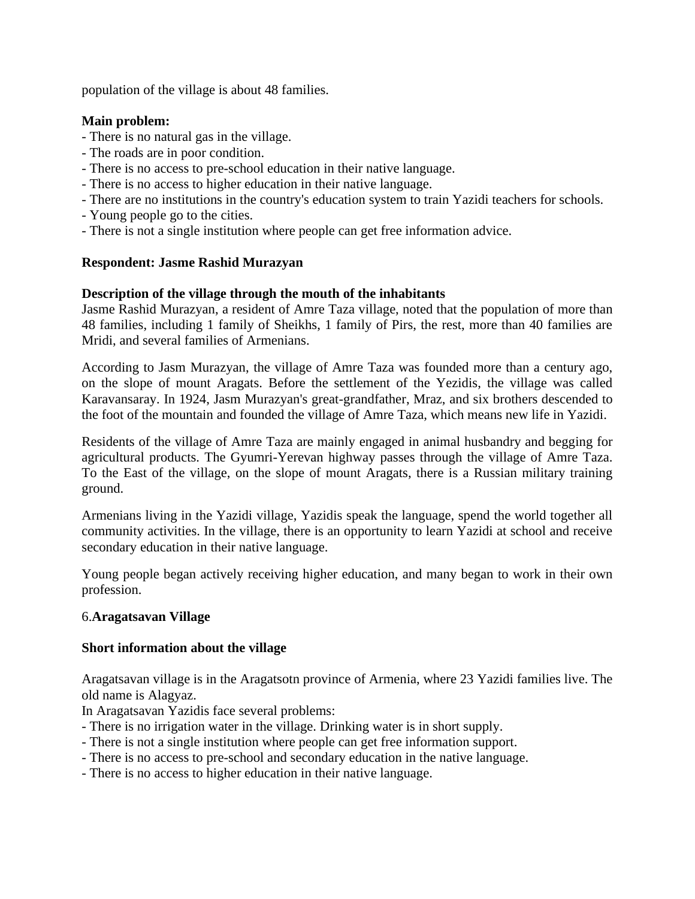population of the village is about 48 families.

**Main problem:**

- There is no natural gas in the village.
- The roads are in poor condition.
- There is no access to pre-school education in their native language.
- There is no access to higher education in their native language.
- There are no institutions in the country's education system to train Yazidi teachers for schools.
- Young people go to the cities.
- There is not a single institution where people can get free information advice.

**Respondent: Jasme Rashid Murazyan**

**Description of the village through the mouth of the inhabitants**

Jasme Rashid Murazyan, a resident of Amre Taza village, noted that the population of more than 48 families, including 1 family of Sheikhs, 1 family of Pirs, the rest, more than 40 families are Mridi, and several families of Armenians.

According to Jasm Murazyan, the village of Amre Taza was founded more than a century ago, on the slope of mount Aragats. Before the settlement of the Yezidis, the village was called Karavansaray. In 1924, Jasm Murazyan's great-grandfather, Mraz, and six brothers descended to the foot of the mountain and founded the village of Amre Taza, which means new life in Yazidi.

Residents of the village of Amre Taza are mainly engaged in animal husbandry and begging for agricultural products. The Gyumri-Yerevan highway passes through the village of Amre Taza. To the East of the village, on the slope of mount Aragats, there is a Russian military training ground.

Armenians living in the Yazidi village, Yazidis speak the language, spend the world together all community activities. In the village, there is an opportunity to learn Yazidi at school and receive secondary education in their native language.

Young people began actively receiving higher education, and many began to work in their own profession.

## 6. Aragatsavan Village

**Short information about the village**

Aragatsavan village is in the Aragatsotn province of Armenia, where 23 Yazidi families live. The old name is Alagyaz.

In Aragatsavan Yazidis face several problems:

- There is no irrigation water in the village. Drinking water is in short supply.
- There is not a single institution where people can get free information support.
- There is no access to pre-school and secondary education in the native language.
- There is no access to higher education in their native language.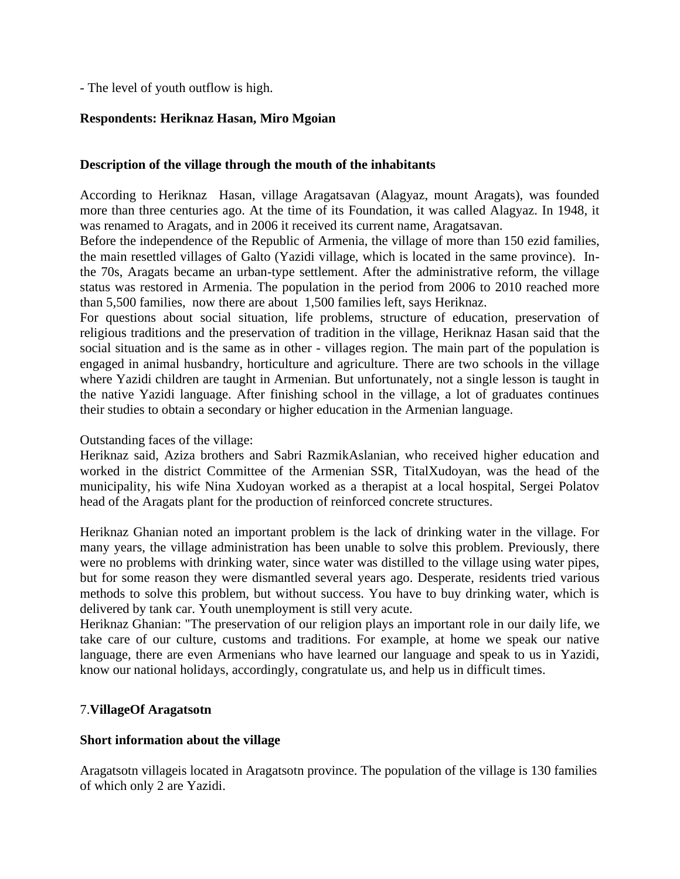- The level of youth outflow is high.

**Respondents: Heriknaz Hasan, Miro Mgoian**

**Description of the village through the mouth of the inhabitants**

According to Heriknaz Hasan, village Aragatsavan (Alagyaz, mount Aragats), was founded more than three centuries ago. At the time of its Foundation, it was called Alagyaz. In 1948, it was renamed to Aragats, and in 2006 it received its current name, Aragatsavan.
Before the independence of the Republic of Armenia, the village of more than 150 ezid families, the main resettled villages of Galto (Yazidi village, which is located in the same province). In-the 70s, Aragats became an urban-type settlement. After the administrative reform, the village status was restored in Armenia. The population in the period from 2006 to 2010 reached more than 5,500 families, now there are about 1,500 families left, says Heriknaz.
For questions about social situation, life problems, structure of education, preservation of religious traditions and the preservation of tradition in the village, Heriknaz Hasan said that the social situation and is the same as in other - villages region. The main part of the population is engaged in animal husbandry, horticulture and agriculture. There are two schools in the village where Yazidi children are taught in Armenian. But unfortunately, not a single lesson is taught in the native Yazidi language. After finishing school in the village, a lot of graduates continues their studies to obtain a secondary or higher education in the Armenian language.

Outstanding faces of the village:
Heriknaz said, Aziza brothers and Sabri RazmikAslanian, who received higher education and worked in the district Committee of the Armenian SSR, TitalXudoyan, was the head of the municipality, his wife Nina Xudoyan worked as a therapist at a local hospital, Sergei Polatov head of the Aragats plant for the production of reinforced concrete structures.

Heriknaz Ghanian noted an important problem is the lack of drinking water in the village. For many years, the village administration has been unable to solve this problem. Previously, there were no problems with drinking water, since water was distilled to the village using water pipes, but for some reason they were dismantled several years ago. Desperate, residents tried various methods to solve this problem, but without success. You have to buy drinking water, which is delivered by tank car. Youth unemployment is still very acute.
Heriknaz Ghanian: "The preservation of our religion plays an important role in our daily life, we take care of our culture, customs and traditions. For example, at home we speak our native language, there are even Armenians who have learned our language and speak to us in Yazidi, know our national holidays, accordingly, congratulate us, and help us in difficult times.

## 7.**VillageOf Aragatsotn**

**Short information about the village**

Aragatsotn villageis located in Aragatsotn province. The population of the village is 130 families of which only 2 are Yazidi.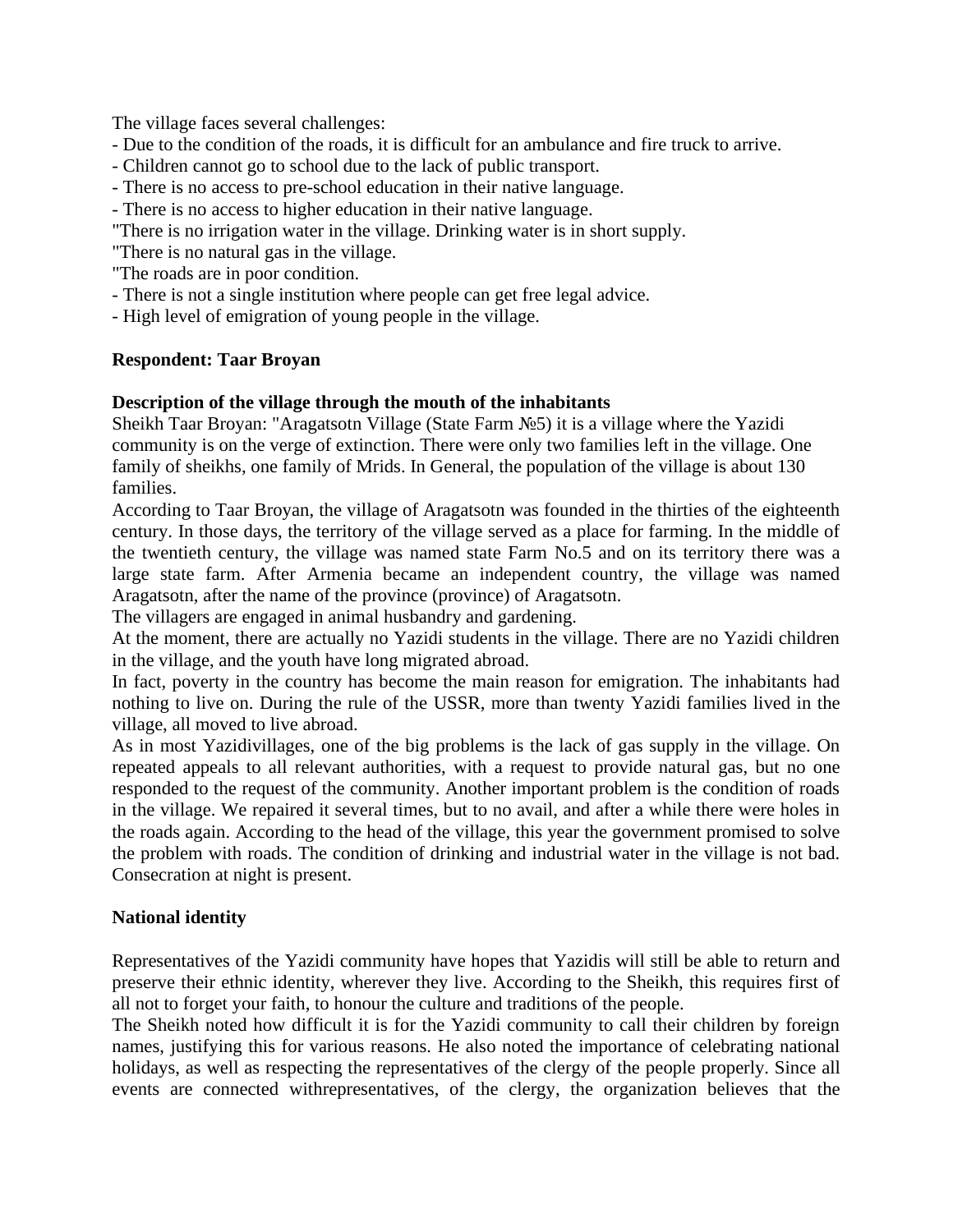The village faces several challenges:
- Due to the condition of the roads, it is difficult for an ambulance and fire truck to arrive.
- Children cannot go to school due to the lack of public transport.
- There is no access to pre-school education in their native language.
- There is no access to higher education in their native language.
"There is no irrigation water in the village. Drinking water is in short supply.
"There is no natural gas in the village.
"The roads are in poor condition.
- There is not a single institution where people can get free legal advice.
- High level of emigration of young people in the village.

**Respondent: Taar Broyan**

**Description of the village through the mouth of the inhabitants**

Sheikh Taar Broyan: "Aragatsotn Village (State Farm №5) it is a village where the Yazidi community is on the verge of extinction. There were only two families left in the village. One family of sheikhs, one family of Mrids. In General, the population of the village is about 130 families.

According to Taar Broyan, the village of Aragatsotn was founded in the thirties of the eighteenth century. In those days, the territory of the village served as a place for farming. In the middle of the twentieth century, the village was named state Farm No.5 and on its territory there was a large state farm. After Armenia became an independent country, the village was named Aragatsotn, after the name of the province (province) of Aragatsotn.

The villagers are engaged in animal husbandry and gardening.

At the moment, there are actually no Yazidi students in the village. There are no Yazidi children in the village, and the youth have long migrated abroad.

In fact, poverty in the country has become the main reason for emigration. The inhabitants had nothing to live on. During the rule of the USSR, more than twenty Yazidi families lived in the village, all moved to live abroad.

As in most Yazidivillages, one of the big problems is the lack of gas supply in the village. On repeated appeals to all relevant authorities, with a request to provide natural gas, but no one responded to the request of the community. Another important problem is the condition of roads in the village. We repaired it several times, but to no avail, and after a while there were holes in the roads again. According to the head of the village, this year the government promised to solve the problem with roads. The condition of drinking and industrial water in the village is not bad. Consecration at night is present.

**National identity**

Representatives of the Yazidi community have hopes that Yazidis will still be able to return and preserve their ethnic identity, wherever they live. According to the Sheikh, this requires first of all not to forget your faith, to honour the culture and traditions of the people.

The Sheikh noted how difficult it is for the Yazidi community to call their children by foreign names, justifying this for various reasons. He also noted the importance of celebrating national holidays, as well as respecting the representatives of the clergy of the people properly. Since all events are connected withrepresentatives, of the clergy, the organization believes that the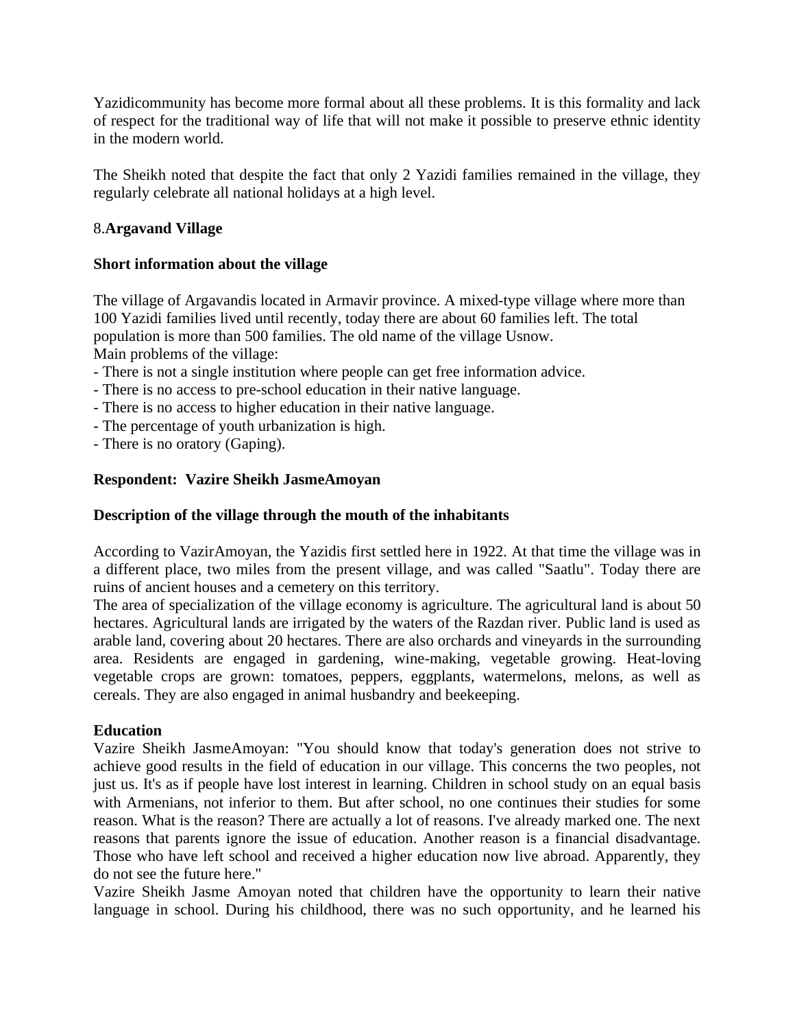Yazidicommunity has become more formal about all these problems. It is this formality and lack of respect for the traditional way of life that will not make it possible to preserve ethnic identity in the modern world.

The Sheikh noted that despite the fact that only 2 Yazidi families remained in the village, they regularly celebrate all national holidays at a high level.

## 8.**Argavand Village**

**Short information about the village**

The village of Argavandis located in Armavir province. A mixed-type village where more than 100 Yazidi families lived until recently, today there are about 60 families left. The total population is more than 500 families. The old name of the village Usnow.
Main problems of the village:

- There is not a single institution where people can get free information advice.
- There is no access to pre-school education in their native language.
- There is no access to higher education in their native language.
- The percentage of youth urbanization is high.
- There is no oratory (Gaping).

**Respondent: Vazire Sheikh JasmeAmoyan**

**Description of the village through the mouth of the inhabitants**

According to VazirAmoyan, the Yazidis first settled here in 1922. At that time the village was in a different place, two miles from the present village, and was called "Saatlu". Today there are ruins of ancient houses and a cemetery on this territory.
The area of specialization of the village economy is agriculture. The agricultural land is about 50 hectares. Agricultural lands are irrigated by the waters of the Razdan river. Public land is used as arable land, covering about 20 hectares. There are also orchards and vineyards in the surrounding area. Residents are engaged in gardening, wine-making, vegetable growing. Heat-loving vegetable crops are grown: tomatoes, peppers, eggplants, watermelons, melons, as well as cereals. They are also engaged in animal husbandry and beekeeping.

**Education**
Vazire Sheikh JasmeAmoyan: "You should know that today's generation does not strive to achieve good results in the field of education in our village. This concerns the two peoples, not just us. It's as if people have lost interest in learning. Children in school study on an equal basis with Armenians, not inferior to them. But after school, no one continues their studies for some reason. What is the reason? There are actually a lot of reasons. I've already marked one. The next reasons that parents ignore the issue of education. Another reason is a financial disadvantage. Those who have left school and received a higher education now live abroad. Apparently, they do not see the future here."
Vazire Sheikh Jasme Amoyan noted that children have the opportunity to learn their native language in school. During his childhood, there was no such opportunity, and he learned his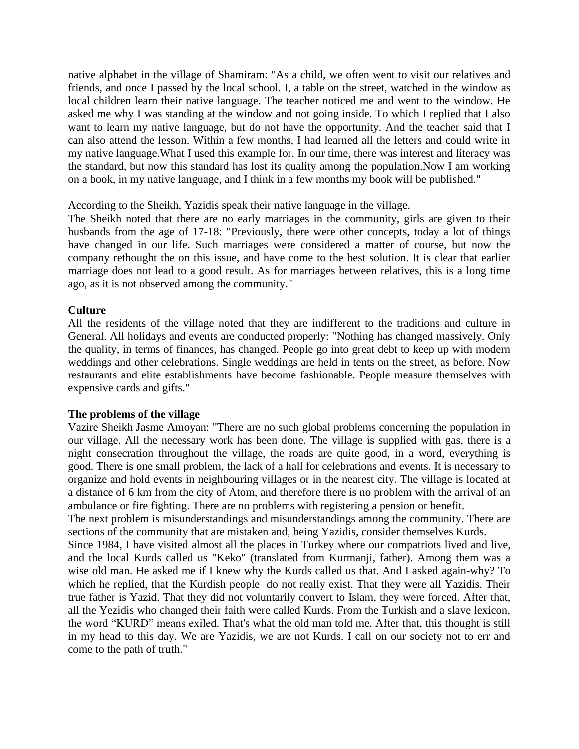native alphabet in the village of Shamiram: "As a child, we often went to visit our relatives and friends, and once I passed by the local school. I, a table on the street, watched in the window as local children learn their native language. The teacher noticed me and went to the window. He asked me why I was standing at the window and not going inside. To which I replied that I also want to learn my native language, but do not have the opportunity. And the teacher said that I can also attend the lesson. Within a few months, I had learned all the letters and could write in my native language.What I used this example for. In our time, there was interest and literacy was the standard, but now this standard has lost its quality among the population.Now I am working on a book, in my native language, and I think in a few months my book will be published."

According to the Sheikh, Yazidis speak their native language in the village.
The Sheikh noted that there are no early marriages in the community, girls are given to their husbands from the age of 17-18: "Previously, there were other concepts, today a lot of things have changed in our life. Such marriages were considered a matter of course, but now the company rethought the on this issue, and have come to the best solution. It is clear that earlier marriage does not lead to a good result. As for marriages between relatives, this is a long time ago, as it is not observed among the community."

**Culture**
All the residents of the village noted that they are indifferent to the traditions and culture in General. All holidays and events are conducted properly: "Nothing has changed massively. Only the quality, in terms of finances, has changed. People go into great debt to keep up with modern weddings and other celebrations. Single weddings are held in tents on the street, as before. Now restaurants and elite establishments have become fashionable. People measure themselves with expensive cards and gifts."

**The problems of the village**
Vazire Sheikh Jasme Amoyan: "There are no such global problems concerning the population in our village. All the necessary work has been done. The village is supplied with gas, there is a night consecration throughout the village, the roads are quite good, in a word, everything is good. There is one small problem, the lack of a hall for celebrations and events. It is necessary to organize and hold events in neighbouring villages or in the nearest city. The village is located at a distance of 6 km from the city of Atom, and therefore there is no problem with the arrival of an ambulance or fire fighting. There are no problems with registering a pension or benefit.
The next problem is misunderstandings and misunderstandings among the community. There are sections of the community that are mistaken and, being Yazidis, consider themselves Kurds.
Since 1984, I have visited almost all the places in Turkey where our compatriots lived and live, and the local Kurds called us "Keko" (translated from Kurmanji, father). Among them was a wise old man. He asked me if I knew why the Kurds called us that. And I asked again-why? To which he replied, that the Kurdish people do not really exist. That they were all Yazidis. Their true father is Yazid. That they did not voluntarily convert to Islam, they were forced. After that, all the Yezidis who changed their faith were called Kurds. From the Turkish and a slave lexicon, the word “KURD” means exiled. That's what the old man told me. After that, this thought is still in my head to this day. We are Yazidis, we are not Kurds. I call on our society not to err and come to the path of truth."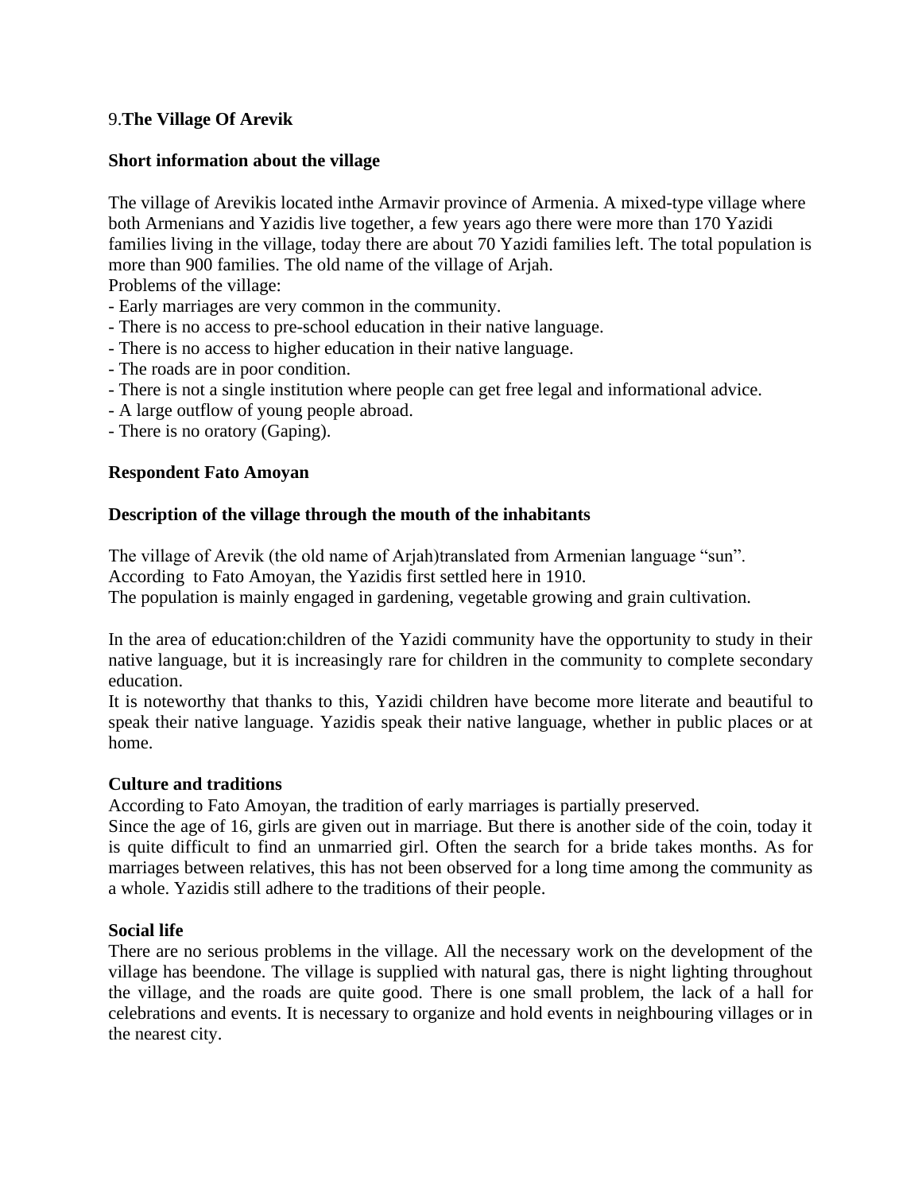9.**The Village Of Arevik**

**Short information about the village**

The village of Arevikis located inthe Armavir province of Armenia. A mixed-type village where both Armenians and Yazidis live together, a few years ago there were more than 170 Yazidi families living in the village, today there are about 70 Yazidi families left. The total population is more than 900 families. The old name of the village of Arjah.

Problems of the village:

- Early marriages are very common in the community.
- There is no access to pre-school education in their native language.
- There is no access to higher education in their native language.
- The roads are in poor condition.
- There is not a single institution where people can get free legal and informational advice.
- A large outflow of young people abroad.
- There is no oratory (Gaping).

**Respondent Fato Amoyan**

**Description of the village through the mouth of the inhabitants**

The village of Arevik (the old name of Arjah)translated from Armenian language "sun".
According to Fato Amoyan, the Yazidis first settled here in 1910.
The population is mainly engaged in gardening, vegetable growing and grain cultivation.

In the area of education:children of the Yazidi community have the opportunity to study in their native language, but it is increasingly rare for children in the community to complete secondary education.
It is noteworthy that thanks to this, Yazidi children have become more literate and beautiful to speak their native language. Yazidis speak their native language, whether in public places or at home.

**Culture and traditions**

According to Fato Amoyan, the tradition of early marriages is partially preserved.
Since the age of 16, girls are given out in marriage. But there is another side of the coin, today it is quite difficult to find an unmarried girl. Often the search for a bride takes months. As for marriages between relatives, this has not been observed for a long time among the community as a whole. Yazidis still adhere to the traditions of their people.

**Social life**

There are no serious problems in the village. All the necessary work on the development of the village has beendone. The village is supplied with natural gas, there is night lighting throughout the village, and the roads are quite good. There is one small problem, the lack of a hall for celebrations and events. It is necessary to organize and hold events in neighbouring villages or in the nearest city.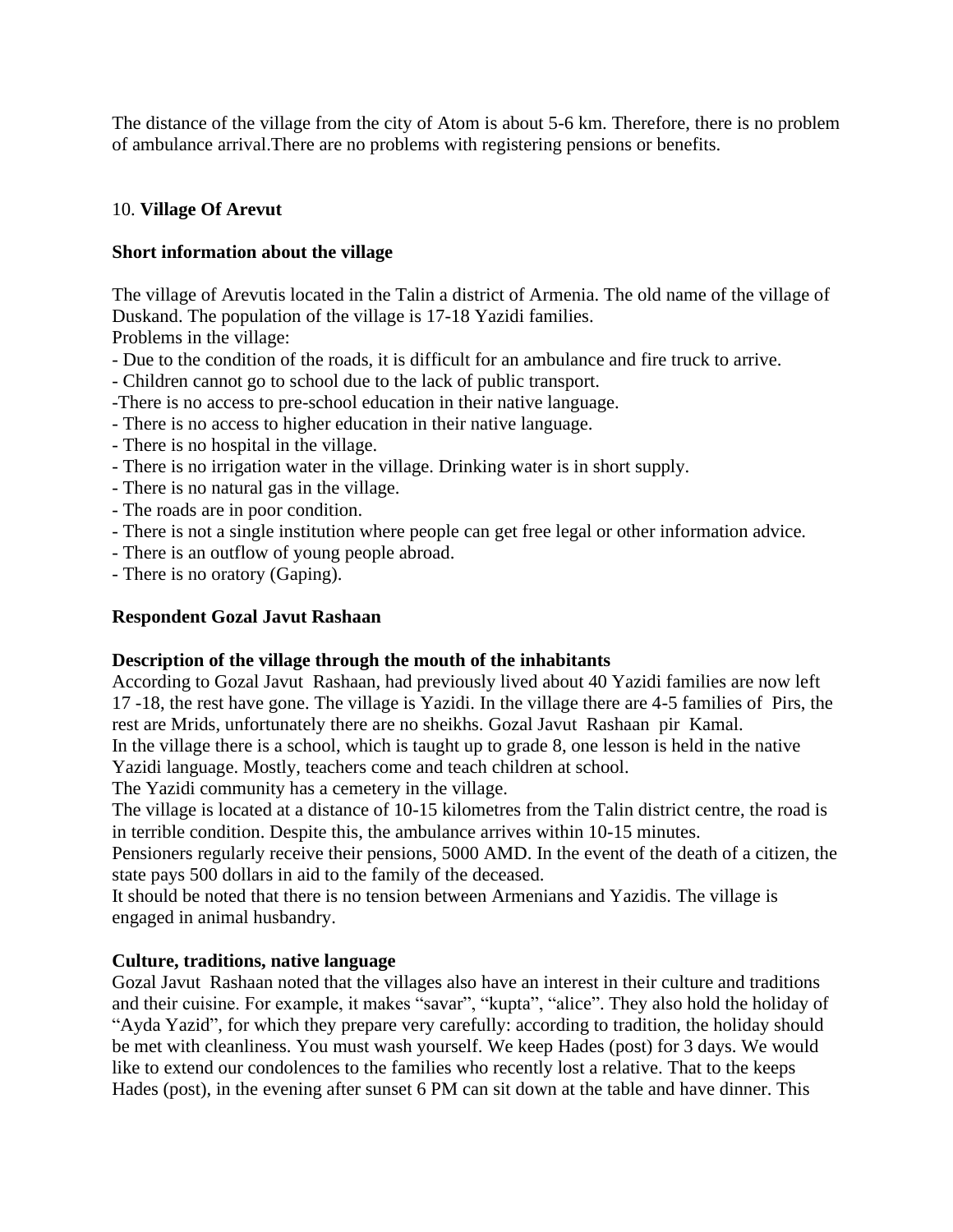The distance of the village from the city of Atom is about 5-6 km. Therefore, there is no problem of ambulance arrival.There are no problems with registering pensions or benefits.

10. **Village Of Arevut**

**Short information about the village**

The village of Arevutis located in the Talin a district of Armenia. The old name of the village of Duskand. The population of the village is 17-18 Yazidi families.

Problems in the village:

- Due to the condition of the roads, it is difficult for an ambulance and fire truck to arrive.
- Children cannot go to school due to the lack of public transport.
- There is no access to pre-school education in their native language.
- There is no access to higher education in their native language.
- There is no hospital in the village.
- There is no irrigation water in the village. Drinking water is in short supply.
- There is no natural gas in the village.
- The roads are in poor condition.
- There is not a single institution where people can get free legal or other information advice.
- There is an outflow of young people abroad.
- There is no oratory (Gaping).

**Respondent Gozal Javut Rashaan**

**Description of the village through the mouth of the inhabitants**

According to Gozal Javut Rashaan, had previously lived about 40 Yazidi families are now left 17 -18, the rest have gone. The village is Yazidi. In the village there are 4-5 families of Pirs, the rest are Mrids, unfortunately there are no sheikhs. Gozal Javut Rashaan pir Kamal.

In the village there is a school, which is taught up to grade 8, one lesson is held in the native Yazidi language. Mostly, teachers come and teach children at school.

The Yazidi community has a cemetery in the village.

The village is located at a distance of 10-15 kilometres from the Talin district centre, the road is in terrible condition. Despite this, the ambulance arrives within 10-15 minutes.

Pensioners regularly receive their pensions, 5000 AMD. In the event of the death of a citizen, the state pays 500 dollars in aid to the family of the deceased.

It should be noted that there is no tension between Armenians and Yazidis. The village is engaged in animal husbandry.

**Culture, traditions, native language**

Gozal Javut Rashaan noted that the villages also have an interest in their culture and traditions and their cuisine. For example, it makes “savar”, “kupta”, “alice”. They also hold the holiday of “Ayda Yazid”, for which they prepare very carefully: according to tradition, the holiday should be met with cleanliness. You must wash yourself. We keep Hades (post) for 3 days. We would like to extend our condolences to the families who recently lost a relative. That to the keeps Hades (post), in the evening after sunset 6 PM can sit down at the table and have dinner. This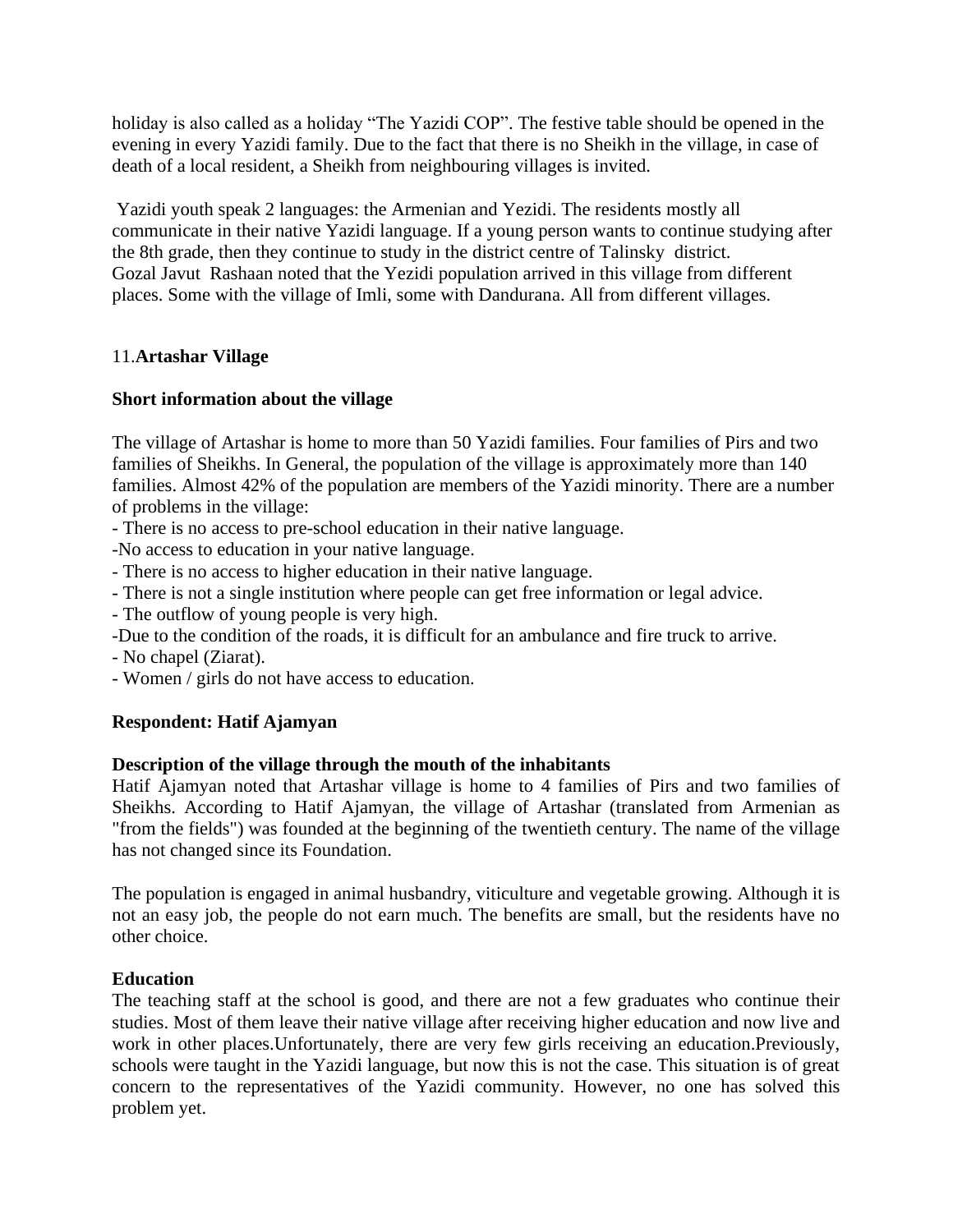holiday is also called as a holiday "The Yazidi COP". The festive table should be opened in the evening in every Yazidi family. Due to the fact that there is no Sheikh in the village, in case of death of a local resident, a Sheikh from neighbouring villages is invited.

Yazidi youth speak 2 languages: the Armenian and Yezidi. The residents mostly all communicate in their native Yazidi language. If a young person wants to continue studying after the 8th grade, then they continue to study in the district centre of Talinsky district.
Gozal Javut Rashaan noted that the Yezidi population arrived in this village from different places. Some with the village of Imli, some with Dandurana. All from different villages.

## 11. **Artashar Village**

### Short information about the village

The village of Artashar is home to more than 50 Yazidi families. Four families of Pirs and two families of Sheikhs. In General, the population of the village is approximately more than 140 families. Almost 42% of the population are members of the Yazidi minority. There are a number of problems in the village:
- There is no access to pre-school education in their native language.
- No access to education in your native language.
- There is no access to higher education in their native language.
- There is not a single institution where people can get free information or legal advice.
- The outflow of young people is very high.
- Due to the condition of the roads, it is difficult for an ambulance and fire truck to arrive.
- No chapel (Ziarat).
- Women / girls do not have access to education.

### Respondent: Hatif Ajamyan

### Description of the village through the mouth of the inhabitants

Hatif Ajamyan noted that Artashar village is home to 4 families of Pirs and two families of Sheikhs. According to Hatif Ajamyan, the village of Artashar (translated from Armenian as "from the fields") was founded at the beginning of the twentieth century. The name of the village has not changed since its Foundation.

The population is engaged in animal husbandry, viticulture and vegetable growing. Although it is not an easy job, the people do not earn much. The benefits are small, but the residents have no other choice.

### Education

The teaching staff at the school is good, and there are not a few graduates who continue their studies. Most of them leave their native village after receiving higher education and now live and work in other places.Unfortunately, there are very few girls receiving an education.Previously, schools were taught in the Yazidi language, but now this is not the case. This situation is of great concern to the representatives of the Yazidi community. However, no one has solved this problem yet.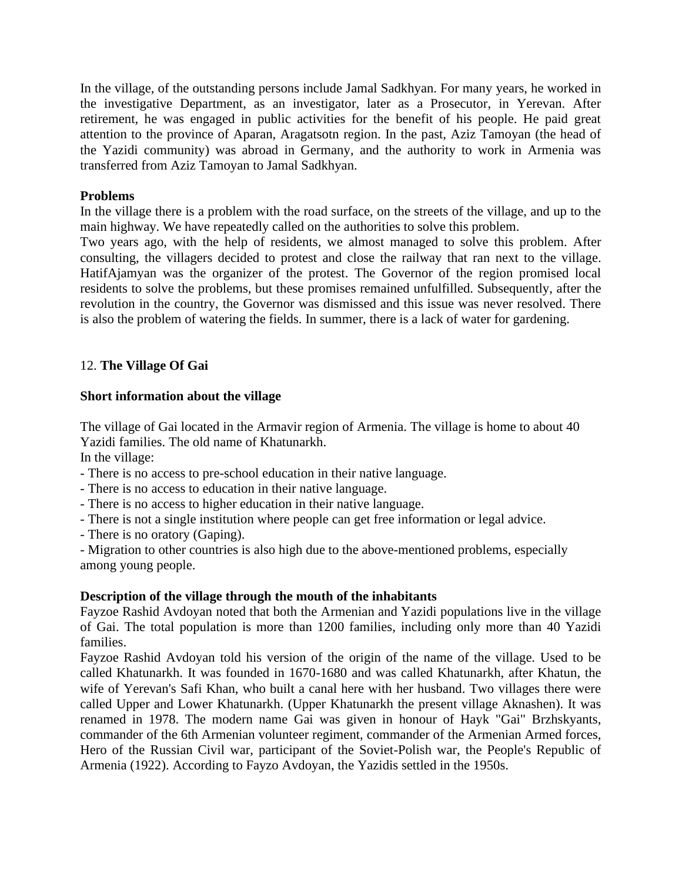In the village, of the outstanding persons include Jamal Sadkhyan. For many years, he worked in the investigative Department, as an investigator, later as a Prosecutor, in Yerevan. After retirement, he was engaged in public activities for the benefit of his people. He paid great attention to the province of Aparan, Aragatsotn region. In the past, Aziz Tamoyan (the head of the Yazidi community) was abroad in Germany, and the authority to work in Armenia was transferred from Aziz Tamoyan to Jamal Sadkhyan.

**Problems**

In the village there is a problem with the road surface, on the streets of the village, and up to the main highway. We have repeatedly called on the authorities to solve this problem.

Two years ago, with the help of residents, we almost managed to solve this problem. After consulting, the villagers decided to protest and close the railway that ran next to the village. HatifAjamyan was the organizer of the protest. The Governor of the region promised local residents to solve the problems, but these promises remained unfulfilled. Subsequently, after the revolution in the country, the Governor was dismissed and this issue was never resolved. There is also the problem of watering the fields. In summer, there is a lack of water for gardening.

## 12. **The Village Of Gai**

**Short information about the village**

The village of Gai located in the Armavir region of Armenia. The village is home to about 40 Yazidi families. The old name of Khatunarkh.

In the village:

- There is no access to pre-school education in their native language.
- There is no access to education in their native language.
- There is no access to higher education in their native language.
- There is not a single institution where people can get free information or legal advice.
- There is no oratory (Gaping).
- Migration to other countries is also high due to the above-mentioned problems, especially among young people.

**Description of the village through the mouth of the inhabitants**

Fayzoe Rashid Avdoyan noted that both the Armenian and Yazidi populations live in the village of Gai. The total population is more than 1200 families, including only more than 40 Yazidi families.

Fayzoe Rashid Avdoyan told his version of the origin of the name of the village. Used to be called Khatunarkh. It was founded in 1670-1680 and was called Khatunarkh, after Khatun, the wife of Yerevan's Safi Khan, who built a canal here with her husband. Two villages there were called Upper and Lower Khatunarkh. (Upper Khatunarkh the present village Aknashen). It was renamed in 1978. The modern name Gai was given in honour of Hayk "Gai" Brzhskyants, commander of the 6th Armenian volunteer regiment, commander of the Armenian Armed forces, Hero of the Russian Civil war, participant of the Soviet-Polish war, the People's Republic of Armenia (1922). According to Fayzo Avdoyan, the Yazidis settled in the 1950s.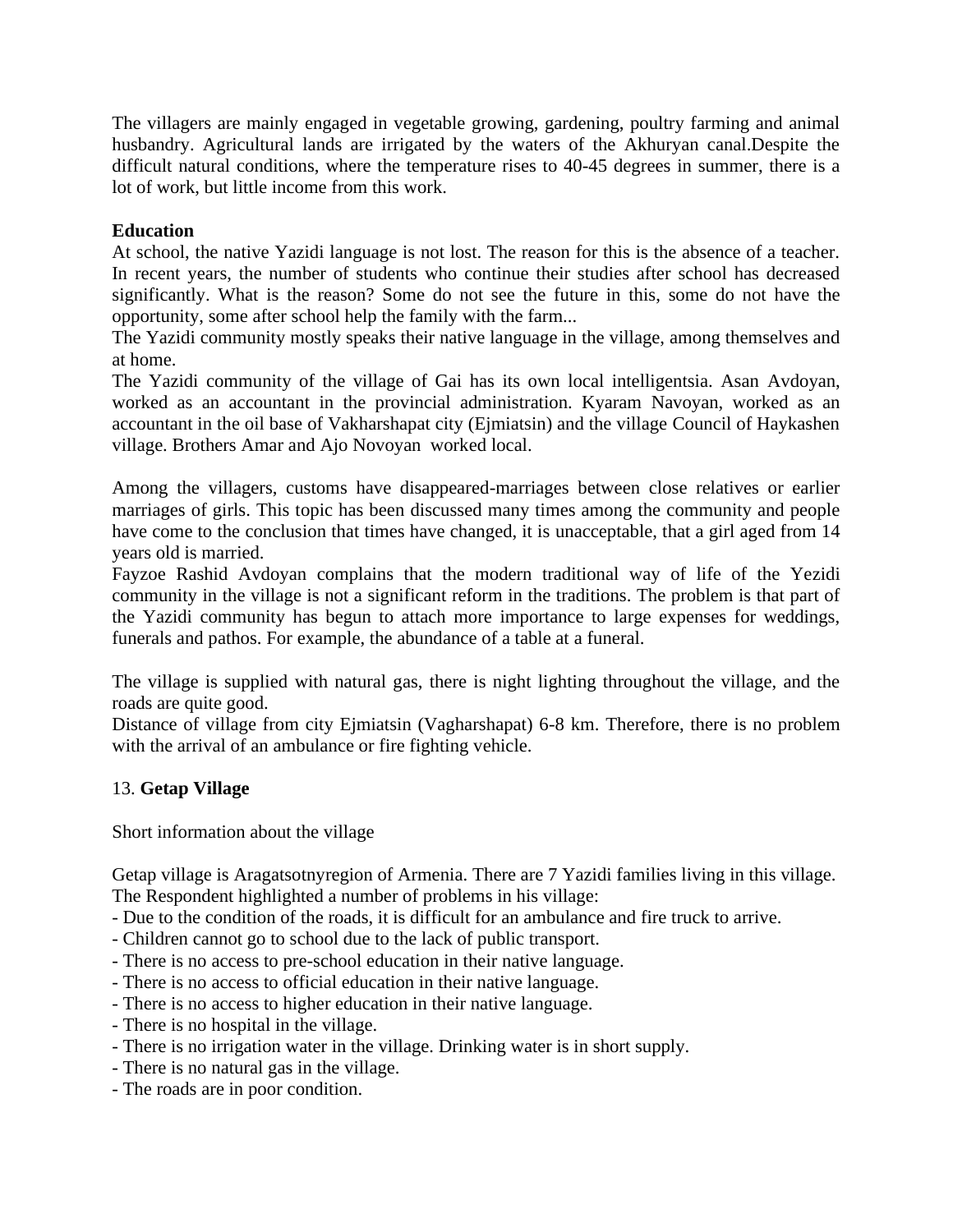The villagers are mainly engaged in vegetable growing, gardening, poultry farming and animal husbandry. Agricultural lands are irrigated by the waters of the Akhuryan canal.Despite the difficult natural conditions, where the temperature rises to 40-45 degrees in summer, there is a lot of work, but little income from this work.

**Education**

At school, the native Yazidi language is not lost. The reason for this is the absence of a teacher. In recent years, the number of students who continue their studies after school has decreased significantly. What is the reason? Some do not see the future in this, some do not have the opportunity, some after school help the family with the farm...

The Yazidi community mostly speaks their native language in the village, among themselves and at home.

The Yazidi community of the village of Gai has its own local intelligentsia. Asan Avdoyan, worked as an accountant in the provincial administration. Kyaram Navoyan, worked as an accountant in the oil base of Vakharshapat city (Ejmiatsin) and the village Council of Haykashen village. Brothers Amar and Ajo Novoyan worked local.

Among the villagers, customs have disappeared-marriages between close relatives or earlier marriages of girls. This topic has been discussed many times among the community and people have come to the conclusion that times have changed, it is unacceptable, that a girl aged from 14 years old is married.

Fayzoe Rashid Avdoyan complains that the modern traditional way of life of the Yezidi community in the village is not a significant reform in the traditions. The problem is that part of the Yazidi community has begun to attach more importance to large expenses for weddings, funerals and pathos. For example, the abundance of a table at a funeral.

The village is supplied with natural gas, there is night lighting throughout the village, and the roads are quite good.

Distance of village from city Ejmiatsin (Vagharshapat) 6-8 km. Therefore, there is no problem with the arrival of an ambulance or fire fighting vehicle.

## 13. **Getap Village**

Short information about the village

Getap village is Aragatsotnyregion of Armenia. There are 7 Yazidi families living in this village. The Respondent highlighted a number of problems in his village:

- Due to the condition of the roads, it is difficult for an ambulance and fire truck to arrive.
- Children cannot go to school due to the lack of public transport.
- There is no access to pre-school education in their native language.
- There is no access to official education in their native language.
- There is no access to higher education in their native language.
- There is no hospital in the village.
- There is no irrigation water in the village. Drinking water is in short supply.
- There is no natural gas in the village.
- The roads are in poor condition.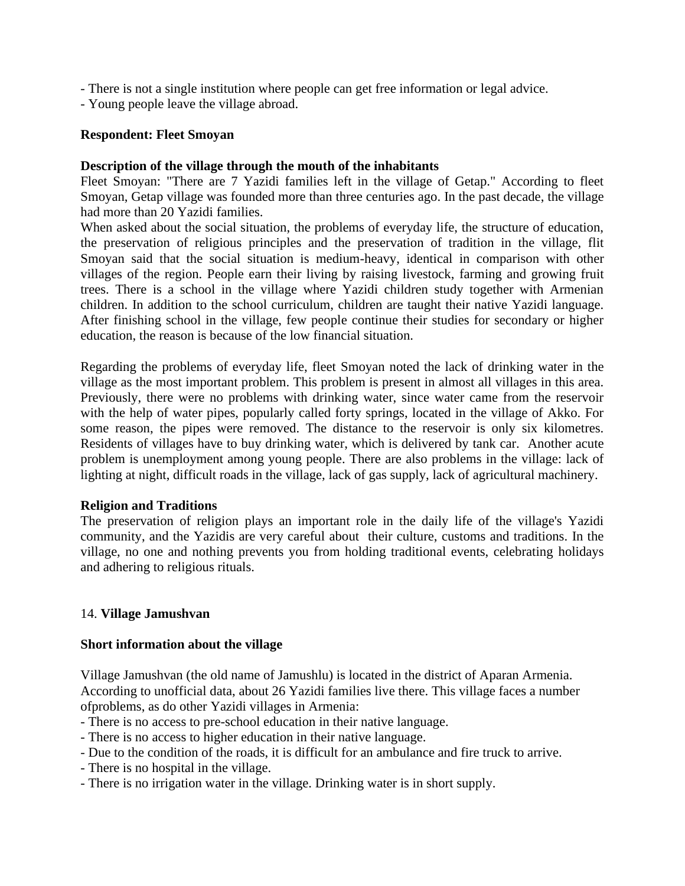- There is not a single institution where people can get free information or legal advice.
- Young people leave the village abroad.

**Respondent: Fleet Smoyan**

**Description of the village through the mouth of the inhabitants**

Fleet Smoyan: "There are 7 Yazidi families left in the village of Getap." According to fleet Smoyan, Getap village was founded more than three centuries ago. In the past decade, the village had more than 20 Yazidi families.

When asked about the social situation, the problems of everyday life, the structure of education, the preservation of religious principles and the preservation of tradition in the village, flit Smoyan said that the social situation is medium-heavy, identical in comparison with other villages of the region. People earn their living by raising livestock, farming and growing fruit trees. There is a school in the village where Yazidi children study together with Armenian children. In addition to the school curriculum, children are taught their native Yazidi language. After finishing school in the village, few people continue their studies for secondary or higher education, the reason is because of the low financial situation.

Regarding the problems of everyday life, fleet Smoyan noted the lack of drinking water in the village as the most important problem. This problem is present in almost all villages in this area. Previously, there were no problems with drinking water, since water came from the reservoir with the help of water pipes, popularly called forty springs, located in the village of Akko. For some reason, the pipes were removed. The distance to the reservoir is only six kilometres. Residents of villages have to buy drinking water, which is delivered by tank car. Another acute problem is unemployment among young people. There are also problems in the village: lack of lighting at night, difficult roads in the village, lack of gas supply, lack of agricultural machinery.

**Religion and Traditions**

The preservation of religion plays an important role in the daily life of the village's Yazidi community, and the Yazidis are very careful about their culture, customs and traditions. In the village, no one and nothing prevents you from holding traditional events, celebrating holidays and adhering to religious rituals.

## 14. Village Jamushvan

**Short information about the village**

Village Jamushvan (the old name of Jamushlu) is located in the district of Aparan Armenia. According to unofficial data, about 26 Yazidi families live there. This village faces a number ofproblems, as do other Yazidi villages in Armenia:

- There is no access to pre-school education in their native language.
- There is no access to higher education in their native language.
- Due to the condition of the roads, it is difficult for an ambulance and fire truck to arrive.
- There is no hospital in the village.
- There is no irrigation water in the village. Drinking water is in short supply.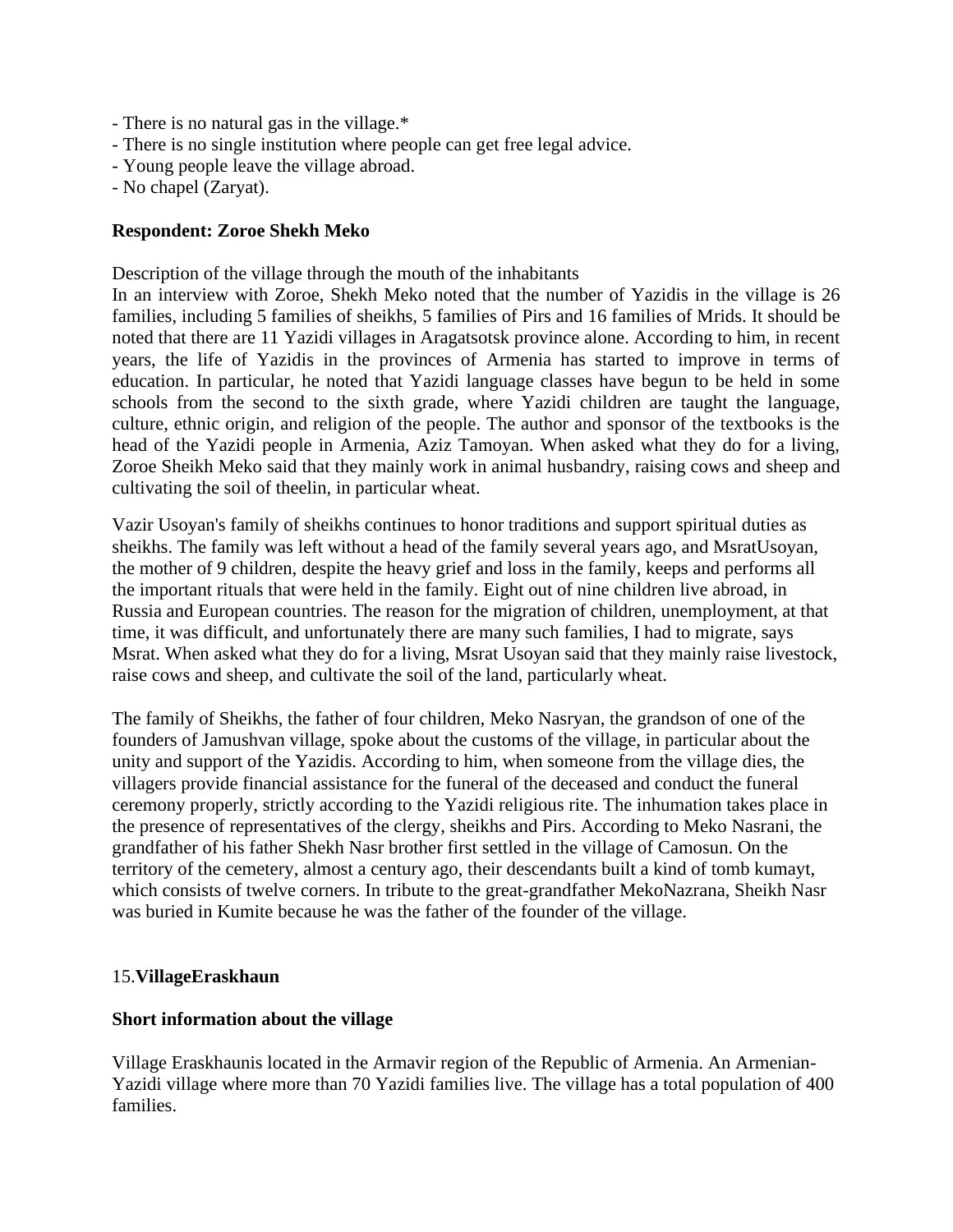- There is no natural gas in the village.*
- There is no single institution where people can get free legal advice.
- Young people leave the village abroad.
- No chapel (Zaryat).

**Respondent: Zoroe Shekh Meko**

Description of the village through the mouth of the inhabitants
In an interview with Zoroe, Shekh Meko noted that the number of Yazidis in the village is 26 families, including 5 families of sheikhs, 5 families of Pirs and 16 families of Mrids. It should be noted that there are 11 Yazidi villages in Aragatsotsk province alone. According to him, in recent years, the life of Yazidis in the provinces of Armenia has started to improve in terms of education. In particular, he noted that Yazidi language classes have begun to be held in some schools from the second to the sixth grade, where Yazidi children are taught the language, culture, ethnic origin, and religion of the people. The author and sponsor of the textbooks is the head of the Yazidi people in Armenia, Aziz Tamoyan. When asked what they do for a living, Zoroe Sheikh Meko said that they mainly work in animal husbandry, raising cows and sheep and cultivating the soil of theelin, in particular wheat.

Vazir Usoyan's family of sheikhs continues to honor traditions and support spiritual duties as sheikhs. The family was left without a head of the family several years ago, and MsratUsoyan, the mother of 9 children, despite the heavy grief and loss in the family, keeps and performs all the important rituals that were held in the family. Eight out of nine children live abroad, in Russia and European countries. The reason for the migration of children, unemployment, at that time, it was difficult, and unfortunately there are many such families, I had to migrate, says Msrat. When asked what they do for a living, Msrat Usoyan said that they mainly raise livestock, raise cows and sheep, and cultivate the soil of the land, particularly wheat.

The family of Sheikhs, the father of four children, Meko Nasryan, the grandson of one of the founders of Jamushvan village, spoke about the customs of the village, in particular about the unity and support of the Yazidis. According to him, when someone from the village dies, the villagers provide financial assistance for the funeral of the deceased and conduct the funeral ceremony properly, strictly according to the Yazidi religious rite. The inhumation takes place in the presence of representatives of the clergy, sheikhs and Pirs. According to Meko Nasrani, the grandfather of his father Shekh Nasr brother first settled in the village of Camosun. On the territory of the cemetery, almost a century ago, their descendants built a kind of tomb kumayt, which consists of twelve corners. In tribute to the great-grandfather MekoNazrana, Sheikh Nasr was buried in Kumite because he was the father of the founder of the village.

## 15.**VillageEraskhaun**

**Short information about the village**

Village Eraskhaunis located in the Armavir region of the Republic of Armenia. An Armenian-Yazidi village where more than 70 Yazidi families live. The village has a total population of 400 families.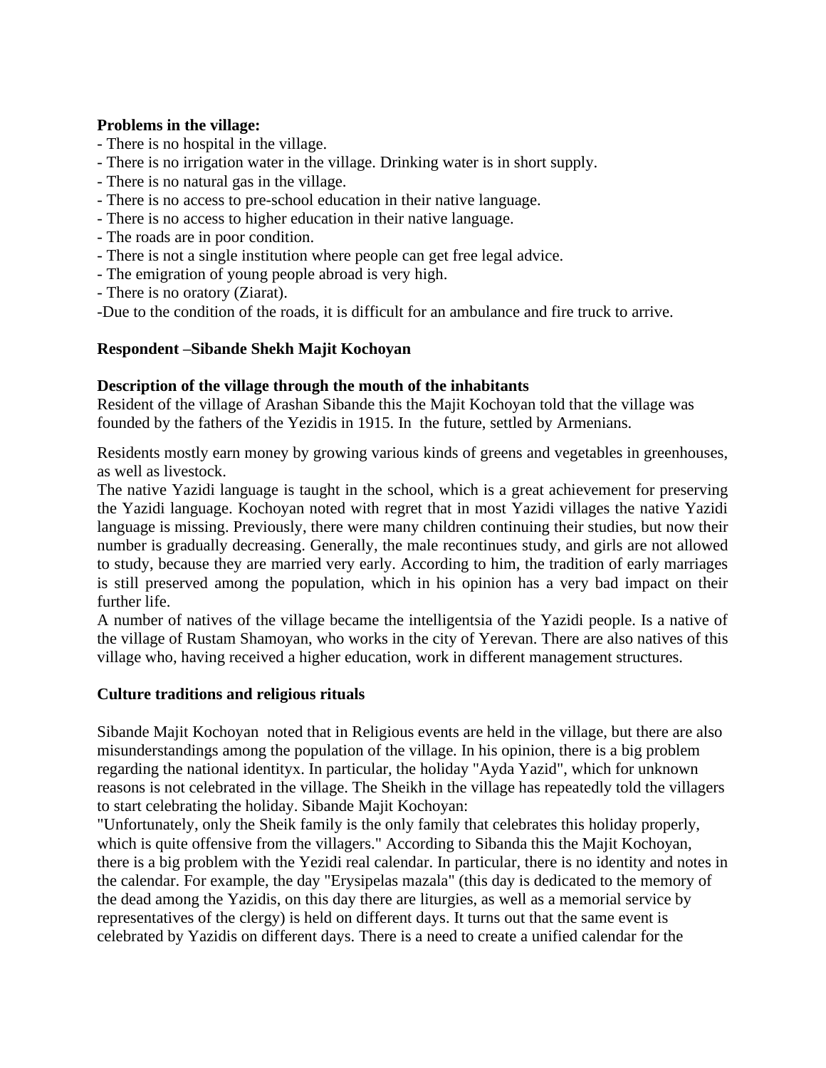**Problems in the village:**

- There is no hospital in the village.
- There is no irrigation water in the village. Drinking water is in short supply.
- There is no natural gas in the village.
- There is no access to pre-school education in their native language.
- There is no access to higher education in their native language.
- The roads are in poor condition.
- There is not a single institution where people can get free legal advice.
- The emigration of young people abroad is very high.
- There is no oratory (Ziarat).
-Due to the condition of the roads, it is difficult for an ambulance and fire truck to arrive.

**Respondent –Sibande Shekh Majit Kochoyan**

**Description of the village through the mouth of the inhabitants**

Resident of the village of Arashan Sibande this the Majit Kochoyan told that the village was founded by the fathers of the Yezidis in 1915. In the future, settled by Armenians.

Residents mostly earn money by growing various kinds of greens and vegetables in greenhouses, as well as livestock.

The native Yazidi language is taught in the school, which is a great achievement for preserving the Yazidi language. Kochoyan noted with regret that in most Yazidi villages the native Yazidi language is missing. Previously, there were many children continuing their studies, but now their number is gradually decreasing. Generally, the male recontinues study, and girls are not allowed to study, because they are married very early. According to him, the tradition of early marriages is still preserved among the population, which in his opinion has a very bad impact on their further life.

A number of natives of the village became the intelligentsia of the Yazidi people. Is a native of the village of Rustam Shamoyan, who works in the city of Yerevan. There are also natives of this village who, having received a higher education, work in different management structures.

**Culture traditions and religious rituals**

Sibande Majit Kochoyan noted that in Religious events are held in the village, but there are also misunderstandings among the population of the village. In his opinion, there is a big problem regarding the national identityx. In particular, the holiday "Ayda Yazid", which for unknown reasons is not celebrated in the village. The Sheikh in the village has repeatedly told the villagers to start celebrating the holiday. Sibande Majit Kochoyan:

"Unfortunately, only the Sheik family is the only family that celebrates this holiday properly, which is quite offensive from the villagers." According to Sibanda this the Majit Kochoyan, there is a big problem with the Yezidi real calendar. In particular, there is no identity and notes in the calendar. For example, the day "Erysipelas mazala" (this day is dedicated to the memory of the dead among the Yazidis, on this day there are liturgies, as well as a memorial service by representatives of the clergy) is held on different days. It turns out that the same event is celebrated by Yazidis on different days. There is a need to create a unified calendar for the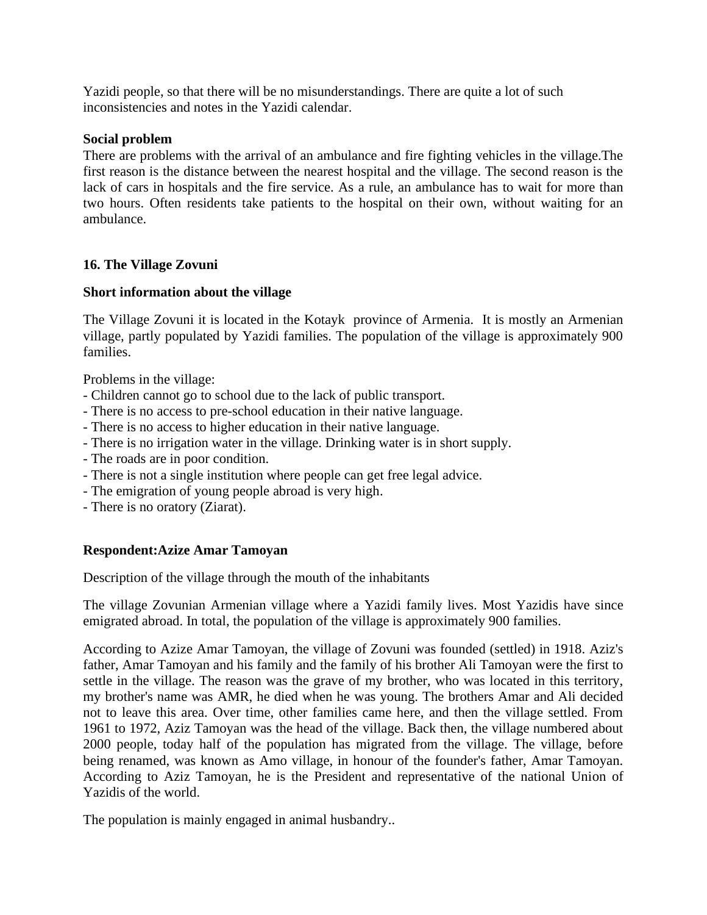Yazidi people, so that there will be no misunderstandings. There are quite a lot of such inconsistencies and notes in the Yazidi calendar.

**Social problem**

There are problems with the arrival of an ambulance and fire fighting vehicles in the village.The first reason is the distance between the nearest hospital and the village. The second reason is the lack of cars in hospitals and the fire service. As a rule, an ambulance has to wait for more than two hours. Often residents take patients to the hospital on their own, without waiting for an ambulance.

### 16. The Village Zovuni

**Short information about the village**

The Village Zovuni it is located in the Kotayk province of Armenia. It is mostly an Armenian village, partly populated by Yazidi families. The population of the village is approximately 900 families.

Problems in the village:

- Children cannot go to school due to the lack of public transport.
- There is no access to pre-school education in their native language.
- There is no access to higher education in their native language.
- There is no irrigation water in the village. Drinking water is in short supply.
- The roads are in poor condition.
- There is not a single institution where people can get free legal advice.
- The emigration of young people abroad is very high.
- There is no oratory (Ziarat).

**Respondent:Azize Amar Tamoyan**

Description of the village through the mouth of the inhabitants

The village Zovunian Armenian village where a Yazidi family lives. Most Yazidis have since emigrated abroad. In total, the population of the village is approximately 900 families.

According to Azize Amar Tamoyan, the village of Zovuni was founded (settled) in 1918. Aziz's father, Amar Tamoyan and his family and the family of his brother Ali Tamoyan were the first to settle in the village. The reason was the grave of my brother, who was located in this territory, my brother's name was AMR, he died when he was young. The brothers Amar and Ali decided not to leave this area. Over time, other families came here, and then the village settled. From 1961 to 1972, Aziz Tamoyan was the head of the village. Back then, the village numbered about 2000 people, today half of the population has migrated from the village. The village, before being renamed, was known as Amo village, in honour of the founder's father, Amar Tamoyan. According to Aziz Tamoyan, he is the President and representative of the national Union of Yazidis of the world.

The population is mainly engaged in animal husbandry..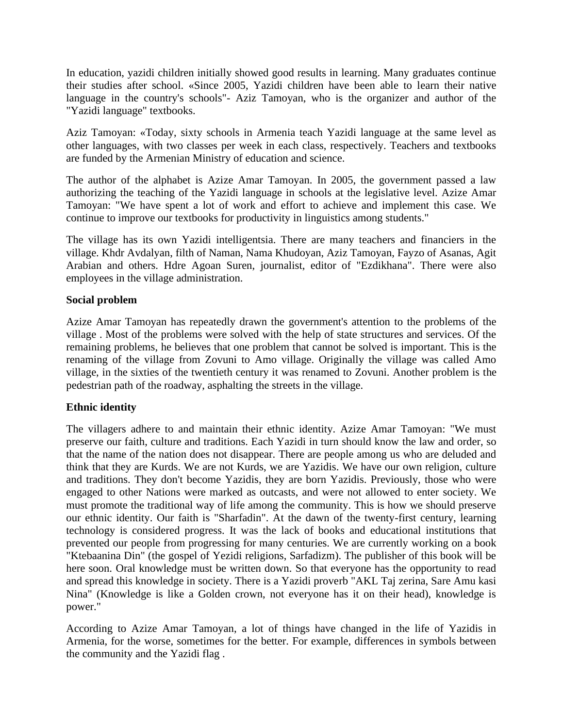In education, yazidi children initially showed good results in learning. Many graduates continue their studies after school. «Since 2005, Yazidi children have been able to learn their native language in the country's schools"- Aziz Tamoyan, who is the organizer and author of the "Yazidi language" textbooks.

Aziz Tamoyan: «Today, sixty schools in Armenia teach Yazidi language at the same level as other languages, with two classes per week in each class, respectively. Teachers and textbooks are funded by the Armenian Ministry of education and science.

The author of the alphabet is Azize Amar Tamoyan. In 2005, the government passed a law authorizing the teaching of the Yazidi language in schools at the legislative level. Azize Amar Tamoyan: "We have spent a lot of work and effort to achieve and implement this case. We continue to improve our textbooks for productivity in linguistics among students."

The village has its own Yazidi intelligentsia. There are many teachers and financiers in the village. Khdr Avdalyan, filth of Naman, Nama Khudoyan, Aziz Tamoyan, Fayzo of Asanas, Agit Arabian and others. Hdre Agoan Suren, journalist, editor of "Ezdikhana". There were also employees in the village administration.

**Social problem**

Azize Amar Tamoyan has repeatedly drawn the government's attention to the problems of the village . Most of the problems were solved with the help of state structures and services. Of the remaining problems, he believes that one problem that cannot be solved is important. This is the renaming of the village from Zovuni to Amo village. Originally the village was called Amo village, in the sixties of the twentieth century it was renamed to Zovuni. Another problem is the pedestrian path of the roadway, asphalting the streets in the village.

**Ethnic identity**

The villagers adhere to and maintain their ethnic identity. Azize Amar Tamoyan: "We must preserve our faith, culture and traditions. Each Yazidi in turn should know the law and order, so that the name of the nation does not disappear. There are people among us who are deluded and think that they are Kurds. We are not Kurds, we are Yazidis. We have our own religion, culture and traditions. They don't become Yazidis, they are born Yazidis. Previously, those who were engaged to other Nations were marked as outcasts, and were not allowed to enter society. We must promote the traditional way of life among the community. This is how we should preserve our ethnic identity. Our faith is "Sharfadin". At the dawn of the twenty-first century, learning technology is considered progress. It was the lack of books and educational institutions that prevented our people from progressing for many centuries. We are currently working on a book "Ktebaanina Din" (the gospel of Yezidi religions, Sarfadizm). The publisher of this book will be here soon. Oral knowledge must be written down. So that everyone has the opportunity to read and spread this knowledge in society. There is a Yazidi proverb "AKL Taj zerina, Sare Amu kasi Nina" (Knowledge is like a Golden crown, not everyone has it on their head), knowledge is power."

According to Azize Amar Tamoyan, a lot of things have changed in the life of Yazidis in Armenia, for the worse, sometimes for the better. For example, differences in symbols between the community and the Yazidi flag .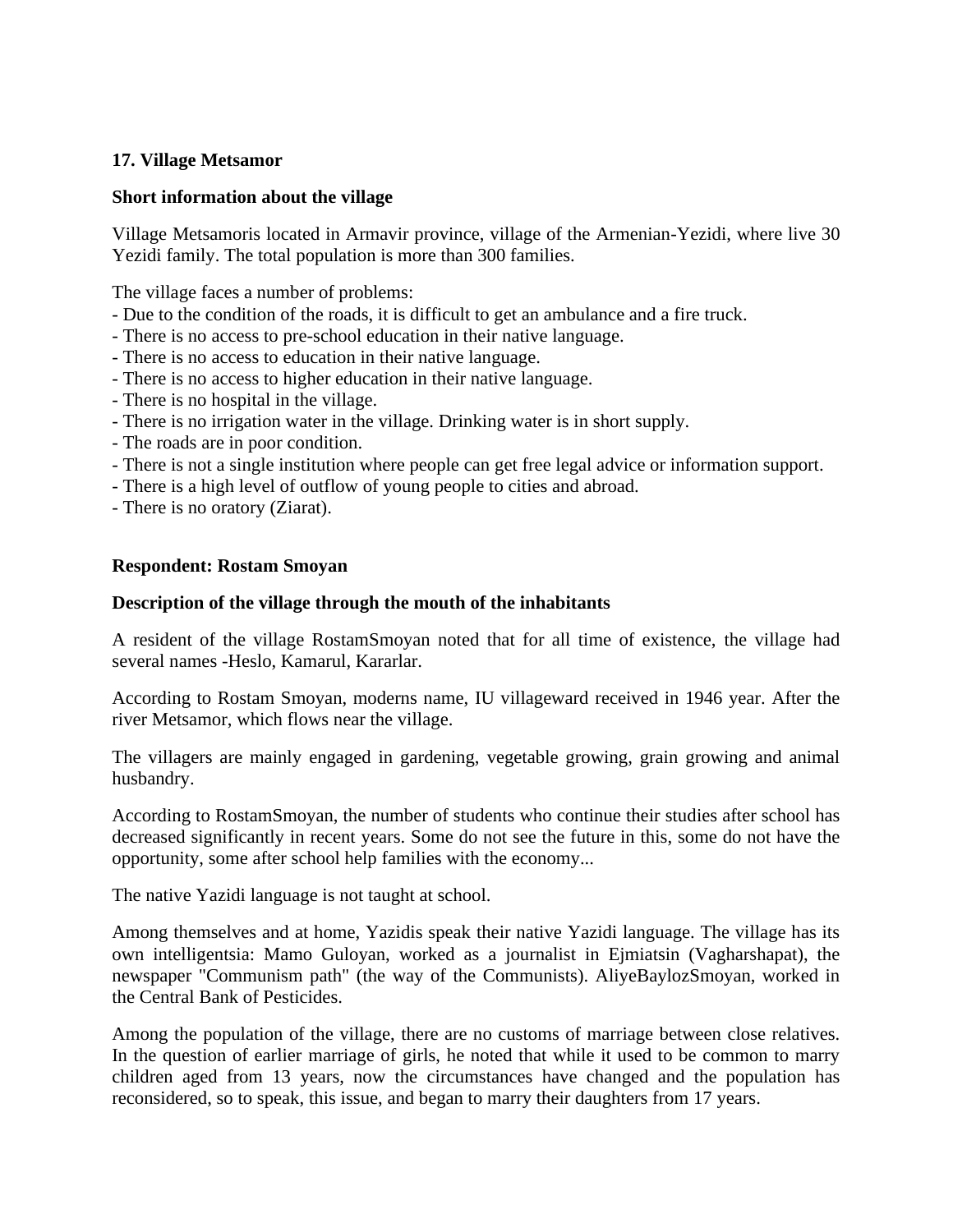**17. Village Metsamor**

**Short information about the village**

Village Metsamoris located in Armavir province, village of the Armenian-Yezidi, where live 30 Yezidi family. The total population is more than 300 families.

The village faces a number of problems:
- Due to the condition of the roads, it is difficult to get an ambulance and a fire truck.
- There is no access to pre-school education in their native language.
- There is no access to education in their native language.
- There is no access to higher education in their native language.
- There is no hospital in the village.
- There is no irrigation water in the village. Drinking water is in short supply.
- The roads are in poor condition.
- There is not a single institution where people can get free legal advice or information support.
- There is a high level of outflow of young people to cities and abroad.
- There is no oratory (Ziarat).

**Respondent: Rostam Smoyan**

**Description of the village through the mouth of the inhabitants**

A resident of the village RostamSmoyan noted that for all time of existence, the village had several names -Heslo, Kamarul, Kararlar.

According to Rostam Smoyan, moderns name, IU villageward received in 1946 year. After the river Metsamor, which flows near the village.

The villagers are mainly engaged in gardening, vegetable growing, grain growing and animal husbandry.

According to RostamSmoyan, the number of students who continue their studies after school has decreased significantly in recent years. Some do not see the future in this, some do not have the opportunity, some after school help families with the economy...

The native Yazidi language is not taught at school.

Among themselves and at home, Yazidis speak their native Yazidi language. The village has its own intelligentsia: Mamo Guloyan, worked as a journalist in Ejmiatsin (Vagharshapat), the newspaper "Communism path" (the way of the Communists). AliyeBaylozSmoyan, worked in the Central Bank of Pesticides.

Among the population of the village, there are no customs of marriage between close relatives. In the question of earlier marriage of girls, he noted that while it used to be common to marry children aged from 13 years, now the circumstances have changed and the population has reconsidered, so to speak, this issue, and began to marry their daughters from 17 years.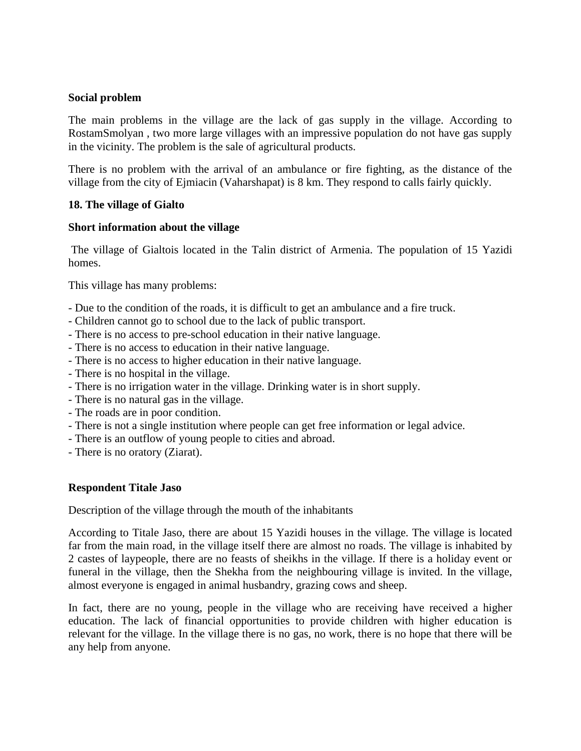**Social problem**

The main problems in the village are the lack of gas supply in the village. According to RostamSmolyan , two more large villages with an impressive population do not have gas supply in the vicinity. The problem is the sale of agricultural products.

There is no problem with the arrival of an ambulance or fire fighting, as the distance of the village from the city of Ejmiacin (Vaharshapat) is 8 km. They respond to calls fairly quickly.

**18. The village of Gialto**

**Short information about the village**

The village of Gialtois located in the Talin district of Armenia. The population of 15 Yazidi homes.

This village has many problems:

- Due to the condition of the roads, it is difficult to get an ambulance and a fire truck.
- Children cannot go to school due to the lack of public transport.
- There is no access to pre-school education in their native language.
- There is no access to education in their native language.
- There is no access to higher education in their native language.
- There is no hospital in the village.
- There is no irrigation water in the village. Drinking water is in short supply.
- There is no natural gas in the village.
- The roads are in poor condition.
- There is not a single institution where people can get free information or legal advice.
- There is an outflow of young people to cities and abroad.
- There is no oratory (Ziarat).

**Respondent Titale Jaso**

Description of the village through the mouth of the inhabitants

According to Titale Jaso, there are about 15 Yazidi houses in the village. The village is located far from the main road, in the village itself there are almost no roads. The village is inhabited by 2 castes of laypeople, there are no feasts of sheikhs in the village. If there is a holiday event or funeral in the village, then the Shekha from the neighbouring village is invited. In the village, almost everyone is engaged in animal husbandry, grazing cows and sheep.

In fact, there are no young, people in the village who are receiving have received a higher education. The lack of financial opportunities to provide children with higher education is relevant for the village. In the village there is no gas, no work, there is no hope that there will be any help from anyone.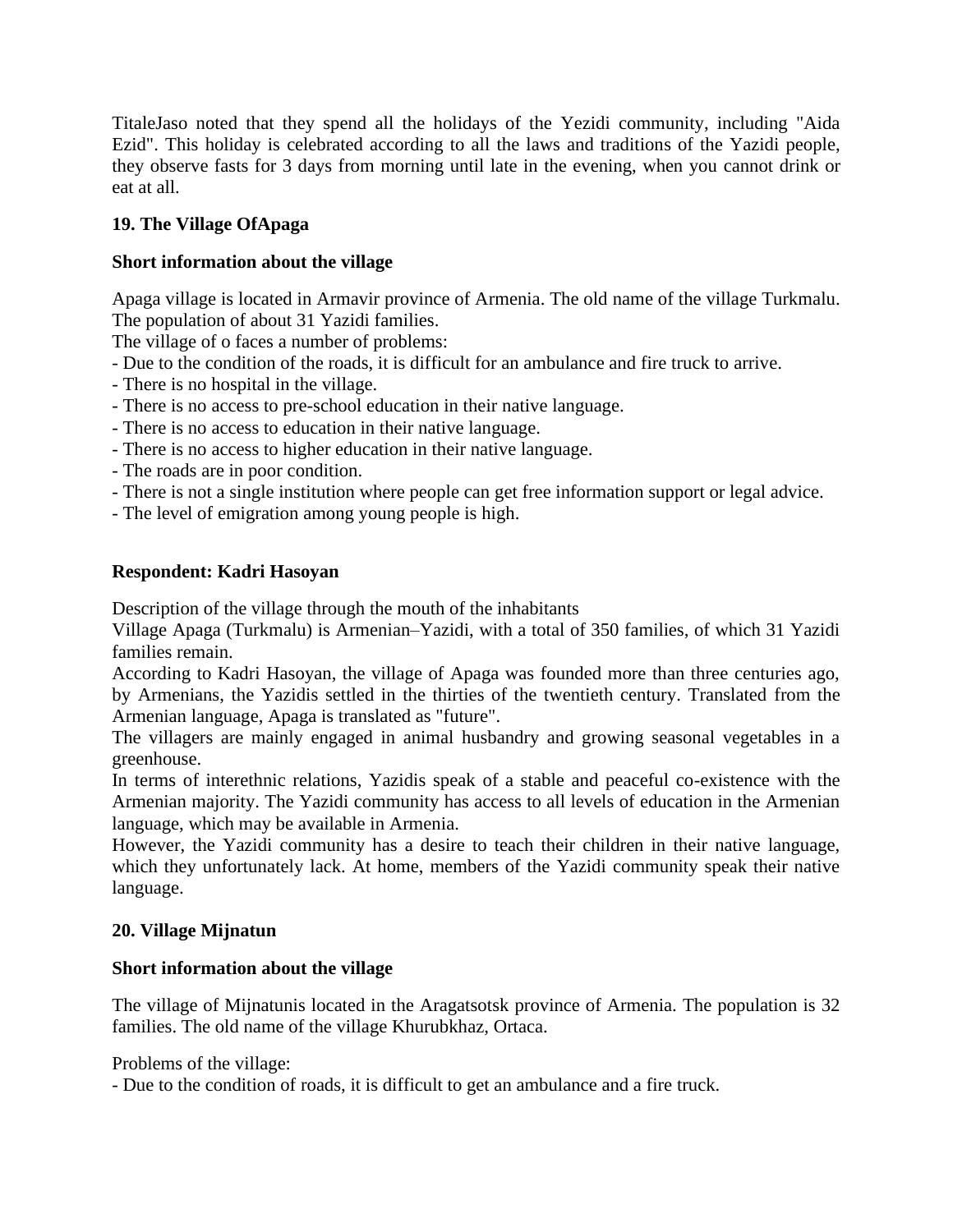TitaleJaso noted that they spend all the holidays of the Yezidi community, including "Aida Ezid". This holiday is celebrated according to all the laws and traditions of the Yazidi people, they observe fasts for 3 days from morning until late in the evening, when you cannot drink or eat at all.

### 19. The Village OfApaga

**Short information about the village**

Apaga village is located in Armavir province of Armenia. The old name of the village Turkmalu. The population of about 31 Yazidi families.
The village of o faces a number of problems:
- Due to the condition of the roads, it is difficult for an ambulance and fire truck to arrive.
- There is no hospital in the village.
- There is no access to pre-school education in their native language.
- There is no access to education in their native language.
- There is no access to higher education in their native language.
- The roads are in poor condition.
- There is not a single institution where people can get free information support or legal advice.
- The level of emigration among young people is high.

**Respondent: Kadri Hasoyan**

Description of the village through the mouth of the inhabitants
Village Apaga (Turkmalu) is Armenian–Yazidi, with a total of 350 families, of which 31 Yazidi families remain.
According to Kadri Hasoyan, the village of Apaga was founded more than three centuries ago, by Armenians, the Yazidis settled in the thirties of the twentieth century. Translated from the Armenian language, Apaga is translated as "future".
The villagers are mainly engaged in animal husbandry and growing seasonal vegetables in a greenhouse.
In terms of interethnic relations, Yazidis speak of a stable and peaceful co-existence with the Armenian majority. The Yazidi community has access to all levels of education in the Armenian language, which may be available in Armenia.
However, the Yazidi community has a desire to teach their children in their native language, which they unfortunately lack. At home, members of the Yazidi community speak their native language.

### 20. Village Mijnatun

**Short information about the village**

The village of Mijnatunis located in the Aragatsotsk province of Armenia. The population is 32 families. The old name of the village Khurubkhaz, Ortaca.

Problems of the village:
- Due to the condition of roads, it is difficult to get an ambulance and a fire truck.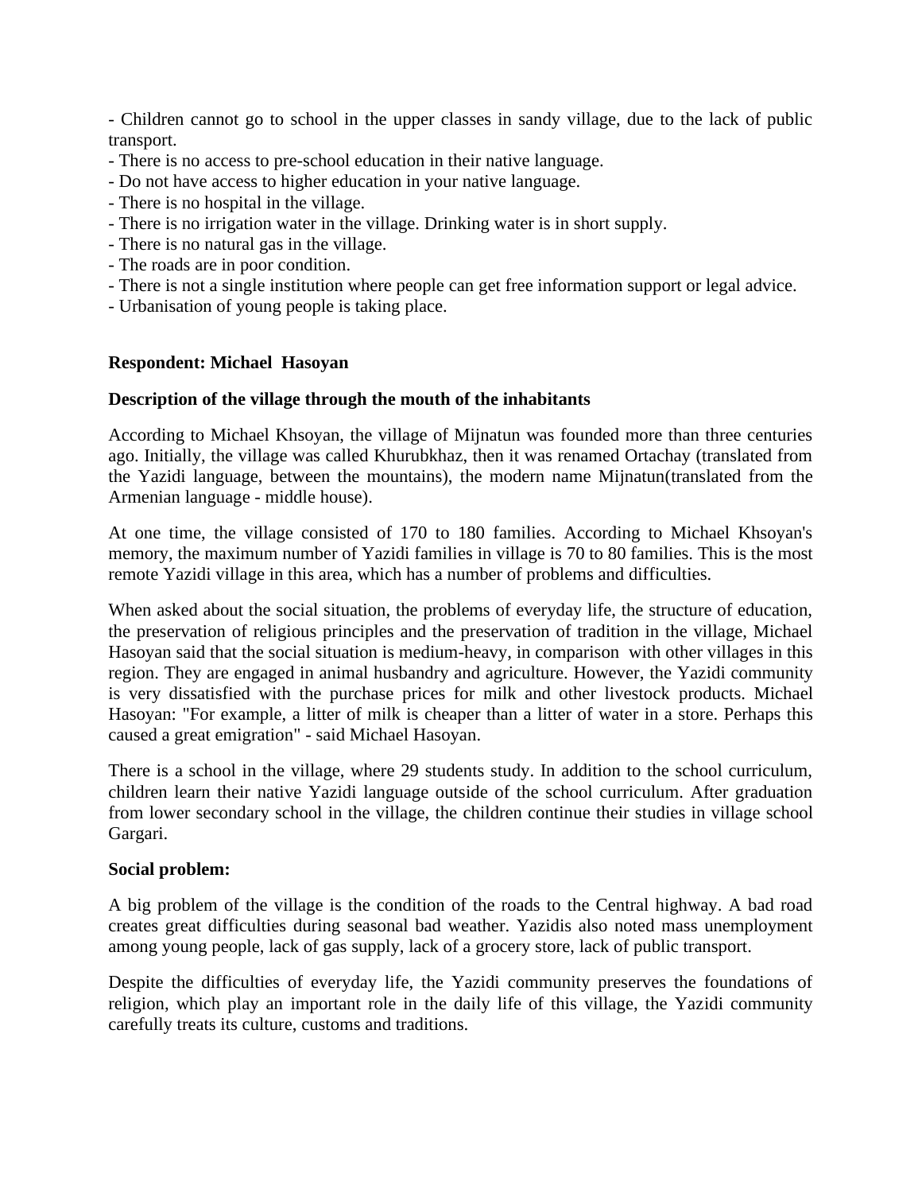- Children cannot go to school in the upper classes in sandy village, due to the lack of public transport.
- There is no access to pre-school education in their native language.
- Do not have access to higher education in your native language.
- There is no hospital in the village.
- There is no irrigation water in the village. Drinking water is in short supply.
- There is no natural gas in the village.
- The roads are in poor condition.
- There is not a single institution where people can get free information support or legal advice.
- Urbanisation of young people is taking place.

**Respondent: Michael  Hasoyan**

**Description of the village through the mouth of the inhabitants**

According to Michael Khsoyan, the village of Mijnatun was founded more than three centuries ago. Initially, the village was called Khurubkhaz, then it was renamed Ortachay (translated from the Yazidi language, between the mountains), the modern name Mijnatun(translated from the Armenian language - middle house).

At one time, the village consisted of 170 to 180 families. According to Michael Khsoyan's memory, the maximum number of Yazidi families in village is 70 to 80 families. This is the most remote Yazidi village in this area, which has a number of problems and difficulties.

When asked about the social situation, the problems of everyday life, the structure of education, the preservation of religious principles and the preservation of tradition in the village, Michael Hasoyan said that the social situation is medium-heavy, in comparison  with other villages in this region. They are engaged in animal husbandry and agriculture. However, the Yazidi community is very dissatisfied with the purchase prices for milk and other livestock products. Michael Hasoyan: "For example, a litter of milk is cheaper than a litter of water in a store. Perhaps this caused a great emigration" - said Michael Hasoyan.

There is a school in the village, where 29 students study. In addition to the school curriculum, children learn their native Yazidi language outside of the school curriculum. After graduation from lower secondary school in the village, the children continue their studies in village school Gargari.

**Social problem:**

A big problem of the village is the condition of the roads to the Central highway. A bad road creates great difficulties during seasonal bad weather. Yazidis also noted mass unemployment among young people, lack of gas supply, lack of a grocery store, lack of public transport.

Despite the difficulties of everyday life, the Yazidi community preserves the foundations of religion, which play an important role in the daily life of this village, the Yazidi community carefully treats its culture, customs and traditions.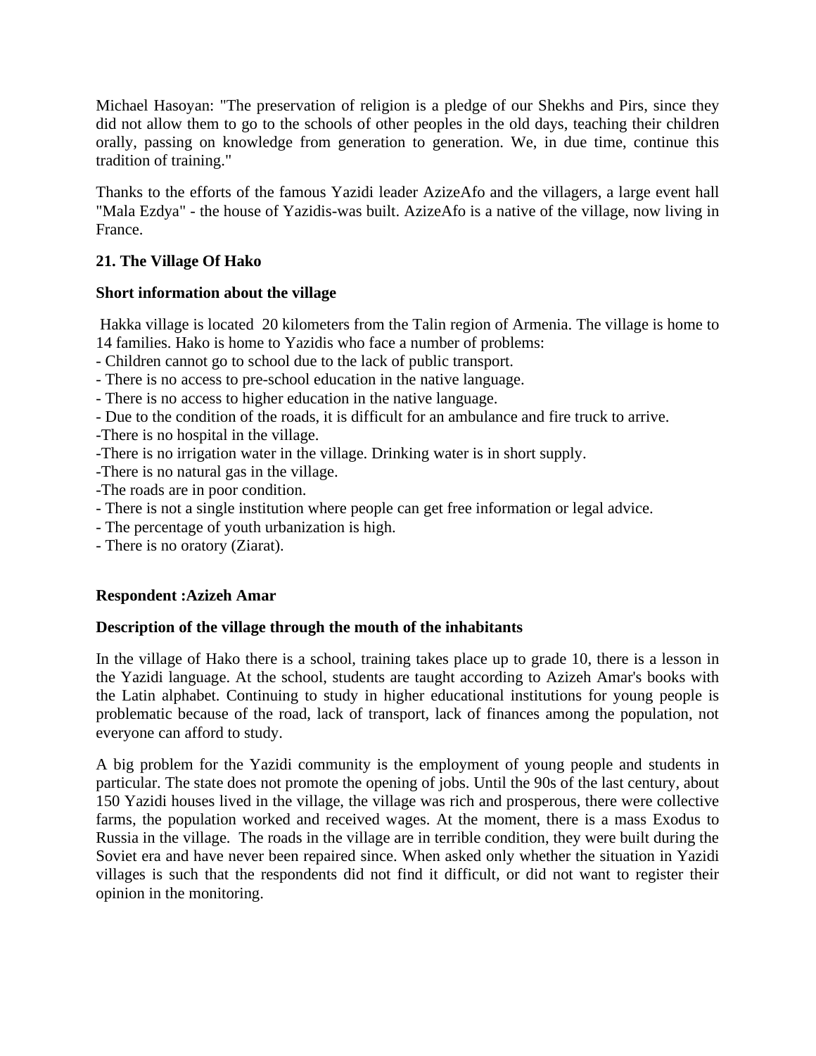Michael Hasoyan: "The preservation of religion is a pledge of our Shekhs and Pirs, since they did not allow them to go to the schools of other peoples in the old days, teaching their children orally, passing on knowledge from generation to generation. We, in due time, continue this tradition of training."

Thanks to the efforts of the famous Yazidi leader AzizeAfo and the villagers, a large event hall "Mala Ezdya" - the house of Yazidis-was built. AzizeAfo is a native of the village, now living in France.

### 21. The Village Of Hako

**Short information about the village**

Hakka village is located 20 kilometers from the Talin region of Armenia. The village is home to 14 families. Hako is home to Yazidis who face a number of problems:

- Children cannot go to school due to the lack of public transport.
- There is no access to pre-school education in the native language.
- There is no access to higher education in the native language.
- Due to the condition of the roads, it is difficult for an ambulance and fire truck to arrive.
- There is no hospital in the village.
- There is no irrigation water in the village. Drinking water is in short supply.
- There is no natural gas in the village.
- The roads are in poor condition.
- There is not a single institution where people can get free information or legal advice.
- The percentage of youth urbanization is high.
- There is no oratory (Ziarat).

**Respondent :Azizeh Amar**

**Description of the village through the mouth of the inhabitants**

In the village of Hako there is a school, training takes place up to grade 10, there is a lesson in the Yazidi language. At the school, students are taught according to Azizeh Amar's books with the Latin alphabet. Continuing to study in higher educational institutions for young people is problematic because of the road, lack of transport, lack of finances among the population, not everyone can afford to study.

A big problem for the Yazidi community is the employment of young people and students in particular. The state does not promote the opening of jobs. Until the 90s of the last century, about 150 Yazidi houses lived in the village, the village was rich and prosperous, there were collective farms, the population worked and received wages. At the moment, there is a mass Exodus to Russia in the village. The roads in the village are in terrible condition, they were built during the Soviet era and have never been repaired since. When asked only whether the situation in Yazidi villages is such that the respondents did not find it difficult, or did not want to register their opinion in the monitoring.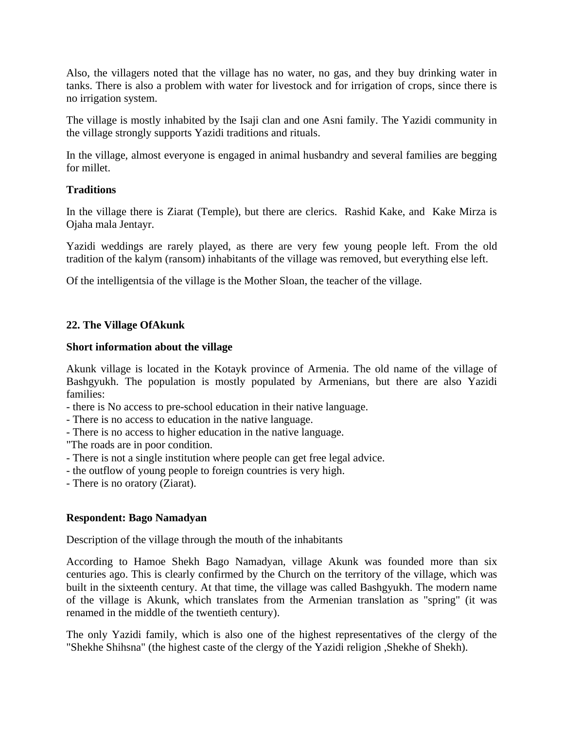Also, the villagers noted that the village has no water, no gas, and they buy drinking water in tanks. There is also a problem with water for livestock and for irrigation of crops, since there is no irrigation system.

The village is mostly inhabited by the Isaji clan and one Asni family. The Yazidi community in the village strongly supports Yazidi traditions and rituals.

In the village, almost everyone is engaged in animal husbandry and several families are begging for millet.

**Traditions**

In the village there is Ziarat (Temple), but there are clerics.  Rashid Kake, and  Kake Mirza is Ojaha mala Jentayr.

Yazidi weddings are rarely played, as there are very few young people left. From the old tradition of the kalym (ransom) inhabitants of the village was removed, but everything else left.

Of the intelligentsia of the village is the Mother Sloan, the teacher of the village.

**22. The Village OfAkunk**

**Short information about the village**

Akunk village is located in the Kotayk province of Armenia. The old name of the village of Bashgyukh. The population is mostly populated by Armenians, but there are also Yazidi families:
- there is No access to pre-school education in their native language.
- There is no access to education in the native language.
- There is no access to higher education in the native language.
"The roads are in poor condition.
- There is not a single institution where people can get free legal advice.
- the outflow of young people to foreign countries is very high.
- There is no oratory (Ziarat).

**Respondent: Bago Namadyan**

Description of the village through the mouth of the inhabitants

According to Hamoe Shekh Bago Namadyan, village Akunk was founded more than six centuries ago. This is clearly confirmed by the Church on the territory of the village, which was built in the sixteenth century. At that time, the village was called Bashgyukh. The modern name of the village is Akunk, which translates from the Armenian translation as "spring" (it was renamed in the middle of the twentieth century).

The only Yazidi family, which is also one of the highest representatives of the clergy of the "Shekhe Shihsna" (the highest caste of the clergy of the Yazidi religion ,Shekhe of Shekh).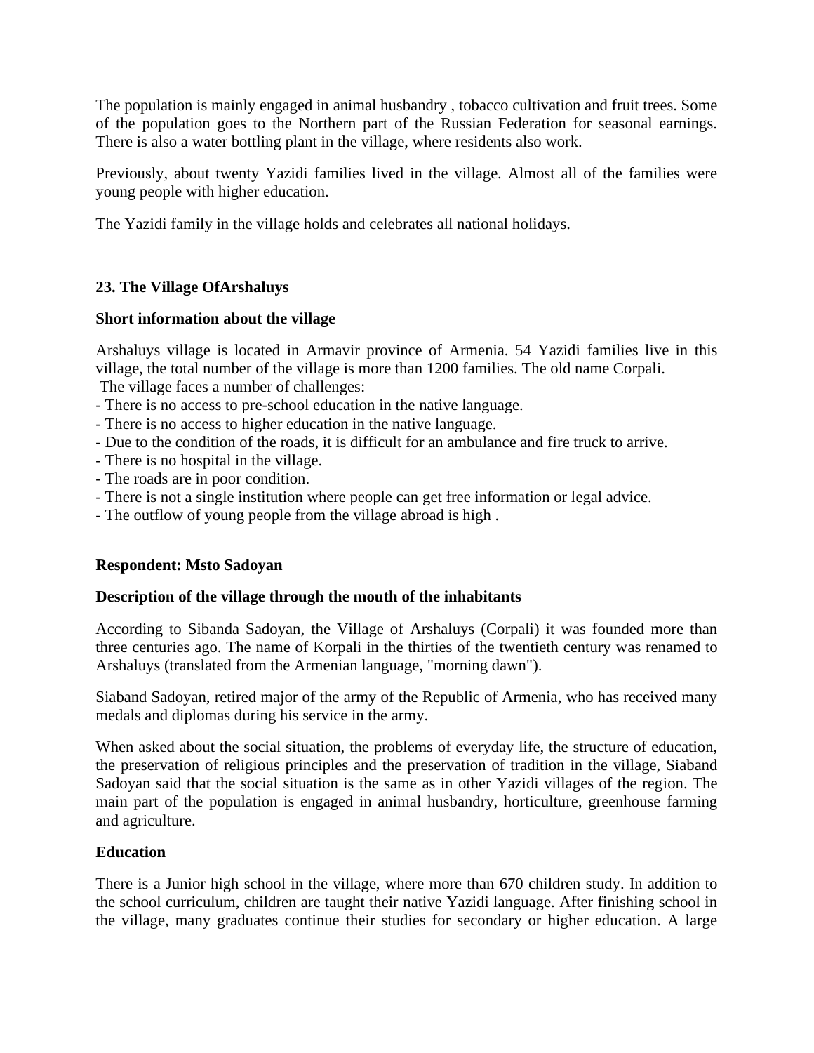The population is mainly engaged in animal husbandry , tobacco cultivation and fruit trees. Some of the population goes to the Northern part of the Russian Federation for seasonal earnings. There is also a water bottling plant in the village, where residents also work.

Previously, about twenty Yazidi families lived in the village. Almost all of the families were young people with higher education.

The Yazidi family in the village holds and celebrates all national holidays.

**23. The Village OfArshaluys**

**Short information about the village**

Arshaluys village is located in Armavir province of Armenia. 54 Yazidi families live in this village, the total number of the village is more than 1200 families. The old name Corpali.
The village faces a number of challenges:
- There is no access to pre-school education in the native language.
- There is no access to higher education in the native language.
- Due to the condition of the roads, it is difficult for an ambulance and fire truck to arrive.
- There is no hospital in the village.
- The roads are in poor condition.
- There is not a single institution where people can get free information or legal advice.
- The outflow of young people from the village abroad is high .

**Respondent: Msto Sadoyan**

**Description of the village through the mouth of the inhabitants**

According to Sibanda Sadoyan, the Village of Arshaluys (Corpali) it was founded more than three centuries ago. The name of Korpali in the thirties of the twentieth century was renamed to Arshaluys (translated from the Armenian language, "morning dawn").

Siaband Sadoyan, retired major of the army of the Republic of Armenia, who has received many medals and diplomas during his service in the army.

When asked about the social situation, the problems of everyday life, the structure of education, the preservation of religious principles and the preservation of tradition in the village, Siaband Sadoyan said that the social situation is the same as in other Yazidi villages of the region. The main part of the population is engaged in animal husbandry, horticulture, greenhouse farming and agriculture.

**Education**

There is a Junior high school in the village, where more than 670 children study. In addition to the school curriculum, children are taught their native Yazidi language. After finishing school in the village, many graduates continue their studies for secondary or higher education. A large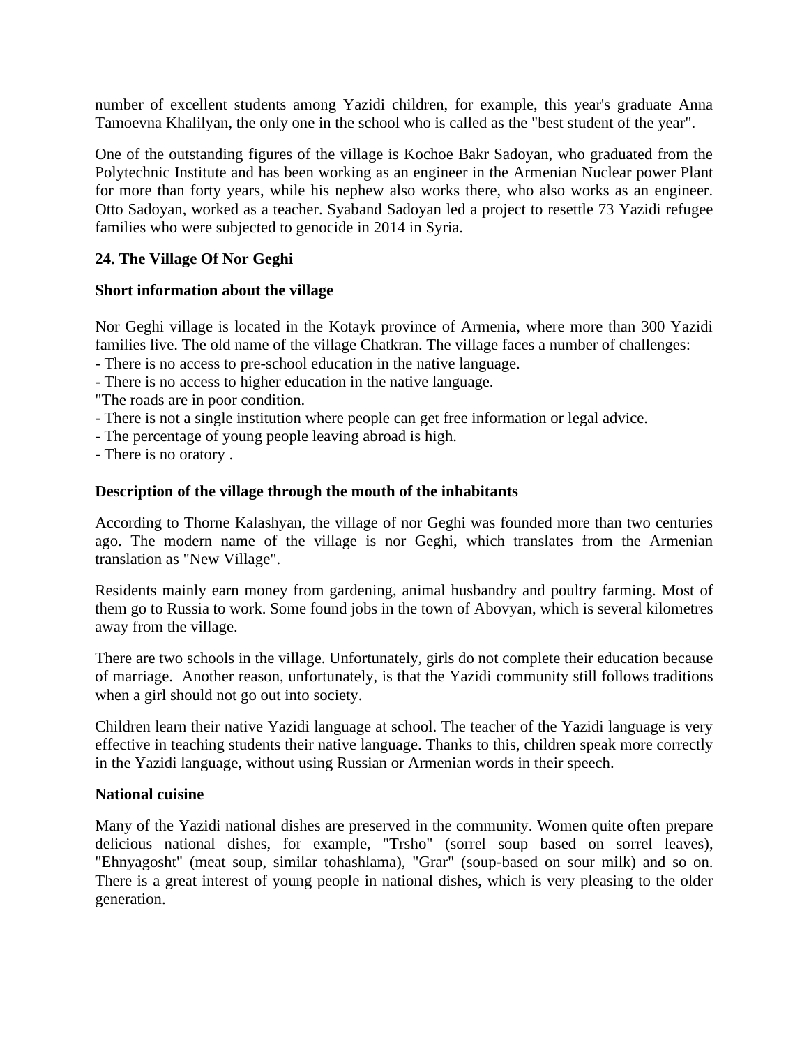number of excellent students among Yazidi children, for example, this year's graduate Anna Tamoevna Khalilyan, the only one in the school who is called as the "best student of the year".

One of the outstanding figures of the village is Kochoe Bakr Sadoyan, who graduated from the Polytechnic Institute and has been working as an engineer in the Armenian Nuclear power Plant for more than forty years, while his nephew also works there, who also works as an engineer. Otto Sadoyan, worked as a teacher. Syaband Sadoyan led a project to resettle 73 Yazidi refugee families who were subjected to genocide in 2014 in Syria.

## 24. The Village Of Nor Geghi

### Short information about the village

Nor Geghi village is located in the Kotayk province of Armenia, where more than 300 Yazidi families live. The old name of the village Chatkran. The village faces a number of challenges:
- There is no access to pre-school education in the native language.
- There is no access to higher education in the native language.
"The roads are in poor condition.
- There is not a single institution where people can get free information or legal advice.
- The percentage of young people leaving abroad is high.
- There is no oratory .

### Description of the village through the mouth of the inhabitants

According to Thorne Kalashyan, the village of nor Geghi was founded more than two centuries ago. The modern name of the village is nor Geghi, which translates from the Armenian translation as "New Village".

Residents mainly earn money from gardening, animal husbandry and poultry farming. Most of them go to Russia to work. Some found jobs in the town of Abovyan, which is several kilometres away from the village.

There are two schools in the village. Unfortunately, girls do not complete their education because of marriage. Another reason, unfortunately, is that the Yazidi community still follows traditions when a girl should not go out into society.

Children learn their native Yazidi language at school. The teacher of the Yazidi language is very effective in teaching students their native language. Thanks to this, children speak more correctly in the Yazidi language, without using Russian or Armenian words in their speech.

### National cuisine

Many of the Yazidi national dishes are preserved in the community. Women quite often prepare delicious national dishes, for example, "Trsho" (sorrel soup based on sorrel leaves), "Ehnyagosht" (meat soup, similar tohashlama), "Grar" (soup-based on sour milk) and so on. There is a great interest of young people in national dishes, which is very pleasing to the older generation.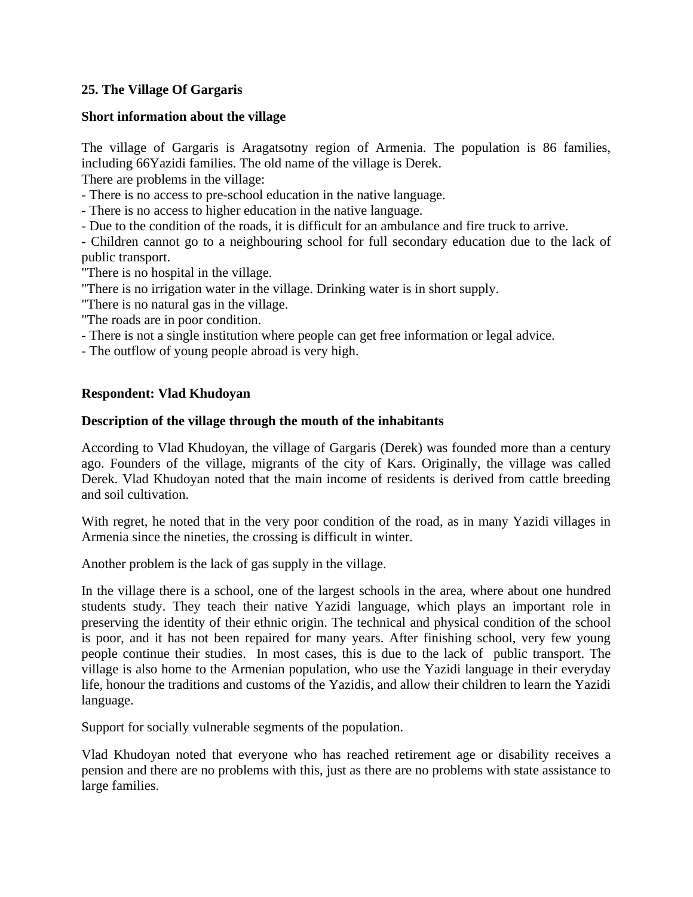**25. The Village Of Gargaris**

**Short information about the village**

The village of Gargaris is Aragatsotny region of Armenia. The population is 86 families, including 66Yazidi families. The old name of the village is Derek.

There are problems in the village:

- There is no access to pre-school education in the native language.
- There is no access to higher education in the native language.
- Due to the condition of the roads, it is difficult for an ambulance and fire truck to arrive.
- Children cannot go to a neighbouring school for full secondary education due to the lack of public transport.

"There is no hospital in the village.

"There is no irrigation water in the village. Drinking water is in short supply.

"There is no natural gas in the village.

"The roads are in poor condition.

- There is not a single institution where people can get free information or legal advice.
- The outflow of young people abroad is very high.

**Respondent: Vlad Khudoyan**

**Description of the village through the mouth of the inhabitants**

According to Vlad Khudoyan, the village of Gargaris (Derek) was founded more than a century ago. Founders of the village, migrants of the city of Kars. Originally, the village was called Derek. Vlad Khudoyan noted that the main income of residents is derived from cattle breeding and soil cultivation.

With regret, he noted that in the very poor condition of the road, as in many Yazidi villages in Armenia since the nineties, the crossing is difficult in winter.

Another problem is the lack of gas supply in the village.

In the village there is a school, one of the largest schools in the area, where about one hundred students study. They teach their native Yazidi language, which plays an important role in preserving the identity of their ethnic origin. The technical and physical condition of the school is poor, and it has not been repaired for many years. After finishing school, very few young people continue their studies. In most cases, this is due to the lack of public transport. The village is also home to the Armenian population, who use the Yazidi language in their everyday life, honour the traditions and customs of the Yazidis, and allow their children to learn the Yazidi language.

Support for socially vulnerable segments of the population.

Vlad Khudoyan noted that everyone who has reached retirement age or disability receives a pension and there are no problems with this, just as there are no problems with state assistance to large families.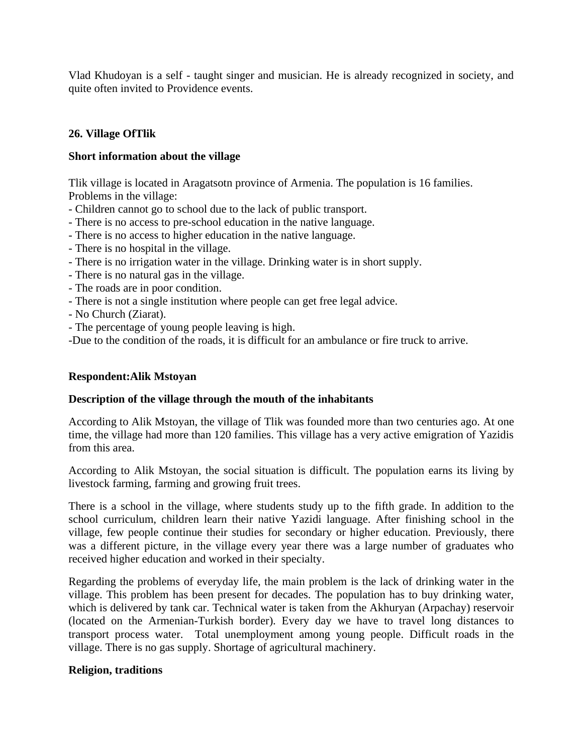Vlad Khudoyan is a self - taught singer and musician. He is already recognized in society, and quite often invited to Providence events.

**26. Village OfTlik**

**Short information about the village**

Tlik village is located in Aragatsotn province of Armenia. The population is 16 families.
Problems in the village:

- Children cannot go to school due to the lack of public transport.
- There is no access to pre-school education in the native language.
- There is no access to higher education in the native language.
- There is no hospital in the village.
- There is no irrigation water in the village. Drinking water is in short supply.
- There is no natural gas in the village.
- The roads are in poor condition.
- There is not a single institution where people can get free legal advice.
- No Church (Ziarat).
- The percentage of young people leaving is high.
- Due to the condition of the roads, it is difficult for an ambulance or fire truck to arrive.

**Respondent:Alik Mstoyan**

**Description of the village through the mouth of the inhabitants**

According to Alik Mstoyan, the village of Tlik was founded more than two centuries ago. At one time, the village had more than 120 families. This village has a very active emigration of Yazidis from this area.

According to Alik Mstoyan, the social situation is difficult. The population earns its living by livestock farming, farming and growing fruit trees.

There is a school in the village, where students study up to the fifth grade. In addition to the school curriculum, children learn their native Yazidi language. After finishing school in the village, few people continue their studies for secondary or higher education. Previously, there was a different picture, in the village every year there was a large number of graduates who received higher education and worked in their specialty.

Regarding the problems of everyday life, the main problem is the lack of drinking water in the village. This problem has been present for decades. The population has to buy drinking water, which is delivered by tank car. Technical water is taken from the Akhuryan (Arpachay) reservoir (located on the Armenian-Turkish border). Every day we have to travel long distances to transport process water. Total unemployment among young people. Difficult roads in the village. There is no gas supply. Shortage of agricultural machinery.

**Religion, traditions**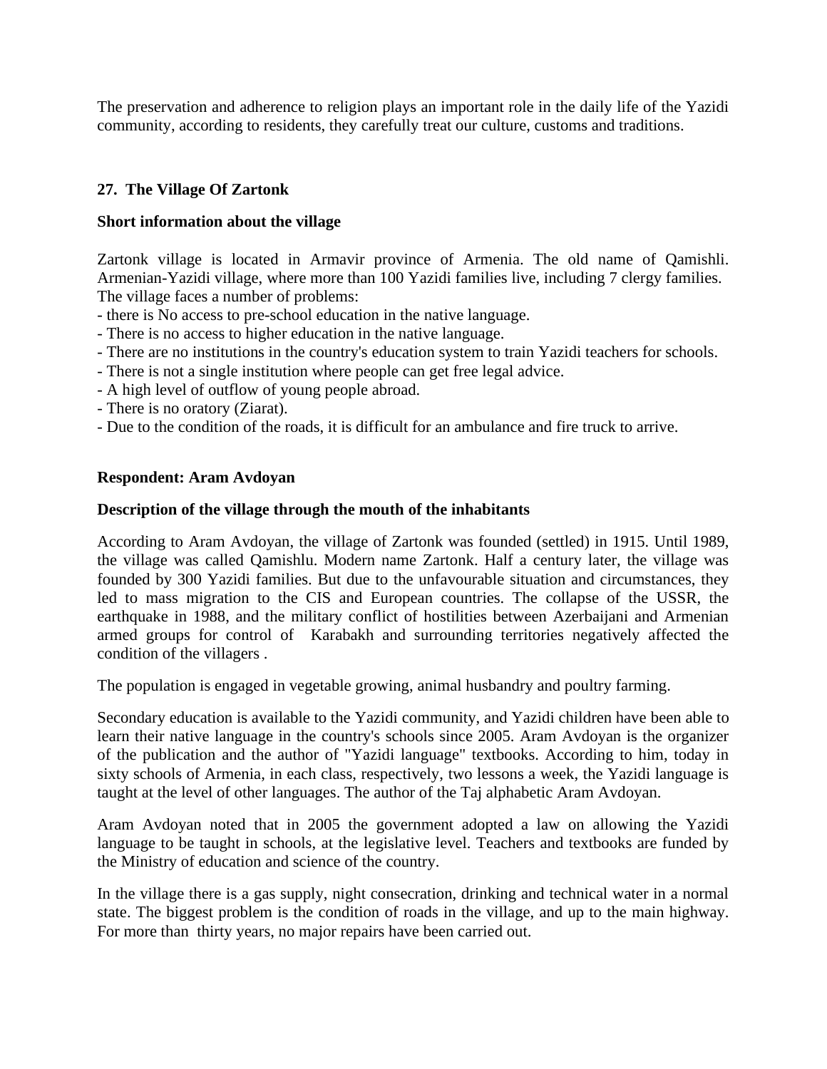The preservation and adherence to religion plays an important role in the daily life of the Yazidi community, according to residents, they carefully treat our culture, customs and traditions.

## 27. The Village Of Zartonk

### Short information about the village

Zartonk village is located in Armavir province of Armenia. The old name of Qamishli. Armenian-Yazidi village, where more than 100 Yazidi families live, including 7 clergy families.
The village faces a number of problems:

- there is No access to pre-school education in the native language.
- There is no access to higher education in the native language.
- There are no institutions in the country's education system to train Yazidi teachers for schools.
- There is not a single institution where people can get free legal advice.
- A high level of outflow of young people abroad.
- There is no oratory (Ziarat).
- Due to the condition of the roads, it is difficult for an ambulance and fire truck to arrive.

### Respondent: Aram Avdoyan

### Description of the village through the mouth of the inhabitants

According to Aram Avdoyan, the village of Zartonk was founded (settled) in 1915. Until 1989, the village was called Qamishlu. Modern name Zartonk. Half a century later, the village was founded by 300 Yazidi families. But due to the unfavourable situation and circumstances, they led to mass migration to the CIS and European countries. The collapse of the USSR, the earthquake in 1988, and the military conflict of hostilities between Azerbaijani and Armenian armed groups for control of Karabakh and surrounding territories negatively affected the condition of the villagers .

The population is engaged in vegetable growing, animal husbandry and poultry farming.

Secondary education is available to the Yazidi community, and Yazidi children have been able to learn their native language in the country's schools since 2005. Aram Avdoyan is the organizer of the publication and the author of "Yazidi language" textbooks. According to him, today in sixty schools of Armenia, in each class, respectively, two lessons a week, the Yazidi language is taught at the level of other languages. The author of the Taj alphabetic Aram Avdoyan.

Aram Avdoyan noted that in 2005 the government adopted a law on allowing the Yazidi language to be taught in schools, at the legislative level. Teachers and textbooks are funded by the Ministry of education and science of the country.

In the village there is a gas supply, night consecration, drinking and technical water in a normal state. The biggest problem is the condition of roads in the village, and up to the main highway. For more than thirty years, no major repairs have been carried out.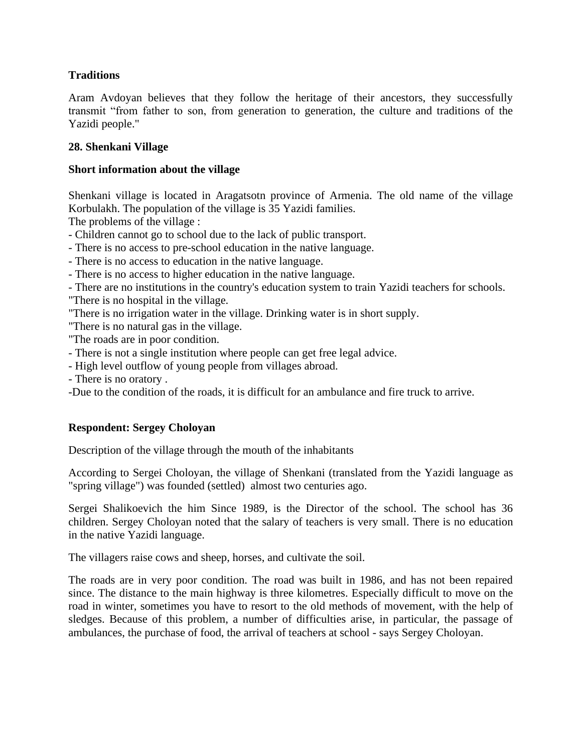**Traditions**

Aram Avdoyan believes that they follow the heritage of their ancestors, they successfully transmit “from father to son, from generation to generation, the culture and traditions of the Yazidi people."

**28. Shenkani Village**

**Short information about the village**

Shenkani village is located in Aragatsotn province of Armenia. The old name of the village Korbulakh. The population of the village is 35 Yazidi families.

The problems of the village :

- Children cannot go to school due to the lack of public transport.
- There is no access to pre-school education in the native language.
- There is no access to education in the native language.
- There is no access to higher education in the native language.
- There are no institutions in the country's education system to train Yazidi teachers for schools.

"There is no hospital in the village.

"There is no irrigation water in the village. Drinking water is in short supply.

"There is no natural gas in the village.

"The roads are in poor condition.

- There is not a single institution where people can get free legal advice.
- High level outflow of young people from villages abroad.
- There is no oratory .

-Due to the condition of the roads, it is difficult for an ambulance and fire truck to arrive.

**Respondent: Sergey Choloyan**

Description of the village through the mouth of the inhabitants

According to Sergei Choloyan, the village of Shenkani (translated from the Yazidi language as "spring village") was founded (settled) almost two centuries ago.

Sergei Shalikoevich the him Since 1989, is the Director of the school. The school has 36 children. Sergey Choloyan noted that the salary of teachers is very small. There is no education in the native Yazidi language.

The villagers raise cows and sheep, horses, and cultivate the soil.

The roads are in very poor condition. The road was built in 1986, and has not been repaired since. The distance to the main highway is three kilometres. Especially difficult to move on the road in winter, sometimes you have to resort to the old methods of movement, with the help of sledges. Because of this problem, a number of difficulties arise, in particular, the passage of ambulances, the purchase of food, the arrival of teachers at school - says Sergey Choloyan.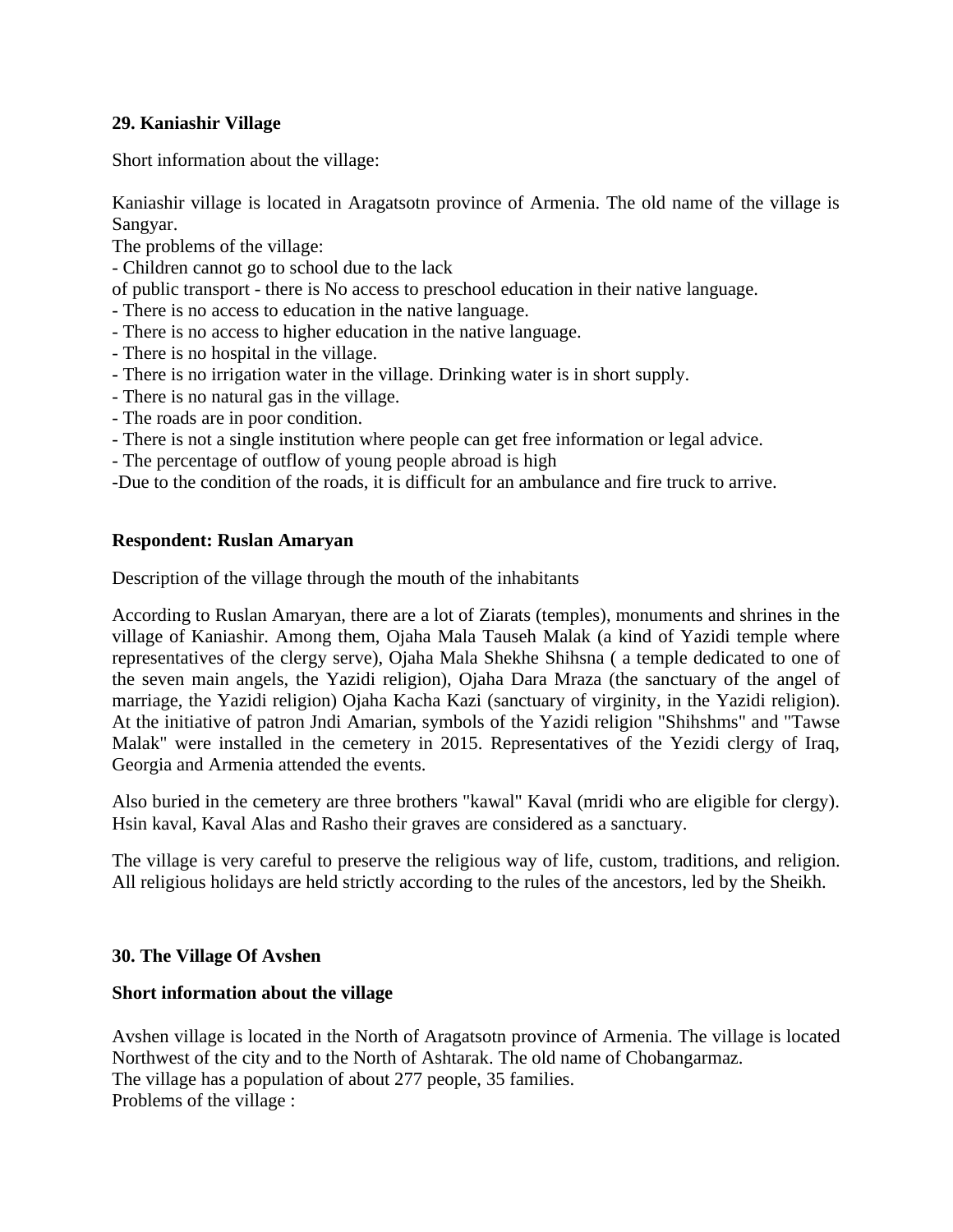**29. Kaniashir Village**

Short information about the village:

Kaniashir village is located in Aragatsotn province of Armenia. The old name of the village is Sangyar.

The problems of the village:

- Children cannot go to school due to the lack of public transport - there is No access to preschool education in their native language.
- There is no access to education in the native language.
- There is no access to higher education in the native language.
- There is no hospital in the village.
- There is no irrigation water in the village. Drinking water is in short supply.
- There is no natural gas in the village.
- The roads are in poor condition.
- There is not a single institution where people can get free information or legal advice.
- The percentage of outflow of young people abroad is high
- Due to the condition of the roads, it is difficult for an ambulance and fire truck to arrive.

**Respondent: Ruslan Amaryan**

Description of the village through the mouth of the inhabitants

According to Ruslan Amaryan, there are a lot of Ziarats (temples), monuments and shrines in the village of Kaniashir. Among them, Ojaha Mala Tauseh Malak (a kind of Yazidi temple where representatives of the clergy serve), Ojaha Mala Shekhe Shihsna ( a temple dedicated to one of the seven main angels, the Yazidi religion), Ojaha Dara Mraza (the sanctuary of the angel of marriage, the Yazidi religion) Ojaha Kacha Kazi (sanctuary of virginity, in the Yazidi religion). At the initiative of patron Jndi Amarian, symbols of the Yazidi religion "Shihshms" and "Tawse Malak" were installed in the cemetery in 2015. Representatives of the Yezidi clergy of Iraq, Georgia and Armenia attended the events.

Also buried in the cemetery are three brothers "kawal" Kaval (mridi who are eligible for clergy). Hsin kaval, Kaval Alas and Rasho their graves are considered as a sanctuary.

The village is very careful to preserve the religious way of life, custom, traditions, and religion. All religious holidays are held strictly according to the rules of the ancestors, led by the Sheikh.

**30. The Village Of Avshen**

**Short information about the village**

Avshen village is located in the North of Aragatsotn province of Armenia. The village is located Northwest of the city and to the North of Ashtarak. The old name of Chobangarmaz.

The village has a population of about 277 people, 35 families.

Problems of the village :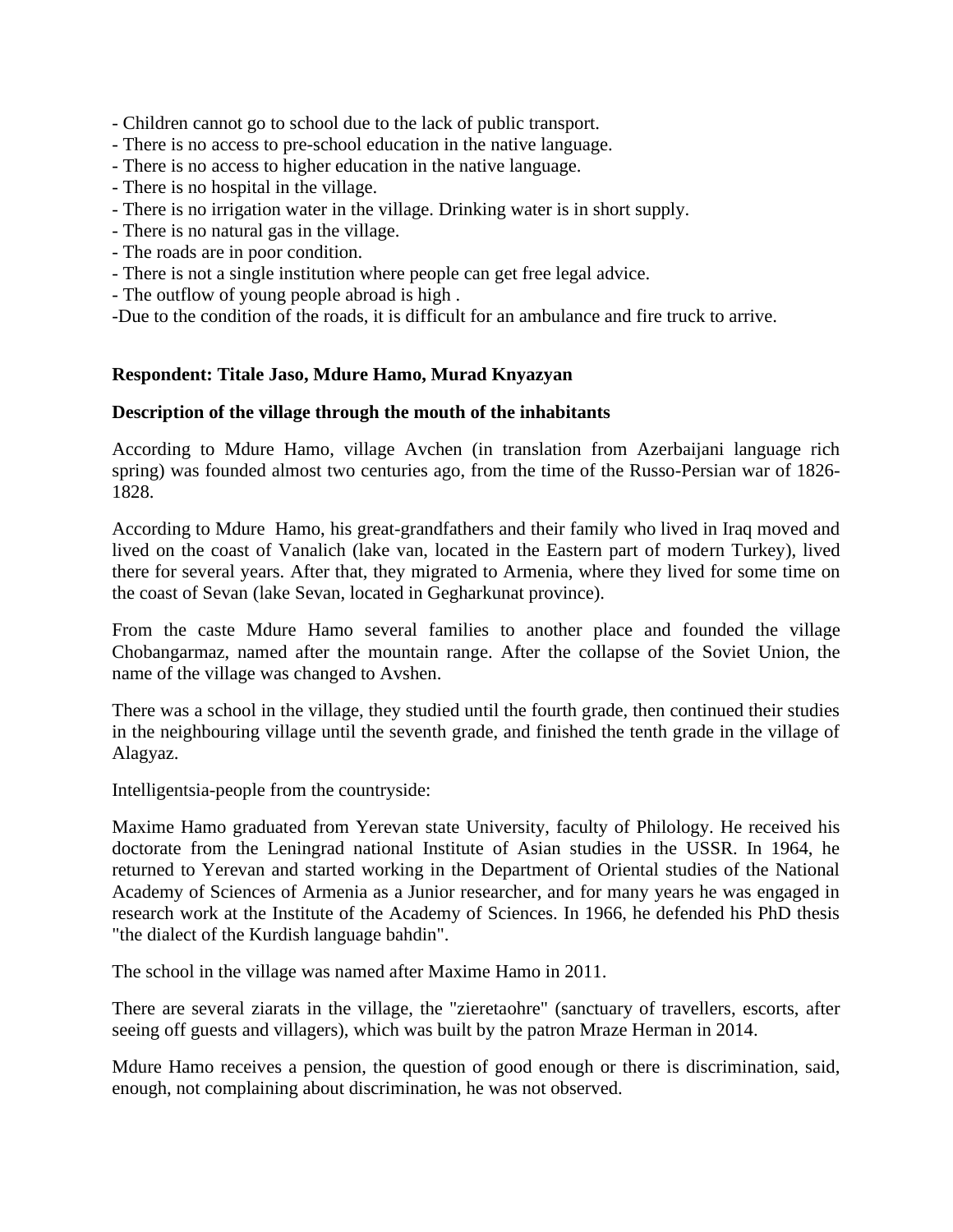- Children cannot go to school due to the lack of public transport.
- There is no access to pre-school education in the native language.
- There is no access to higher education in the native language.
- There is no hospital in the village.
- There is no irrigation water in the village. Drinking water is in short supply.
- There is no natural gas in the village.
- The roads are in poor condition.
- There is not a single institution where people can get free legal advice.
- The outflow of young people abroad is high .
- Due to the condition of the roads, it is difficult for an ambulance and fire truck to arrive.

**Respondent: Titale Jaso, Mdure Hamo, Murad Knyazyan**

**Description of the village through the mouth of the inhabitants**

According to Mdure Hamo, village Avchen (in translation from Azerbaijani language rich spring) was founded almost two centuries ago, from the time of the Russo-Persian war of 1826-1828.

According to Mdure Hamo, his great-grandfathers and their family who lived in Iraq moved and lived on the coast of Vanalich (lake van, located in the Eastern part of modern Turkey), lived there for several years. After that, they migrated to Armenia, where they lived for some time on the coast of Sevan (lake Sevan, located in Gegharkunat province).

From the caste Mdure Hamo several families to another place and founded the village Chobangarmaz, named after the mountain range. After the collapse of the Soviet Union, the name of the village was changed to Avshen.

There was a school in the village, they studied until the fourth grade, then continued their studies in the neighbouring village until the seventh grade, and finished the tenth grade in the village of Alagyaz.

Intelligentsia-people from the countryside:

Maxime Hamo graduated from Yerevan state University, faculty of Philology. He received his doctorate from the Leningrad national Institute of Asian studies in the USSR. In 1964, he returned to Yerevan and started working in the Department of Oriental studies of the National Academy of Sciences of Armenia as a Junior researcher, and for many years he was engaged in research work at the Institute of the Academy of Sciences. In 1966, he defended his PhD thesis "the dialect of the Kurdish language bahdin".

The school in the village was named after Maxime Hamo in 2011.

There are several ziarats in the village, the "ziеretaohre" (sanctuary of travellers, escorts, after seeing off guests and villagers), which was built by the patron Mraze Herman in 2014.

Mdure Hamo receives a pension, the question of good enough or there is discrimination, said, enough, not complaining about discrimination, he was not observed.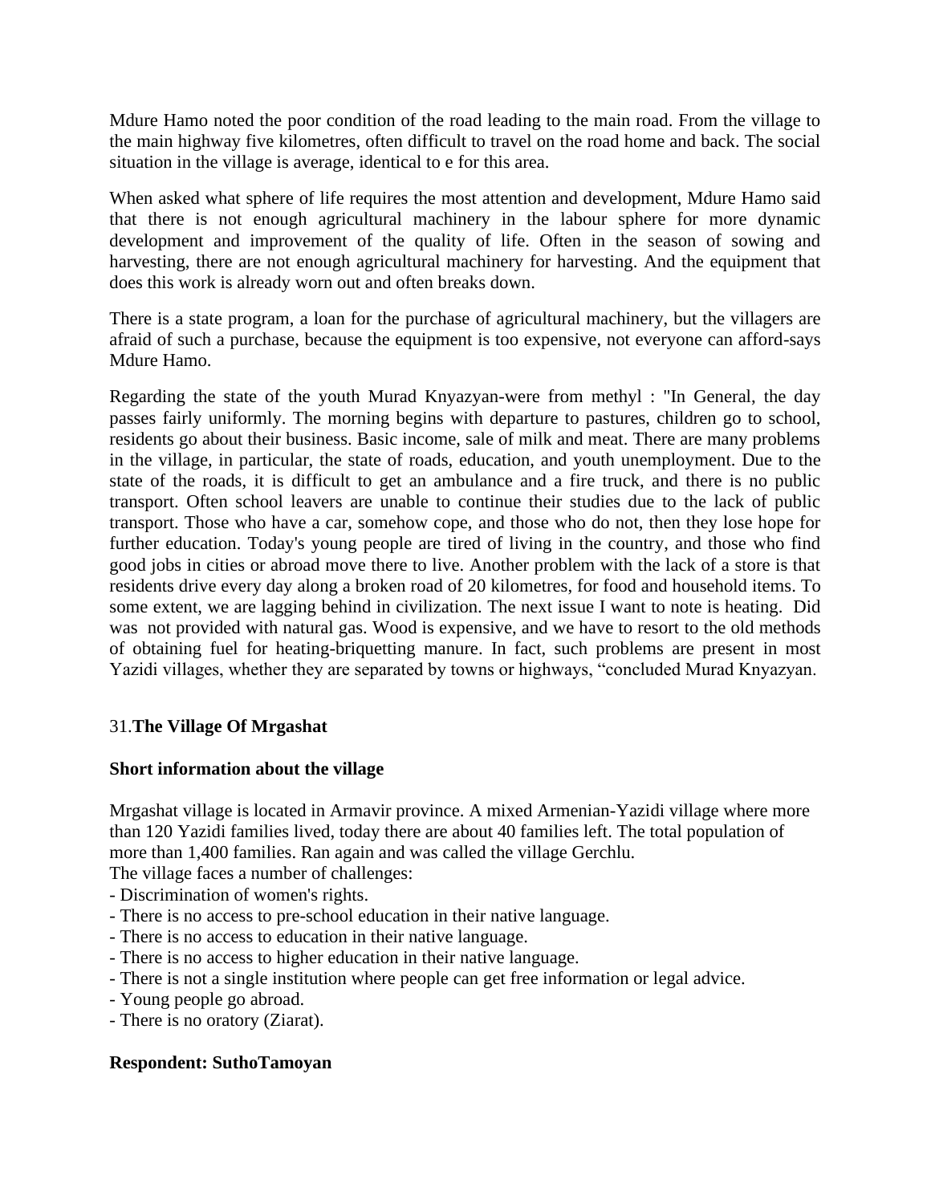Mdure Hamo noted the poor condition of the road leading to the main road. From the village to the main highway five kilometres, often difficult to travel on the road home and back. The social situation in the village is average, identical to e for this area.

When asked what sphere of life requires the most attention and development, Mdure Hamo said that there is not enough agricultural machinery in the labour sphere for more dynamic development and improvement of the quality of life. Often in the season of sowing and harvesting, there are not enough agricultural machinery for harvesting. And the equipment that does this work is already worn out and often breaks down.

There is a state program, a loan for the purchase of agricultural machinery, but the villagers are afraid of such a purchase, because the equipment is too expensive, not everyone can afford-says Mdure Hamo.

Regarding the state of the youth Murad Knyazyan-were from methyl : "In General, the day passes fairly uniformly. The morning begins with departure to pastures, children go to school, residents go about their business. Basic income, sale of milk and meat. There are many problems in the village, in particular, the state of roads, education, and youth unemployment. Due to the state of the roads, it is difficult to get an ambulance and a fire truck, and there is no public transport. Often school leavers are unable to continue their studies due to the lack of public transport. Those who have a car, somehow cope, and those who do not, then they lose hope for further education. Today's young people are tired of living in the country, and those who find good jobs in cities or abroad move there to live. Another problem with the lack of a store is that residents drive every day along a broken road of 20 kilometres, for food and household items. To some extent, we are lagging behind in civilization. The next issue I want to note is heating. Did was not provided with natural gas. Wood is expensive, and we have to resort to the old methods of obtaining fuel for heating-briquetting manure. In fact, such problems are present in most Yazidi villages, whether they are separated by towns or highways, "concluded Murad Knyazyan.

## 31.**The Village Of Mrgashat**

### Short information about the village

Mrgashat village is located in Armavir province. A mixed Armenian-Yazidi village where more than 120 Yazidi families lived, today there are about 40 families left. The total population of more than 1,400 families. Ran again and was called the village Gerchlu.

The village faces a number of challenges:

- Discrimination of women's rights.
- There is no access to pre-school education in their native language.
- There is no access to education in their native language.
- There is no access to higher education in their native language.
- There is not a single institution where people can get free information or legal advice.
- Young people go abroad.
- There is no oratory (Ziarat).

**Respondent: SuthoTamoyan**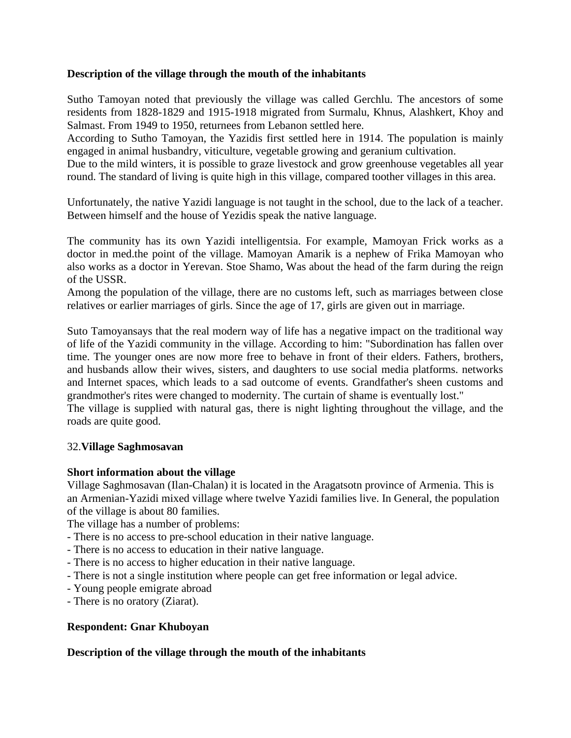**Description of the village through the mouth of the inhabitants**

Sutho Tamoyan noted that previously the village was called Gerchlu. The ancestors of some residents from 1828-1829 and 1915-1918 migrated from Surmalu, Khnus, Alashkert, Khoy and Salmast. From 1949 to 1950, returnees from Lebanon settled here.
According to Sutho Tamoyan, the Yazidis first settled here in 1914. The population is mainly engaged in animal husbandry, viticulture, vegetable growing and geranium cultivation.
Due to the mild winters, it is possible to graze livestock and grow greenhouse vegetables all year round. The standard of living is quite high in this village, compared toother villages in this area.

Unfortunately, the native Yazidi language is not taught in the school, due to the lack of a teacher. Between himself and the house of Yezidis speak the native language.

The community has its own Yazidi intelligentsia. For example, Mamoyan Frick works as a doctor in med.the point of the village. Mamoyan Amarik is a nephew of Frika Mamoyan who also works as a doctor in Yerevan. Stoe Shamo, Was about the head of the farm during the reign of the USSR.
Among the population of the village, there are no customs left, such as marriages between close relatives or earlier marriages of girls. Since the age of 17, girls are given out in marriage.

Suto Tamoyansays that the real modern way of life has a negative impact on the traditional way of life of the Yazidi community in the village. According to him: "Subordination has fallen over time. The younger ones are now more free to behave in front of their elders. Fathers, brothers, and husbands allow their wives, sisters, and daughters to use social media platforms. networks and Internet spaces, which leads to a sad outcome of events. Grandfather's sheen customs and grandmother's rites were changed to modernity. The curtain of shame is eventually lost."
The village is supplied with natural gas, there is night lighting throughout the village, and the roads are quite good.

32.**Village Saghmosavan**

**Short information about the village**
Village Saghmosavan (Ilan-Chalan) it is located in the Aragatsotn province of Armenia. This is an Armenian-Yazidi mixed village where twelve Yazidi families live. In General, the population of the village is about 80 families.
The village has a number of problems:
- There is no access to pre-school education in their native language.
- There is no access to education in their native language.
- There is no access to higher education in their native language.
- There is not a single institution where people can get free information or legal advice.
- Young people emigrate abroad
- There is no oratory (Ziarat).

**Respondent: Gnar Khuboyan**

**Description of the village through the mouth of the inhabitants**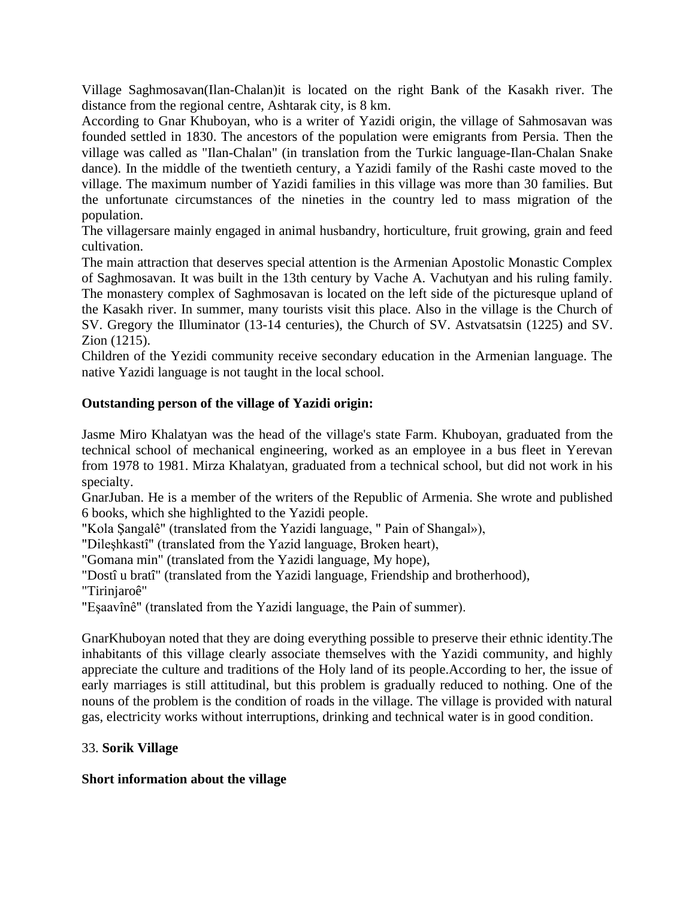Village Saghmosavan(Ilan-Chalan)it is located on the right Bank of the Kasakh river. The distance from the regional centre, Ashtarak city, is 8 km.

According to Gnar Khuboyan, who is a writer of Yazidi origin, the village of Sahmosavan was founded settled in 1830. The ancestors of the population were emigrants from Persia. Then the village was called as "Ilan-Chalan" (in translation from the Turkic language-Ilan-Chalan Snake dance). In the middle of the twentieth century, a Yazidi family of the Rashi caste moved to the village. The maximum number of Yazidi families in this village was more than 30 families. But the unfortunate circumstances of the nineties in the country led to mass migration of the population.

The villagersare mainly engaged in animal husbandry, horticulture, fruit growing, grain and feed cultivation.

The main attraction that deserves special attention is the Armenian Apostolic Monastic Complex of Saghmosavan. It was built in the 13th century by Vache A. Vachutyan and his ruling family. The monastery complex of Saghmosavan is located on the left side of the picturesque upland of the Kasakh river. In summer, many tourists visit this place. Also in the village is the Church of SV. Gregory the Illuminator (13-14 centuries), the Church of SV. Astvatsatsin (1225) and SV. Zion (1215).

Children of the Yezidi community receive secondary education in the Armenian language. The native Yazidi language is not taught in the local school.

**Outstanding person of the village of Yazidi origin:**

Jasme Miro Khalatyan was the head of the village's state Farm. Khuboyan, graduated from the technical school of mechanical engineering, worked as an employee in a bus fleet in Yerevan from 1978 to 1981. Mirza Khalatyan, graduated from a technical school, but did not work in his specialty.

GnarJuban. He is a member of the writers of the Republic of Armenia. She wrote and published 6 books, which she highlighted to the Yazidi people.

"Kola Şangalê" (translated from the Yazidi language, " Pain of Shangal»),

"Dileşhkastî" (translated from the Yazid language, Broken heart),

"Gomana min" (translated from the Yazidi language, My hope),

"Dostî u bratî" (translated from the Yazidi language, Friendship and brotherhood),

"Tirinjaroê"

"Eşaavînê" (translated from the Yazidi language, the Pain of summer).

GnarKhuboyan noted that they are doing everything possible to preserve their ethnic identity.The inhabitants of this village clearly associate themselves with the Yazidi community, and highly appreciate the culture and traditions of the Holy land of its people.According to her, the issue of early marriages is still attitudinal, but this problem is gradually reduced to nothing. One of the nouns of the problem is the condition of roads in the village. The village is provided with natural gas, electricity works without interruptions, drinking and technical water is in good condition.

33. **Sorik Village**

**Short information about the village**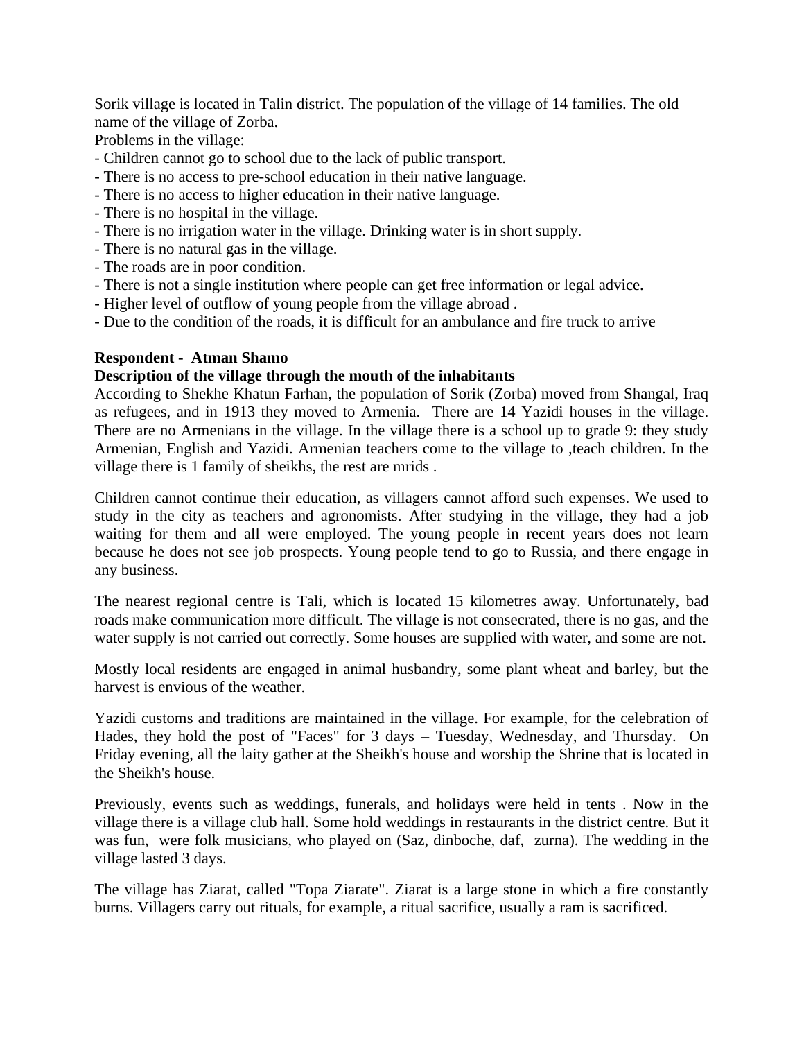Sorik village is located in Talin district. The population of the village of 14 families. The old name of the village of Zorba.

Problems in the village:

- Children cannot go to school due to the lack of public transport.
- There is no access to pre-school education in their native language.
- There is no access to higher education in their native language.
- There is no hospital in the village.
- There is no irrigation water in the village. Drinking water is in short supply.
- There is no natural gas in the village.
- The roads are in poor condition.
- There is not a single institution where people can get free information or legal advice.
- Higher level of outflow of young people from the village abroad .
- Due to the condition of the roads, it is difficult for an ambulance and fire truck to arrive

**Respondent - Atman Shamo**

**Description of the village through the mouth of the inhabitants**

According to Shekhe Khatun Farhan, the population of Sorik (Zorba) moved from Shangal, Iraq as refugees, and in 1913 they moved to Armenia. There are 14 Yazidi houses in the village. There are no Armenians in the village. In the village there is a school up to grade 9: they study Armenian, English and Yazidi. Armenian teachers come to the village to ,teach children. In the village there is 1 family of sheikhs, the rest are mrids .

Children cannot continue their education, as villagers cannot afford such expenses. We used to study in the city as teachers and agronomists. After studying in the village, they had a job waiting for them and all were employed. The young people in recent years does not learn because he does not see job prospects. Young people tend to go to Russia, and there engage in any business.

The nearest regional centre is Tali, which is located 15 kilometres away. Unfortunately, bad roads make communication more difficult. The village is not consecrated, there is no gas, and the water supply is not carried out correctly. Some houses are supplied with water, and some are not.

Mostly local residents are engaged in animal husbandry, some plant wheat and barley, but the harvest is envious of the weather.

Yazidi customs and traditions are maintained in the village. For example, for the celebration of Hades, they hold the post of "Faces" for 3 days – Tuesday, Wednesday, and Thursday. On Friday evening, all the laity gather at the Sheikh's house and worship the Shrine that is located in the Sheikh's house.

Previously, events such as weddings, funerals, and holidays were held in tents . Now in the village there is a village club hall. Some hold weddings in restaurants in the district centre. But it was fun, were folk musicians, who played on (Saz, dinboche, daf, zurna). The wedding in the village lasted 3 days.

The village has Ziarat, called "Topa Ziarate". Ziarat is a large stone in which a fire constantly burns. Villagers carry out rituals, for example, a ritual sacrifice, usually a ram is sacrificed.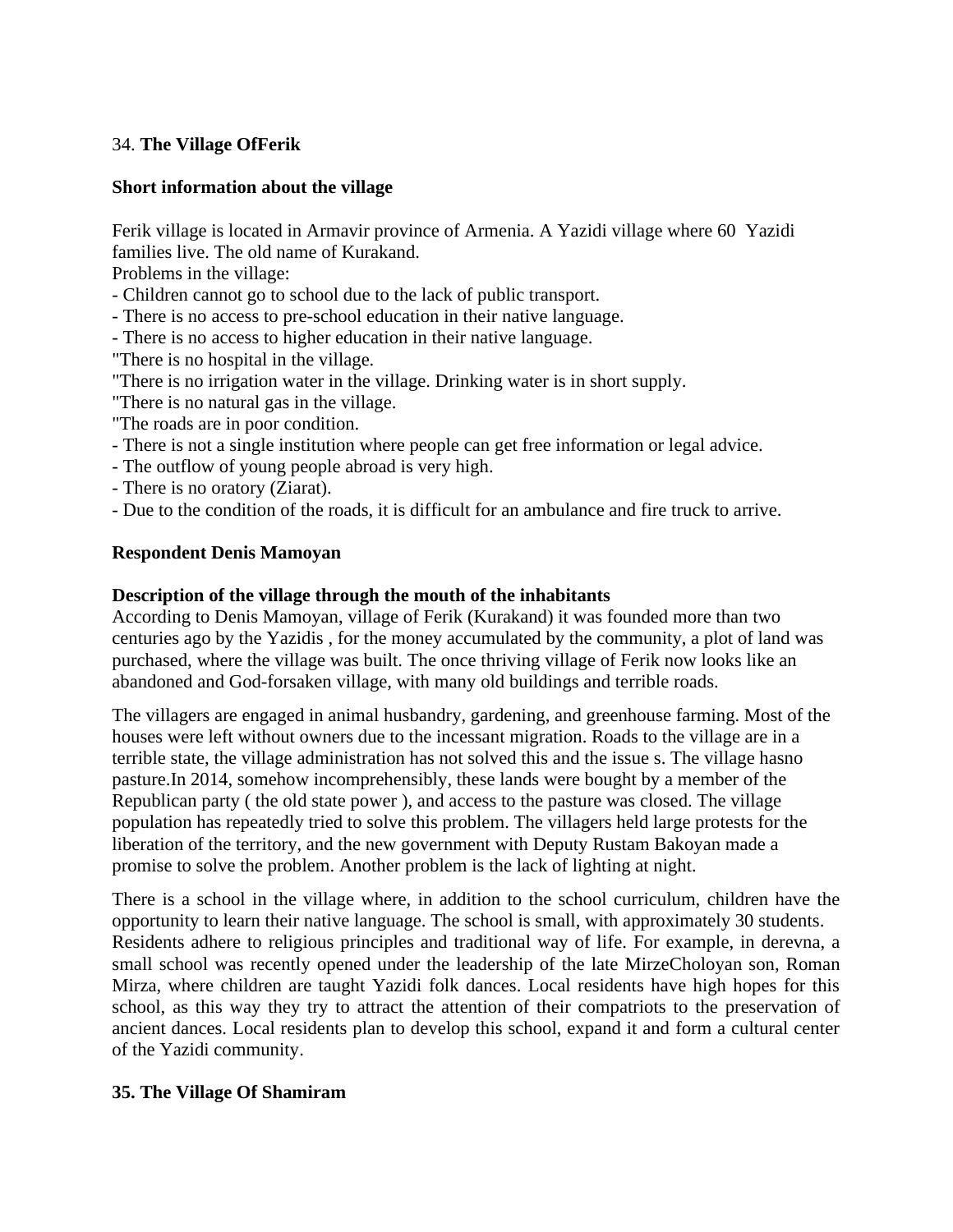34. **The Village OfFerik**

**Short information about the village**

Ferik village is located in Armavir province of Armenia. A Yazidi village where 60 Yazidi families live. The old name of Kurakand.

Problems in the village:

- Children cannot go to school due to the lack of public transport.
- There is no access to pre-school education in their native language.
- There is no access to higher education in their native language.

"There is no hospital in the village.

"There is no irrigation water in the village. Drinking water is in short supply.

"There is no natural gas in the village.

"The roads are in poor condition.

- There is not a single institution where people can get free information or legal advice.
- The outflow of young people abroad is very high.
- There is no oratory (Ziarat).
- Due to the condition of the roads, it is difficult for an ambulance and fire truck to arrive.

**Respondent Denis Mamoyan**

**Description of the village through the mouth of the inhabitants**

According to Denis Mamoyan, village of Ferik (Kurakand) it was founded more than two centuries ago by the Yazidis , for the money accumulated by the community, a plot of land was purchased, where the village was built. The once thriving village of Ferik now looks like an abandoned and God-forsaken village, with many old buildings and terrible roads.

The villagers are engaged in animal husbandry, gardening, and greenhouse farming. Most of the houses were left without owners due to the incessant migration. Roads to the village are in a terrible state, the village administration has not solved this and the issue s. The village hasno pasture.In 2014, somehow incomprehensibly, these lands were bought by a member of the Republican party ( the old state power ), and access to the pasture was closed. The village population has repeatedly tried to solve this problem. The villagers held large protests for the liberation of the territory, and the new government with Deputy Rustam Bakoyan made a promise to solve the problem. Another problem is the lack of lighting at night.

There is a school in the village where, in addition to the school curriculum, children have the opportunity to learn their native language. The school is small, with approximately 30 students. Residents adhere to religious principles and traditional way of life. For example, in derevna, a small school was recently opened under the leadership of the late MirzeCholoyan son, Roman Mirza, where children are taught Yazidi folk dances. Local residents have high hopes for this school, as this way they try to attract the attention of their compatriots to the preservation of ancient dances. Local residents plan to develop this school, expand it and form a cultural center of the Yazidi community.

**35. The Village Of Shamiram**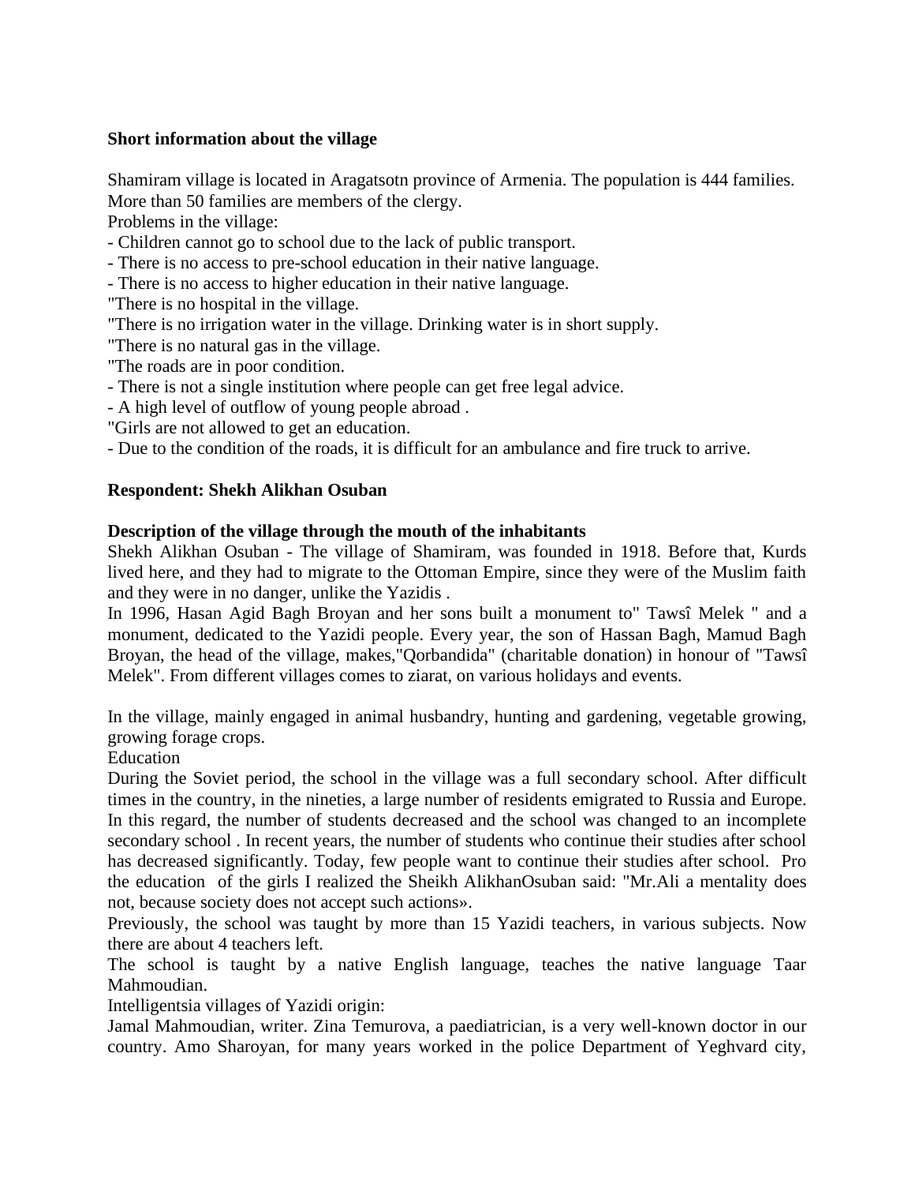**Short information about the village**

Shamiram village is located in Aragatsotn province of Armenia. The population is 444 families. More than 50 families are members of the clergy.

Problems in the village:

- Children cannot go to school due to the lack of public transport.
- There is no access to pre-school education in their native language.
- There is no access to higher education in their native language.

"There is no hospital in the village.

"There is no irrigation water in the village. Drinking water is in short supply.

"There is no natural gas in the village.

"The roads are in poor condition.

- There is not a single institution where people can get free legal advice.
- A high level of outflow of young people abroad .

"Girls are not allowed to get an education.

- Due to the condition of the roads, it is difficult for an ambulance and fire truck to arrive.

**Respondent: Shekh Alikhan Osuban**

**Description of the village through the mouth of the inhabitants**

Shekh Alikhan Osuban - The village of Shamiram, was founded in 1918. Before that, Kurds lived here, and they had to migrate to the Ottoman Empire, since they were of the Muslim faith and they were in no danger, unlike the Yazidis .

In 1996, Hasan Agid Bagh Broyan and her sons built a monument to" Tawsî Melek " and a monument, dedicated to the Yazidi people. Every year, the son of Hassan Bagh, Mamud Bagh Broyan, the head of the village, makes,"Qorbandida" (charitable donation) in honour of "Tawsî Melek". From different villages comes to ziarat, on various holidays and events.

In the village, mainly engaged in animal husbandry, hunting and gardening, vegetable growing, growing forage crops.

Education

During the Soviet period, the school in the village was a full secondary school. After difficult times in the country, in the nineties, a large number of residents emigrated to Russia and Europe. In this regard, the number of students decreased and the school was changed to an incomplete secondary school . In recent years, the number of students who continue their studies after school has decreased significantly. Today, few people want to continue their studies after school. Pro the education of the girls I realized the Sheikh AlikhanOsuban said: "Mr.Ali a mentality does not, because society does not accept such actions».

Previously, the school was taught by more than 15 Yazidi teachers, in various subjects. Now there are about 4 teachers left.

The school is taught by a native English language, teaches the native language Taar Mahmoudian.

Intelligentsia villages of Yazidi origin:

Jamal Mahmoudian, writer. Zina Temurova, a paediatrician, is a very well-known doctor in our country. Amo Sharoyan, for many years worked in the police Department of Yeghvard city,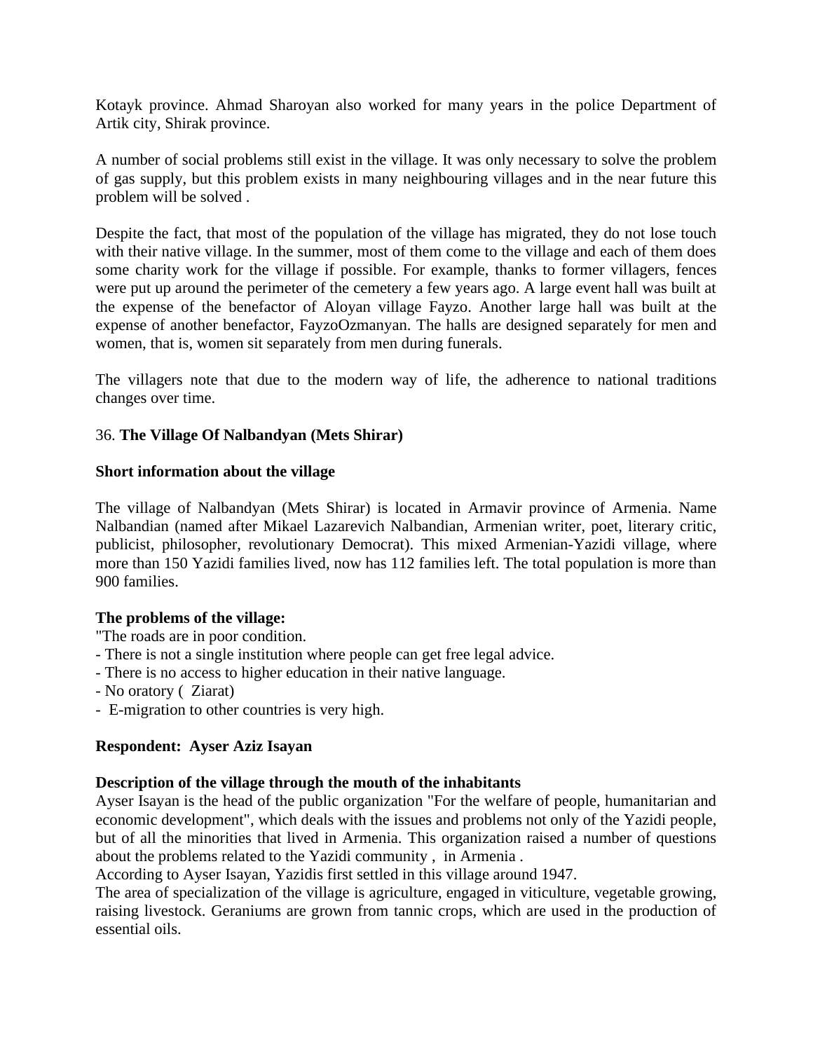Kotayk province. Ahmad Sharoyan also worked for many years in the police Department of Artik city, Shirak province.

A number of social problems still exist in the village. It was only necessary to solve the problem of gas supply, but this problem exists in many neighbouring villages and in the near future this problem will be solved .

Despite the fact, that most of the population of the village has migrated, they do not lose touch with their native village. In the summer, most of them come to the village and each of them does some charity work for the village if possible. For example, thanks to former villagers, fences were put up around the perimeter of the cemetery a few years ago. A large event hall was built at the expense of the benefactor of Aloyan village Fayzo. Another large hall was built at the expense of another benefactor, FayzoOzmanyan. The halls are designed separately for men and women, that is, women sit separately from men during funerals.

The villagers note that due to the modern way of life, the adherence to national traditions changes over time.

## 36. **The Village Of Nalbandyan (Mets Shirar)**

**Short information about the village**

The village of Nalbandyan (Mets Shirar) is located in Armavir province of Armenia. Name Nalbandian (named after Mikael Lazarevich Nalbandian, Armenian writer, poet, literary critic, publicist, philosopher, revolutionary Democrat). This mixed Armenian-Yazidi village, where more than 150 Yazidi families lived, now has 112 families left. The total population is more than 900 families.

**The problems of the village:**

"The roads are in poor condition.
- There is not a single institution where people can get free legal advice.
- There is no access to higher education in their native language.
- No oratory ( Ziarat)
- E-migration to other countries is very high.

**Respondent: Ayser Aziz Isayan**

**Description of the village through the mouth of the inhabitants**

Ayser Isayan is the head of the public organization "For the welfare of people, humanitarian and economic development", which deals with the issues and problems not only of the Yazidi people, but of all the minorities that lived in Armenia. This organization raised a number of questions about the problems related to the Yazidi community , in Armenia .
According to Ayser Isayan, Yazidis first settled in this village around 1947.
The area of specialization of the village is agriculture, engaged in viticulture, vegetable growing, raising livestock. Geraniums are grown from tannic crops, which are used in the production of essential oils.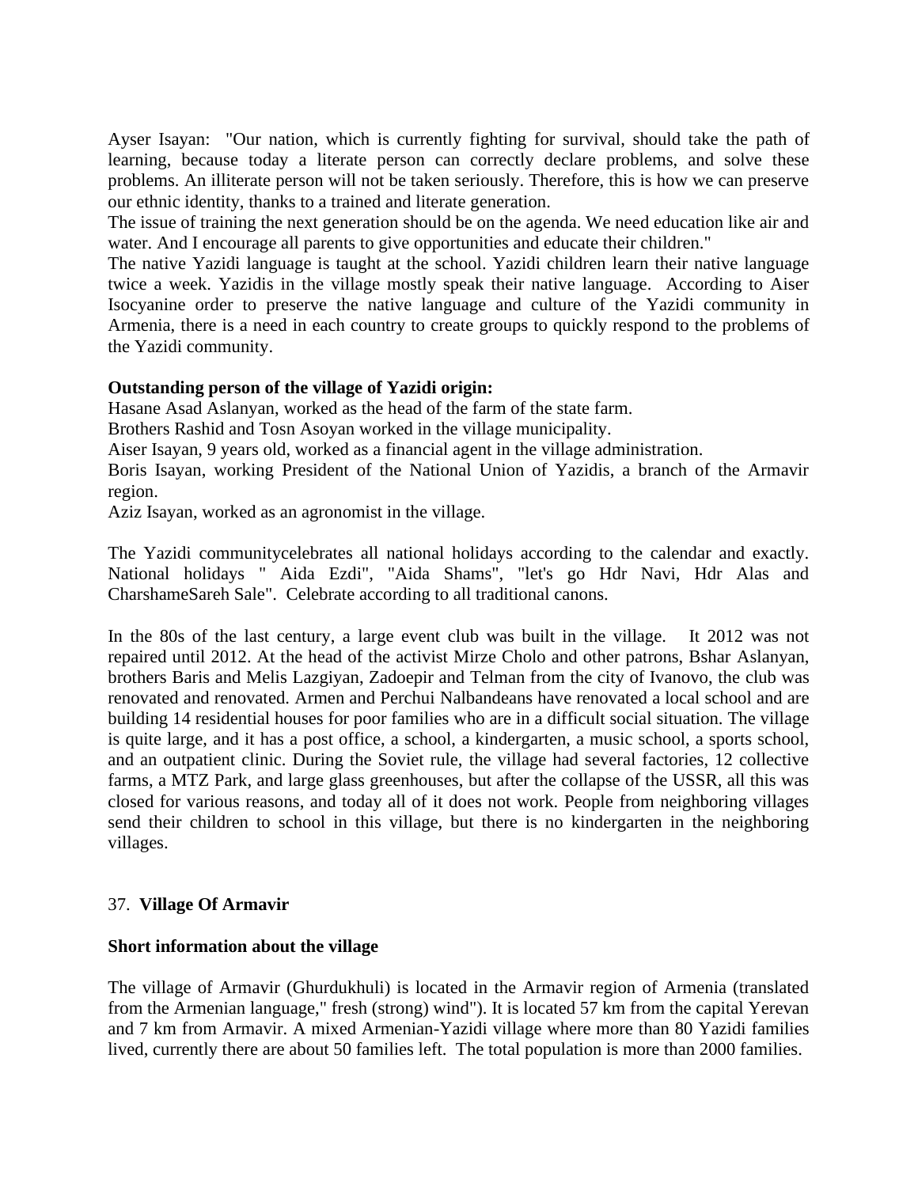Ayser Isayan: "Our nation, which is currently fighting for survival, should take the path of learning, because today a literate person can correctly declare problems, and solve these problems. An illiterate person will not be taken seriously. Therefore, this is how we can preserve our ethnic identity, thanks to a trained and literate generation.
The issue of training the next generation should be on the agenda. We need education like air and water. And I encourage all parents to give opportunities and educate their children."
The native Yazidi language is taught at the school. Yazidi children learn their native language twice a week. Yazidis in the village mostly speak their native language. According to Aiser Isocyanine order to preserve the native language and culture of the Yazidi community in Armenia, there is a need in each country to create groups to quickly respond to the problems of the Yazidi community.

**Outstanding person of the village of Yazidi origin:**
Hasane Asad Aslanyan, worked as the head of the farm of the state farm.
Brothers Rashid and Tosn Asoyan worked in the village municipality.
Aiser Isayan, 9 years old, worked as a financial agent in the village administration.
Boris Isayan, working President of the National Union of Yazidis, a branch of the Armavir region.
Aziz Isayan, worked as an agronomist in the village.

The Yazidi communitycelebrates all national holidays according to the calendar and exactly. National holidays " Aida Ezdi", "Aida Shams", "let's go Hdr Navi, Hdr Alas and CharshameSareh Sale". Celebrate according to all traditional canons.

In the 80s of the last century, a large event club was built in the village. It 2012 was not repaired until 2012. At the head of the activist Mirze Cholo and other patrons, Bshar Aslanyan, brothers Baris and Melis Lazgiyan, Zadoepir and Telman from the city of Ivanovo, the club was renovated and renovated. Armen and Perchui Nalbandeans have renovated a local school and are building 14 residential houses for poor families who are in a difficult social situation. The village is quite large, and it has a post office, a school, a kindergarten, a music school, a sports school, and an outpatient clinic. During the Soviet rule, the village had several factories, 12 collective farms, a MTZ Park, and large glass greenhouses, but after the collapse of the USSR, all this was closed for various reasons, and today all of it does not work. People from neighboring villages send their children to school in this village, but there is no kindergarten in the neighboring villages.

## 37. **Village Of Armavir**

**Short information about the village**

The village of Armavir (Ghurdukhuli) is located in the Armavir region of Armenia (translated from the Armenian language," fresh (strong) wind"). It is located 57 km from the capital Yerevan and 7 km from Armavir. A mixed Armenian-Yazidi village where more than 80 Yazidi families lived, currently there are about 50 families left. The total population is more than 2000 families.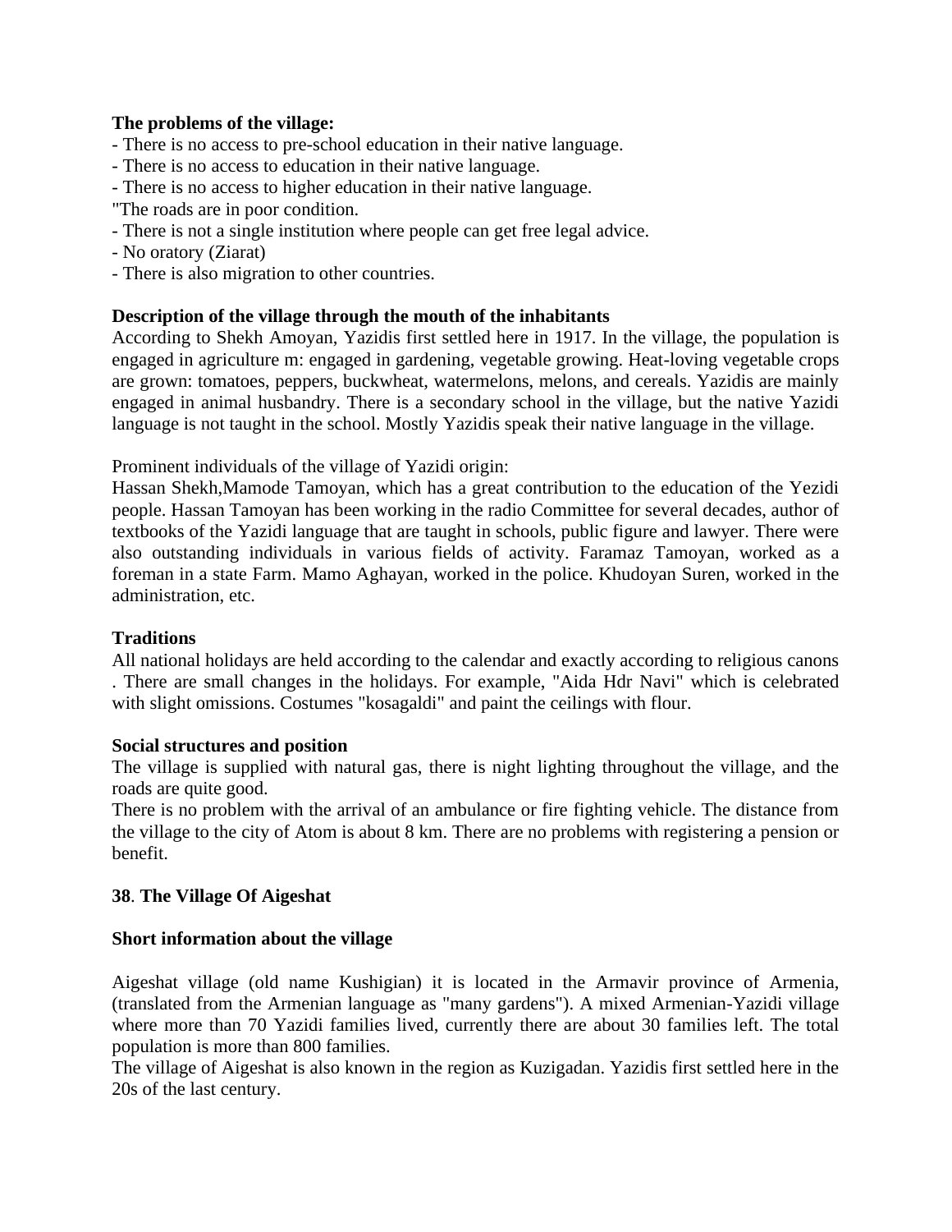**The problems of the village:**

- There is no access to pre-school education in their native language.
- There is no access to education in their native language.
- There is no access to higher education in their native language.

"The roads are in poor condition.

- There is not a single institution where people can get free legal advice.
- No oratory (Ziarat)
- There is also migration to other countries.

**Description of the village through the mouth of the inhabitants**

According to Shekh Amoyan, Yazidis first settled here in 1917. In the village, the population is engaged in agriculture m: engaged in gardening, vegetable growing. Heat-loving vegetable crops are grown: tomatoes, peppers, buckwheat, watermelons, melons, and cereals. Yazidis are mainly engaged in animal husbandry. There is a secondary school in the village, but the native Yazidi language is not taught in the school. Mostly Yazidis speak their native language in the village.

Prominent individuals of the village of Yazidi origin:

Hassan Shekh,Mamode Tamoyan, which has a great contribution to the education of the Yezidi people. Hassan Tamoyan has been working in the radio Committee for several decades, author of textbooks of the Yazidi language that are taught in schools, public figure and lawyer. There were also outstanding individuals in various fields of activity. Faramaz Tamoyan, worked as a foreman in a state Farm. Mamo Aghayan, worked in the police. Khudoyan Suren, worked in the administration, etc.

**Traditions**

All national holidays are held according to the calendar and exactly according to religious canons . There are small changes in the holidays. For example, "Aida Hdr Navi" which is celebrated with slight omissions. Costumes "kosagaldi" and paint the ceilings with flour.

**Social structures and position**

The village is supplied with natural gas, there is night lighting throughout the village, and the roads are quite good.

There is no problem with the arrival of an ambulance or fire fighting vehicle. The distance from the village to the city of Atom is about 8 km. There are no problems with registering a pension or benefit.

## 38. The Village Of Aigeshat

**Short information about the village**

Aigeshat village (old name Kushigian) it is located in the Armavir province of Armenia, (translated from the Armenian language as "many gardens"). A mixed Armenian-Yazidi village where more than 70 Yazidi families lived, currently there are about 30 families left. The total population is more than 800 families.

The village of Aigeshat is also known in the region as Kuzigadan. Yazidis first settled here in the 20s of the last century.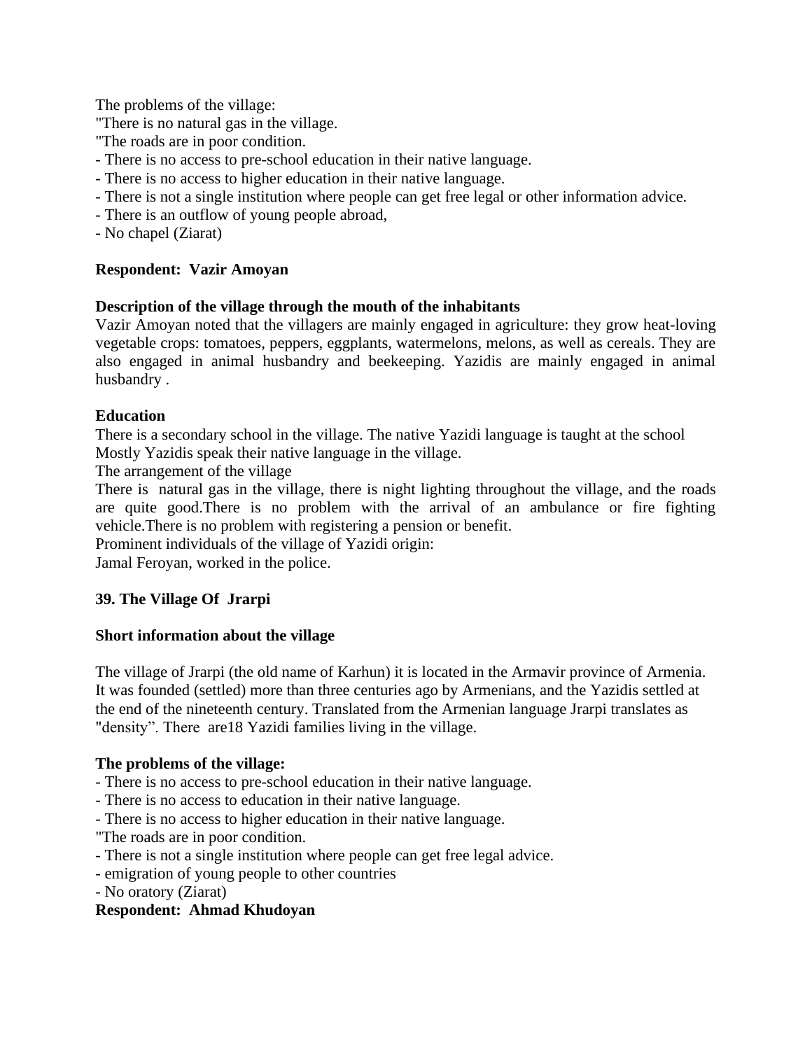The problems of the village:
"There is no natural gas in the village.
"The roads are in poor condition.
- There is no access to pre-school education in their native language.
- There is no access to higher education in their native language.
- There is not a single institution where people can get free legal or other information advice.
- There is an outflow of young people abroad,
- No chapel (Ziarat)

**Respondent: Vazir Amoyan**

**Description of the village through the mouth of the inhabitants**
Vazir Amoyan noted that the villagers are mainly engaged in agriculture: they grow heat-loving vegetable crops: tomatoes, peppers, eggplants, watermelons, melons, as well as cereals. They are also engaged in animal husbandry and beekeeping. Yazidis are mainly engaged in animal husbandry .

**Education**
There is a secondary school in the village. The native Yazidi language is taught at the school
Mostly Yazidis speak their native language in the village.
The arrangement of the village
There is natural gas in the village, there is night lighting throughout the village, and the roads are quite good.There is no problem with the arrival of an ambulance or fire fighting vehicle.There is no problem with registering a pension or benefit.
Prominent individuals of the village of Yazidi origin:
Jamal Feroyan, worked in the police.

## 39. The Village Of Jrarpi

**Short information about the village**

The village of Jrarpi (the old name of Karhun) it is located in the Armavir province of Armenia. It was founded (settled) more than three centuries ago by Armenians, and the Yazidis settled at the end of the nineteenth century. Translated from the Armenian language Jrarpi translates as "density". There are18 Yazidi families living in the village.

**The problems of the village:**
- There is no access to pre-school education in their native language.
- There is no access to education in their native language.
- There is no access to higher education in their native language.
"The roads are in poor condition.
- There is not a single institution where people can get free legal advice.
- emigration of young people to other countries
- No oratory (Ziarat)

**Respondent: Ahmad Khudoyan**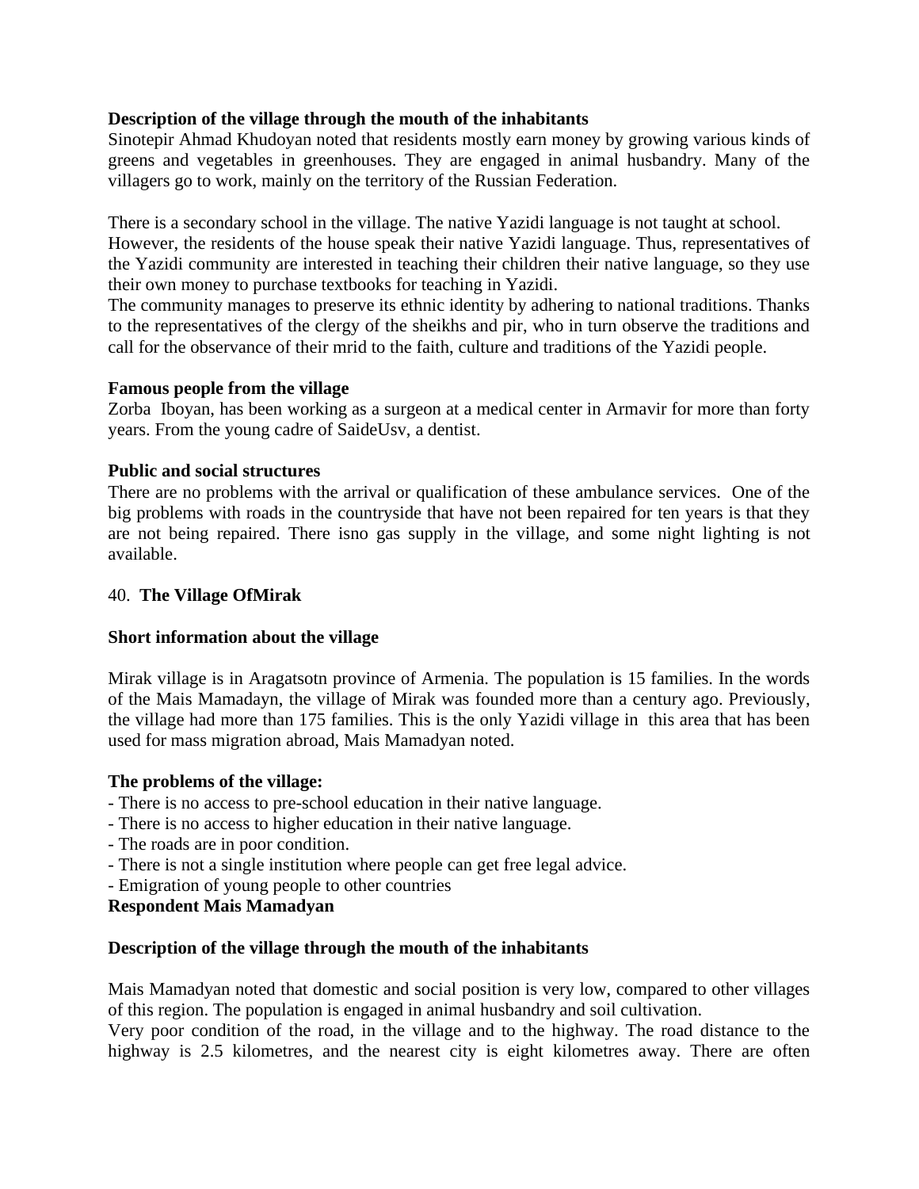**Description of the village through the mouth of the inhabitants**

Sinotepir Ahmad Khudoyan noted that residents mostly earn money by growing various kinds of greens and vegetables in greenhouses. They are engaged in animal husbandry. Many of the villagers go to work, mainly on the territory of the Russian Federation.

There is a secondary school in the village. The native Yazidi language is not taught at school. However, the residents of the house speak their native Yazidi language. Thus, representatives of the Yazidi community are interested in teaching their children their native language, so they use their own money to purchase textbooks for teaching in Yazidi.

The community manages to preserve its ethnic identity by adhering to national traditions. Thanks to the representatives of the clergy of the sheikhs and pir, who in turn observe the traditions and call for the observance of their mrid to the faith, culture and traditions of the Yazidi people.

**Famous people from the village**

Zorba Iboyan, has been working as a surgeon at a medical center in Armavir for more than forty years. From the young cadre of SaideUsv, a dentist.

**Public and social structures**

There are no problems with the arrival or qualification of these ambulance services. One of the big problems with roads in the countryside that have not been repaired for ten years is that they are not being repaired. There isno gas supply in the village, and some night lighting is not available.

## 40. **The Village OfMirak**

**Short information about the village**

Mirak village is in Aragatsotn province of Armenia. The population is 15 families. In the words of the Mais Mamadayn, the village of Mirak was founded more than a century ago. Previously, the village had more than 175 families. This is the only Yazidi village in this area that has been used for mass migration abroad, Mais Mamadyan noted.

**The problems of the village:**

- There is no access to pre-school education in their native language.
- There is no access to higher education in their native language.
- The roads are in poor condition.
- There is not a single institution where people can get free legal advice.
- Emigration of young people to other countries

**Respondent Mais Mamadyan**

**Description of the village through the mouth of the inhabitants**

Mais Mamadyan noted that domestic and social position is very low, compared to other villages of this region. The population is engaged in animal husbandry and soil cultivation.

Very poor condition of the road, in the village and to the highway. The road distance to the highway is 2.5 kilometres, and the nearest city is eight kilometres away. There are often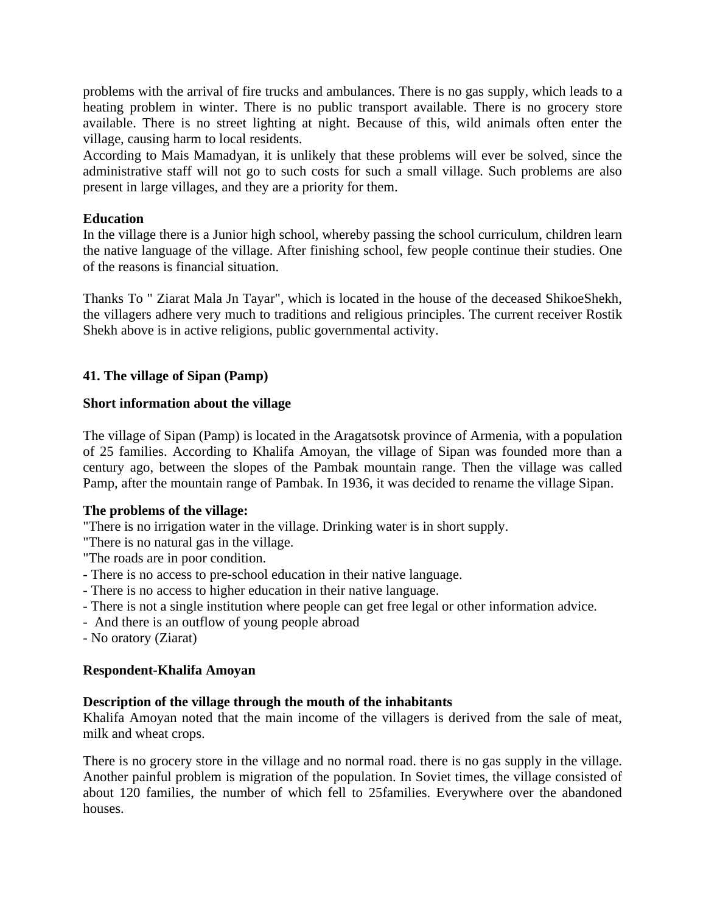problems with the arrival of fire trucks and ambulances. There is no gas supply, which leads to a heating problem in winter. There is no public transport available. There is no grocery store available. There is no street lighting at night. Because of this, wild animals often enter the village, causing harm to local residents.
According to Mais Mamadyan, it is unlikely that these problems will ever be solved, since the administrative staff will not go to such costs for such a small village. Such problems are also present in large villages, and they are a priority for them.

**Education**
In the village there is a Junior high school, whereby passing the school curriculum, children learn the native language of the village. After finishing school, few people continue their studies. One of the reasons is financial situation.

Thanks To " Ziarat Mala Jn Tayar", which is located in the house of the deceased ShikoeShekh, the villagers adhere very much to traditions and religious principles. The current receiver Rostik Shekh above is in active religions, public governmental activity.

**41. The village of Sipan (Pamp)**

**Short information about the village**

The village of Sipan (Pamp) is located in the Aragatsotsk province of Armenia, with a population of 25 families. According to Khalifa Amoyan, the village of Sipan was founded more than a century ago, between the slopes of the Pambak mountain range. Then the village was called Pamp, after the mountain range of Pambak. In 1936, it was decided to rename the village Sipan.

**The problems of the village:**
"There is no irrigation water in the village. Drinking water is in short supply.
"There is no natural gas in the village.
"The roads are in poor condition.
- There is no access to pre-school education in their native language.
- There is no access to higher education in their native language.
- There is not a single institution where people can get free legal or other information advice.
- And there is an outflow of young people abroad
- No oratory (Ziarat)

**Respondent-Khalifa Amoyan**

**Description of the village through the mouth of the inhabitants**
Khalifa Amoyan noted that the main income of the villagers is derived from the sale of meat, milk and wheat crops.

There is no grocery store in the village and no normal road. there is no gas supply in the village. Another painful problem is migration of the population. In Soviet times, the village consisted of about 120 families, the number of which fell to 25families. Everywhere over the abandoned houses.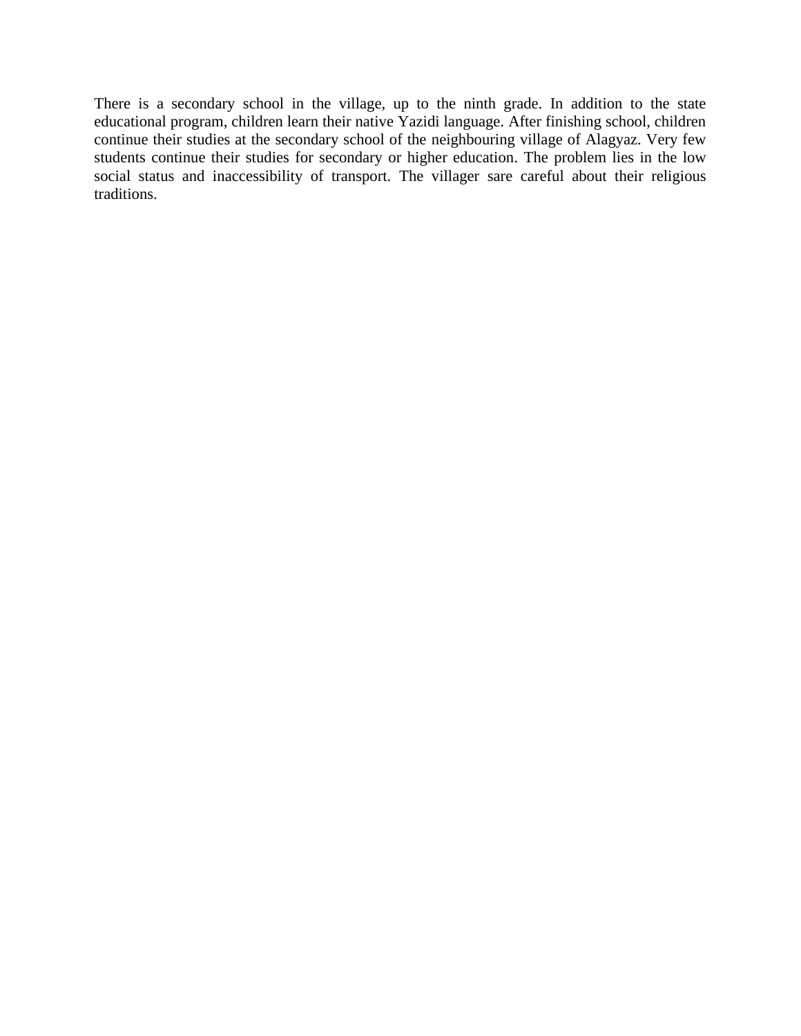There is a secondary school in the village, up to the ninth grade. In addition to the state educational program, children learn their native Yazidi language. After finishing school, children continue their studies at the secondary school of the neighbouring village of Alagyaz. Very few students continue their studies for secondary or higher education. The problem lies in the low social status and inaccessibility of transport. The villager sare careful about their religious traditions.